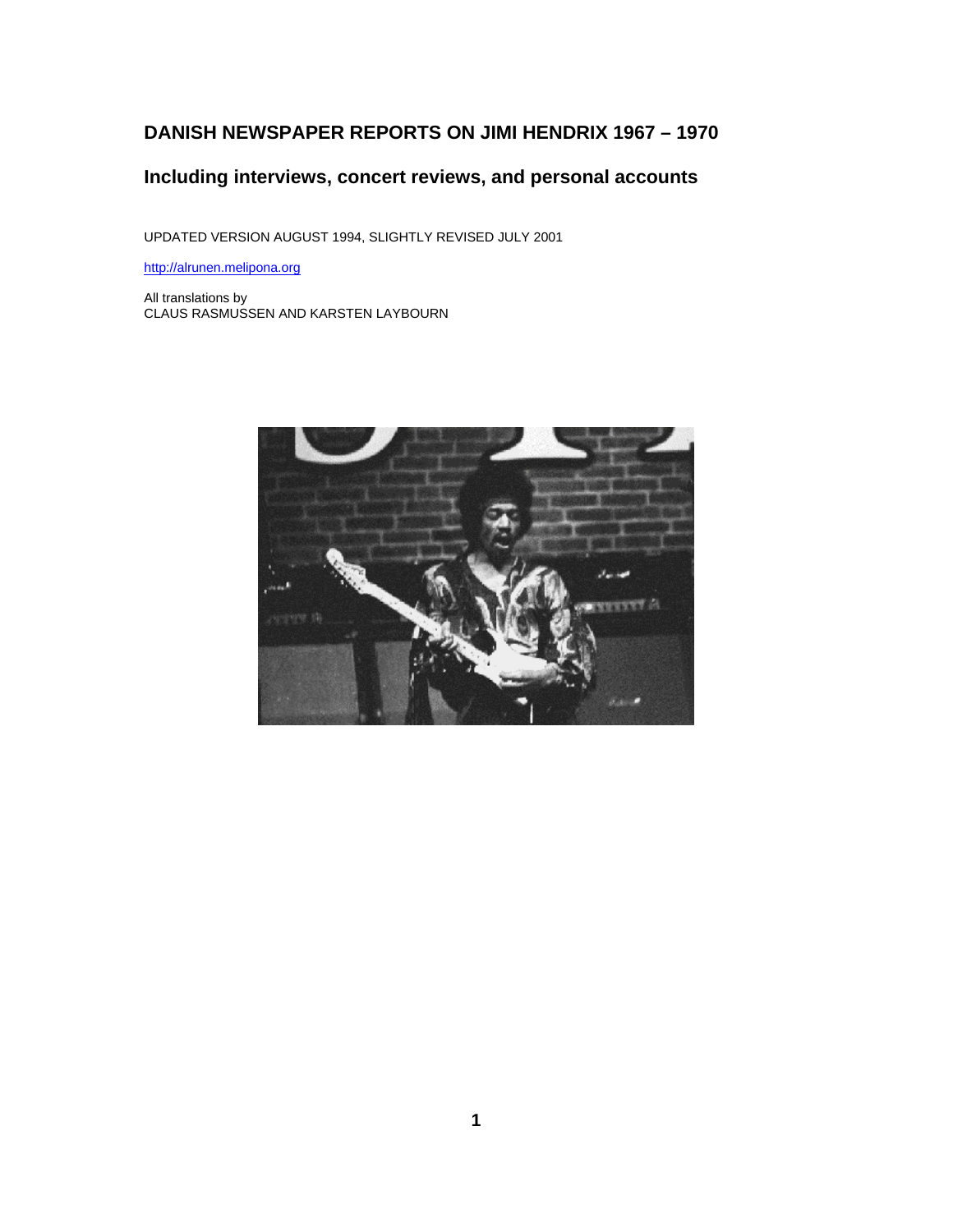# DANISH NEWSPAPER REPORTS ON JIMI HENDRIX 1967 – 1970

## Including interviews, concert reviews, and personal accounts

UPDATED VERSION AUGUST 1994, SLIGHTLY REVISED JULY 2001

http://alrunen.melipona.org

All translations by
CLAUS RASMUSSEN AND KARSTEN LAYBOURN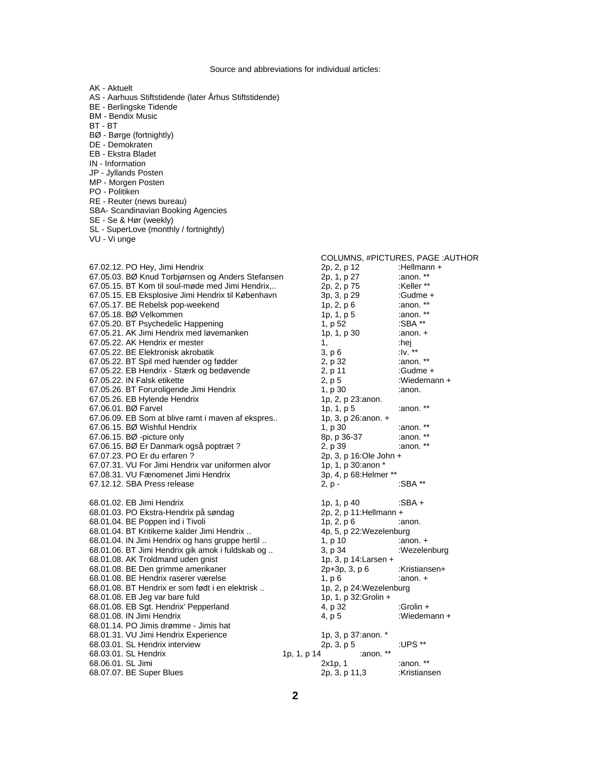Source and abbreviations for individual articles:

AK - Aktuelt
AS - Aarhuus Stiftstidende (later Århus Stiftstidende)
BE - Berlingske Tidende
BM - Bendix Music
BT - BT
BØ - Børge (fortnightly)
DE - Demokraten
EB - Ekstra Bladet
IN - Information
JP - Jyllands Posten
MP - Morgen Posten
PO - Politiken
RE - Reuter (news bureau)
SBA- Scandinavian Booking Agencies
SE - Se & Hør (weekly)
SL - SuperLove (monthly / fortnightly)
VU - Vi unge

| | COLUMNS, #PICTURES, PAGE | :AUTHOR |
|---|---|---|
| 67.02.12. PO Hey, Jimi Hendrix | 2p, 2, p 12 | :Hellmann + |
| 67.05.03. BØ Knud Torbjørnsen og Anders Stefansen | 2p, 1, p 27 | :anon. ** |
| 67.05.15. BT Kom til soul-møde med Jimi Hendrix,.. | 2p, 2, p 75 | :Keller ** |
| 67.05.15. EB Eksplosive Jimi Hendrix til København | 3p, 3, p 29 | :Gudme + |
| 67.05.17. BE Rebelsk pop-weekend | 1p, 2, p 6 | :anon. ** |
| 67.05.18. BØ Velkommen | 1p, 1, p 5 | :anon. ** |
| 67.05.20. BT Psychedelic Happening | 1, p 52 | :SBA ** |
| 67.05.21. AK Jimi Hendrix med løvemanken | 1p, 1, p 30 | :anon. + |
| 67.05.22. AK Hendrix er mester | 1, | :hej |
| 67.05.22. BE Elektronisk akrobatik | 3, p 6 | :Iv. ** |
| 67.05.22. BT Spil med hænder og fødder | 2, p 32 | :anon. ** |
| 67.05.22. EB Hendrix - Stærk og bedøvende | 2, p 11 | :Gudme + |
| 67.05.22. IN Falsk etikette | 2, p 5 | :Wiedemann + |
| 67.05.26. BT Foruroligende Jimi Hendrix | 1, p 30 | :anon. |
| 67.05.26. EB Hylende Hendrix | 1p, 2, p 23 | :anon. |
| 67.06.01. BØ Farvel | 1p, 1, p 5 | :anon. ** |
| 67.06.09. EB Som at blive ramt i maven af ekspres.. | 1p, 3, p 26 | :anon. + |
| 67.06.15. BØ Wishful Hendrix | 1, p 30 | :anon. ** |
| 67.06.15. BØ -picture only | 8p, p 36-37 | :anon. ** |
| 67.06.15. BØ Er Danmark også poptræt ? | 2, p 39 | :anon. ** |
| 67.07.23. PO Er du erfaren ? | 2p, 3, p 16 | :Ole John + |
| 67.07.31. VU For Jimi Hendrix var uniformen alvor | 1p, 1, p 30 | :anon * |
| 67.08.31. VU Fænomenet Jimi Hendrix | 3p, 4, p 68 | :Helmer ** |
| 67.12.12. SBA Press release | 2, p - | :SBA ** |
| | | |
| 68.01.02. EB Jimi Hendrix | 1p, 1, p 40 | :SBA + |
| 68.01.03. PO Ekstra-Hendrix på søndag | 2p, 2, p 11 | :Hellmann + |
| 68.01.04. BE Poppen ind i Tivoli | 1p, 2, p 6 | :anon. |
| 68.01.04. BT Kritikerne kalder Jimi Hendrix .. | 4p, 5, p 22 | :Wezelenburg |
| 68.01.04. IN Jimi Hendrix og hans gruppe hertil .. | 1, p 10 | :anon. + |
| 68.01.06. BT Jimi Hendrix gik amok i fuldskab og .. | 3, p 34 | :Wezelenburg |
| 68.01.08. AK Troldmand uden gnist | 1p, 3, p 14 | :Larsen + |
| 68.01.08. BE Den grimme amerikaner | 2p+3p, 3, p 6 | :Kristiansen+ |
| 68.01.08. BE Hendrix raserer værelse | 1, p 6 | :anon. + |
| 68.01.08. BT Hendrix er som født i en elektrisk .. | 1p, 2, p 24 | :Wezelenburg |
| 68.01.08. EB Jeg var bare fuld | 1p, 1, p 32 | :Grolin + |
| 68.01.08. EB Sgt. Hendrix' Pepperland | 4, p 32 | :Grolin + |
| 68.01.08. IN Jimi Hendrix | 4, p 5 | :Wiedemann + |
| 68.01.14. PO Jimis drømme - Jimis hat | | |
| 68.01.31. VU Jimi Hendrix Experience | 1p, 3, p 37 | :anon. * |
| 68.03.01. SL Hendrix interview | 2p, 3, p 5 | :UPS ** |
| 68.03.01. SL Hendrix | 1p, 1, p 14 | :anon. ** |
| 68.06.01. SL Jimi | 2x1p, 1 | :anon. ** |
| 68.07.07. BE Super Blues | 2p, 3, p 11,3 | :Kristiansen |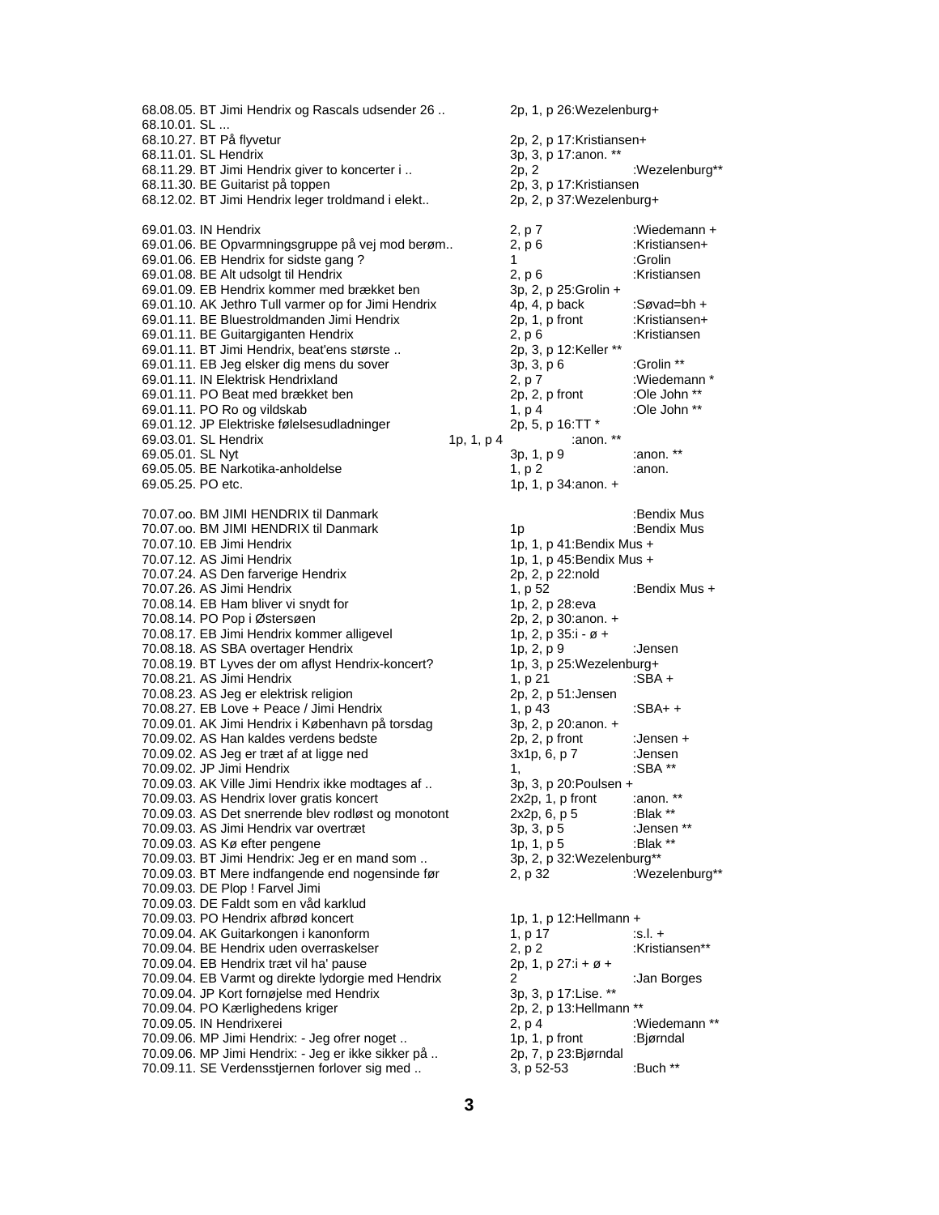68.08.05. BT Jimi Hendrix og Rascals udsender 26 .. 2p, 1, p 26:Wezelenburg+
68.10.01. SL ...
68.10.27. BT På flyvetur 2p, 2, p 17:Kristiansen+
68.11.01. SL Hendrix 3p, 3, p 17:anon. **
68.11.29. BT Jimi Hendrix giver to koncerter i .. 2p, 2 :Wezelenburg**
68.11.30. BE Guitarist på toppen 2p, 3, p 17:Kristiansen
68.12.02. BT Jimi Hendrix leger troldmand i elekt.. 2p, 2, p 37:Wezelenburg+

69.01.03. IN Hendrix 2, p 7 :Wiedemann +
69.01.06. BE Opvarmningsgruppe på vej mod berøm.. 2, p 6 :Kristiansen+
69.01.06. EB Hendrix for sidste gang ? 1 :Grolin
69.01.08. BE Alt udsolgt til Hendrix 2, p 6 :Kristiansen
69.01.09. EB Hendrix kommer med brækket ben 3p, 2, p 25:Grolin +
69.01.10. AK Jethro Tull varmer op for Jimi Hendrix 4p, 4, p back :Søvad=bh +
69.01.11. BE Bluestroldmanden Jimi Hendrix 2p, 1, p front :Kristiansen+
69.01.11. BE Guitargiganten Hendrix 2, p 6 :Kristiansen
69.01.11. BT Jimi Hendrix, beat'ens største .. 2p, 3, p 12:Keller **
69.01.11. EB Jeg elsker dig mens du sover 3p, 3, p 6 :Grolin **
69.01.11. IN Elektrisk Hendrixland 2, p 7 :Wiedemann *
69.01.11. PO Beat med brækket ben 2p, 2, p front :Ole John **
69.01.11. PO Ro og vildskab 1, p 4 :Ole John **
69.01.12. JP Elektriske følelsesudladninger 2p, 5, p 16:TT *
69.03.01. SL Hendrix 1p, 1, p 4 :anon. **
69.05.01. SL Nyt 3p, 1, p 9 :anon. **
69.05.05. BE Narkotika-anholdelse 1, p 2 :anon.
69.05.25. PO etc. 1p, 1, p 34:anon. +

70.07.oo. BM JIMI HENDRIX til Danmark :Bendix Mus
70.07.oo. BM JIMI HENDRIX til Danmark 1p :Bendix Mus
70.07.10. EB Jimi Hendrix 1p, 1, p 41:Bendix Mus +
70.07.12. AS Jimi Hendrix 1p, 1, p 45:Bendix Mus +
70.07.24. AS Den farverige Hendrix 2p, 2, p 22:nold
70.07.26. AS Jimi Hendrix 1, p 52 :Bendix Mus +
70.08.14. EB Ham bliver vi snydt for 1p, 2, p 28:eva
70.08.14. PO Pop i Østersøen 2p, 2, p 30:anon. +
70.08.17. EB Jimi Hendrix kommer alligevel 1p, 2, p 35:i - ø +
70.08.18. AS SBA overtager Hendrix 1p, 2, p 9 :Jensen
70.08.19. BT Lyves der om aflyst Hendrix-koncert? 1p, 3, p 25:Wezelenburg+
70.08.21. AS Jimi Hendrix 1, p 21 :SBA +
70.08.23. AS Jeg er elektrisk religion 2p, 2, p 51:Jensen
70.08.27. EB Love + Peace / Jimi Hendrix 1, p 43 :SBA+ +
70.09.01. AK Jimi Hendrix i København på torsdag 3p, 2, p 20:anon. +
70.09.02. AS Han kaldes verdens bedste 2p, 2, p front :Jensen +
70.09.02. AS Jeg er træt af at ligge ned 3x1p, 6, p 7 :Jensen
70.09.02. JP Jimi Hendrix 1, :SBA **
70.09.03. AK Ville Jimi Hendrix ikke modtages af .. 3p, 3, p 20:Poulsen +
70.09.03. AS Hendrix lover gratis koncert 2x2p, 1, p front :anon. **
70.09.03. AS Det snerrende blev rodløst og monotont 2x2p, 6, p 5 :Blak **
70.09.03. AS Jimi Hendrix var overtræt 3p, 3, p 5 :Jensen **
70.09.03. AS Kø efter pengene 1p, 1, p 5 :Blak **
70.09.03. BT Jimi Hendrix: Jeg er en mand som .. 3p, 2, p 32:Wezelenburg**
70.09.03. BT Mere indfangende end nogensinde før 2, p 32 :Wezelenburg**
70.09.03. DE Plop ! Farvel Jimi
70.09.03. DE Faldt som en våd karklud
70.09.03. PO Hendrix afbrød koncert 1p, 1, p 12:Hellmann +
70.09.04. AK Guitarkongen i kanonform 1, p 17 :s.l. +
70.09.04. BE Hendrix uden overraskelser 2, p 2 :Kristiansen**
70.09.04. EB Hendrix træt vil ha' pause 2p, 1, p 27:i + ø +
70.09.04. EB Varmt og direkte lydorgie med Hendrix 2 :Jan Borges
70.09.04. JP Kort fornøjelse med Hendrix 3p, 3, p 17:Lise. **
70.09.04. PO Kærlighedens kriger 2p, 2, p 13:Hellmann **
70.09.05. IN Hendrixerei 2, p 4 :Wiedemann **
70.09.06. MP Jimi Hendrix: - Jeg ofrer noget .. 1p, 1, p front :Bjørndal
70.09.06. MP Jimi Hendrix: - Jeg er ikke sikker på .. 2p, 7, p 23:Bjørndal
70.09.11. SE Verdensstjernen forlover sig med .. 3, p 52-53 :Buch **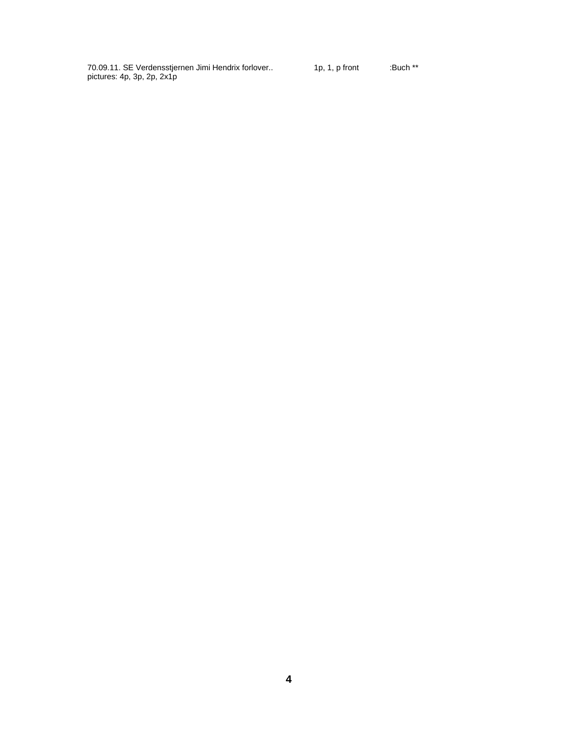70.09.11. SE Verdensstjernen Jimi Hendrix forlover.. 1p, 1, p front :Buch **
pictures: 4p, 3p, 2p, 2x1p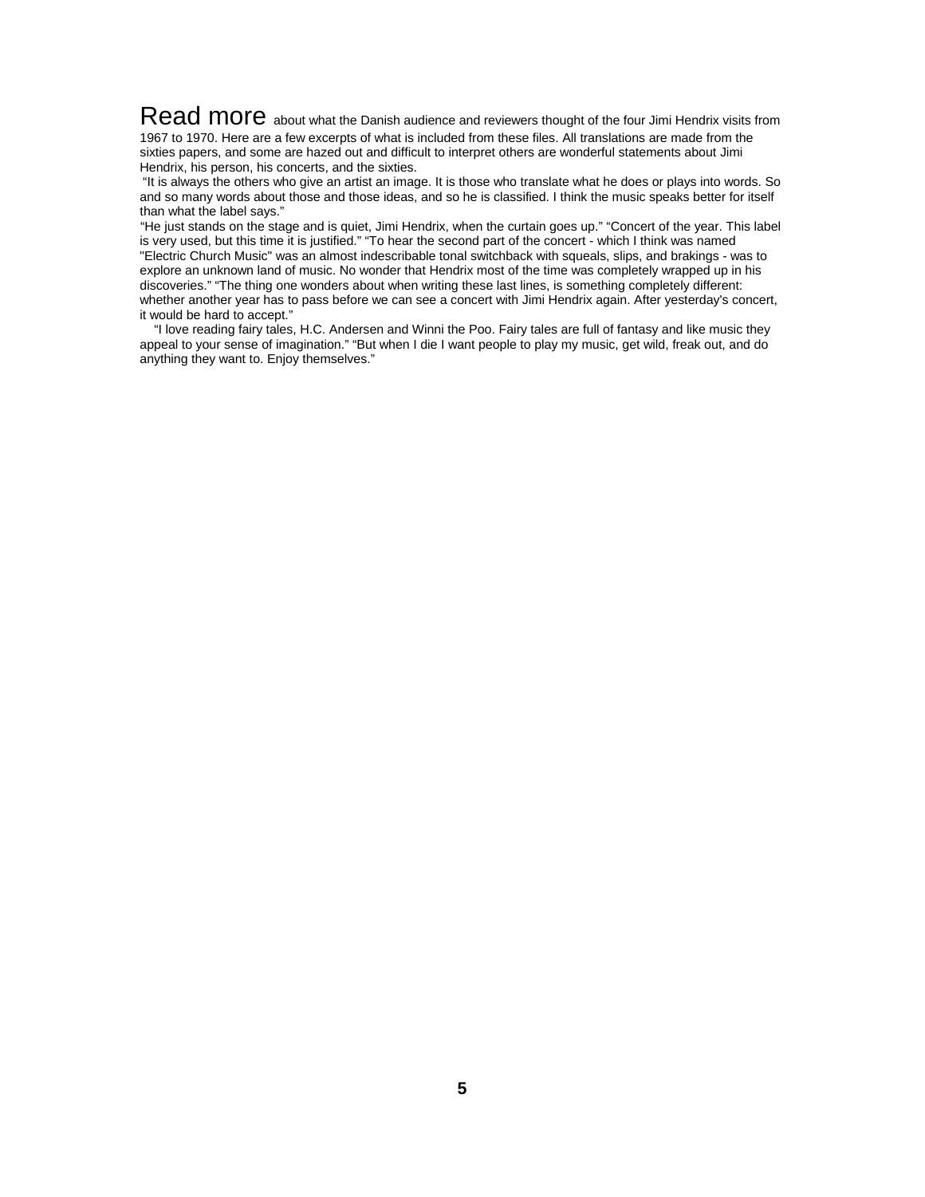**Read more** about what the Danish audience and reviewers thought of the four Jimi Hendrix visits from 1967 to 1970. Here are a few excerpts of what is included from these files. All translations are made from the sixties papers, and some are hazed out and difficult to interpret others are wonderful statements about Jimi Hendrix, his person, his concerts, and the sixties.

"It is always the others who give an artist an image. It is those who translate what he does or plays into words. So and so many words about those and those ideas, and so he is classified. I think the music speaks better for itself than what the label says."

"He just stands on the stage and is quiet, Jimi Hendrix, when the curtain goes up." "Concert of the year. This label is very used, but this time it is justified." "To hear the second part of the concert - which I think was named "Electric Church Music" was an almost indescribable tonal switchback with squeals, slips, and brakings - was to explore an unknown land of music. No wonder that Hendrix most of the time was completely wrapped up in his discoveries." "The thing one wonders about when writing these last lines, is something completely different: whether another year has to pass before we can see a concert with Jimi Hendrix again. After yesterday's concert, it would be hard to accept."

"I love reading fairy tales, H.C. Andersen and Winni the Poo. Fairy tales are full of fantasy and like music they appeal to your sense of imagination." "But when I die I want people to play my music, get wild, freak out, and do anything they want to. Enjoy themselves."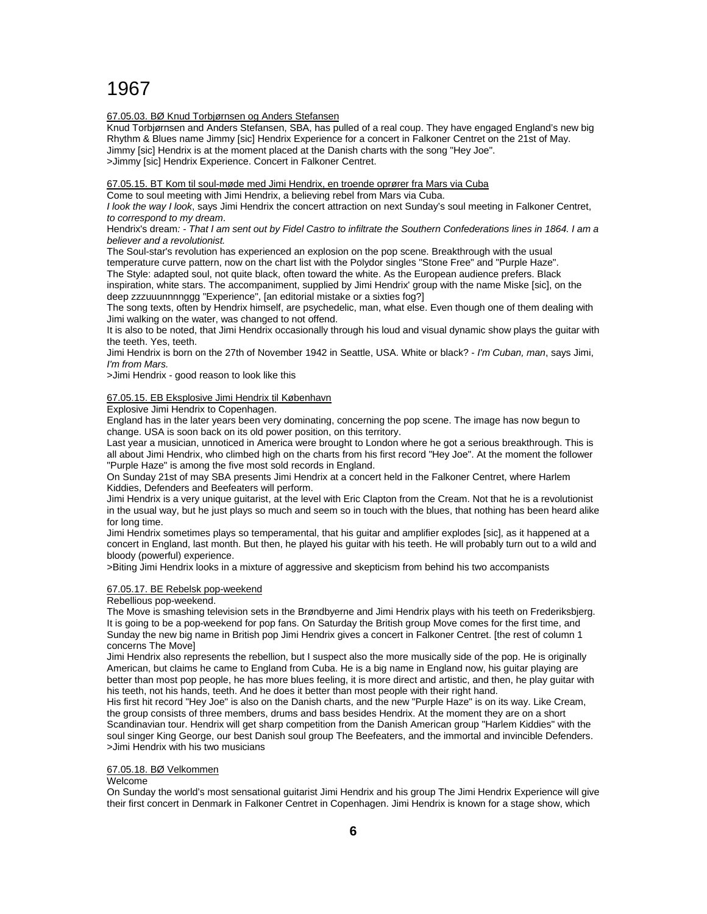# 1967

<u>67.05.03. BØ Knud Torbjørnsen og Anders Stefansen</u>

Knud Torbjørnsen and Anders Stefansen, SBA, has pulled of a real coup. They have engaged England's new big Rhythm & Blues name Jimmy [sic] Hendrix Experience for a concert in Falkoner Centret on the 21st of May. Jimmy [sic] Hendrix is at the moment placed at the Danish charts with the song "Hey Joe".
>Jimmy [sic] Hendrix Experience. Concert in Falkoner Centret.

<u>67.05.15. BT Kom til soul-møde med Jimi Hendrix, en troende oprører fra Mars via Cuba</u>

Come to soul meeting with Jimi Hendrix, a believing rebel from Mars via Cuba.

*I look the way I look*, says Jimi Hendrix the concert attraction on next Sunday's soul meeting in Falkoner Centret, *to correspond to my dream*.

Hendrix's dream*: - That I am sent out by Fidel Castro to infiltrate the Southern Confederations lines in 1864. I am a believer and a revolutionist.*

The Soul-star's revolution has experienced an explosion on the pop scene. Breakthrough with the usual temperature curve pattern, now on the chart list with the Polydor singles "Stone Free" and "Purple Haze".

The Style: adapted soul, not quite black, often toward the white. As the European audience prefers. Black inspiration, white stars. The accompaniment, supplied by Jimi Hendrix' group with the name Miske [sic], on the deep zzzuuunnnnggg "Experience", [an editorial mistake or a sixties fog?]

The song texts, often by Hendrix himself, are psychedelic, man, what else. Even though one of them dealing with Jimi walking on the water, was changed to not offend.

It is also to be noted, that Jimi Hendrix occasionally through his loud and visual dynamic show plays the guitar with the teeth. Yes, teeth.

Jimi Hendrix is born on the 27th of November 1942 in Seattle, USA. White or black? - *I'm Cuban, man*, says Jimi, *I'm from Mars.*

>Jimi Hendrix - good reason to look like this

<u>67.05.15. EB Eksplosive Jimi Hendrix til København</u>

Explosive Jimi Hendrix to Copenhagen.

England has in the later years been very dominating, concerning the pop scene. The image has now begun to change. USA is soon back on its old power position, on this territory.

Last year a musician, unnoticed in America were brought to London where he got a serious breakthrough. This is all about Jimi Hendrix, who climbed high on the charts from his first record "Hey Joe". At the moment the follower "Purple Haze" is among the five most sold records in England.

On Sunday 21st of may SBA presents Jimi Hendrix at a concert held in the Falkoner Centret, where Harlem Kiddies, Defenders and Beefeaters will perform.

Jimi Hendrix is a very unique guitarist, at the level with Eric Clapton from the Cream. Not that he is a revolutionist in the usual way, but he just plays so much and seem so in touch with the blues, that nothing has been heard alike for long time.

Jimi Hendrix sometimes plays so temperamental, that his guitar and amplifier explodes [sic], as it happened at a concert in England, last month. But then, he played his guitar with his teeth. He will probably turn out to a wild and bloody (powerful) experience.

>Biting Jimi Hendrix looks in a mixture of aggressive and skepticism from behind his two accompanists

<u>67.05.17. BE Rebelsk pop-weekend</u>

Rebellious pop-weekend.

The Move is smashing television sets in the Brøndbyerne and Jimi Hendrix plays with his teeth on Frederiksbjerg. It is going to be a pop-weekend for pop fans. On Saturday the British group Move comes for the first time, and Sunday the new big name in British pop Jimi Hendrix gives a concert in Falkoner Centret. [the rest of column 1 concerns The Move]

Jimi Hendrix also represents the rebellion, but I suspect also the more musically side of the pop. He is originally American, but claims he came to England from Cuba. He is a big name in England now, his guitar playing are better than most pop people, he has more blues feeling, it is more direct and artistic, and then, he play guitar with his teeth, not his hands, teeth. And he does it better than most people with their right hand.

His first hit record "Hey Joe" is also on the Danish charts, and the new "Purple Haze" is on its way. Like Cream, the group consists of three members, drums and bass besides Hendrix. At the moment they are on a short Scandinavian tour. Hendrix will get sharp competition from the Danish American group "Harlem Kiddies" with the soul singer King George, our best Danish soul group The Beefeaters, and the immortal and invincible Defenders.

>Jimi Hendrix with his two musicians

<u>67.05.18. BØ Velkommen</u>

Welcome

On Sunday the world's most sensational guitarist Jimi Hendrix and his group The Jimi Hendrix Experience will give their first concert in Denmark in Falkoner Centret in Copenhagen. Jimi Hendrix is known for a stage show, which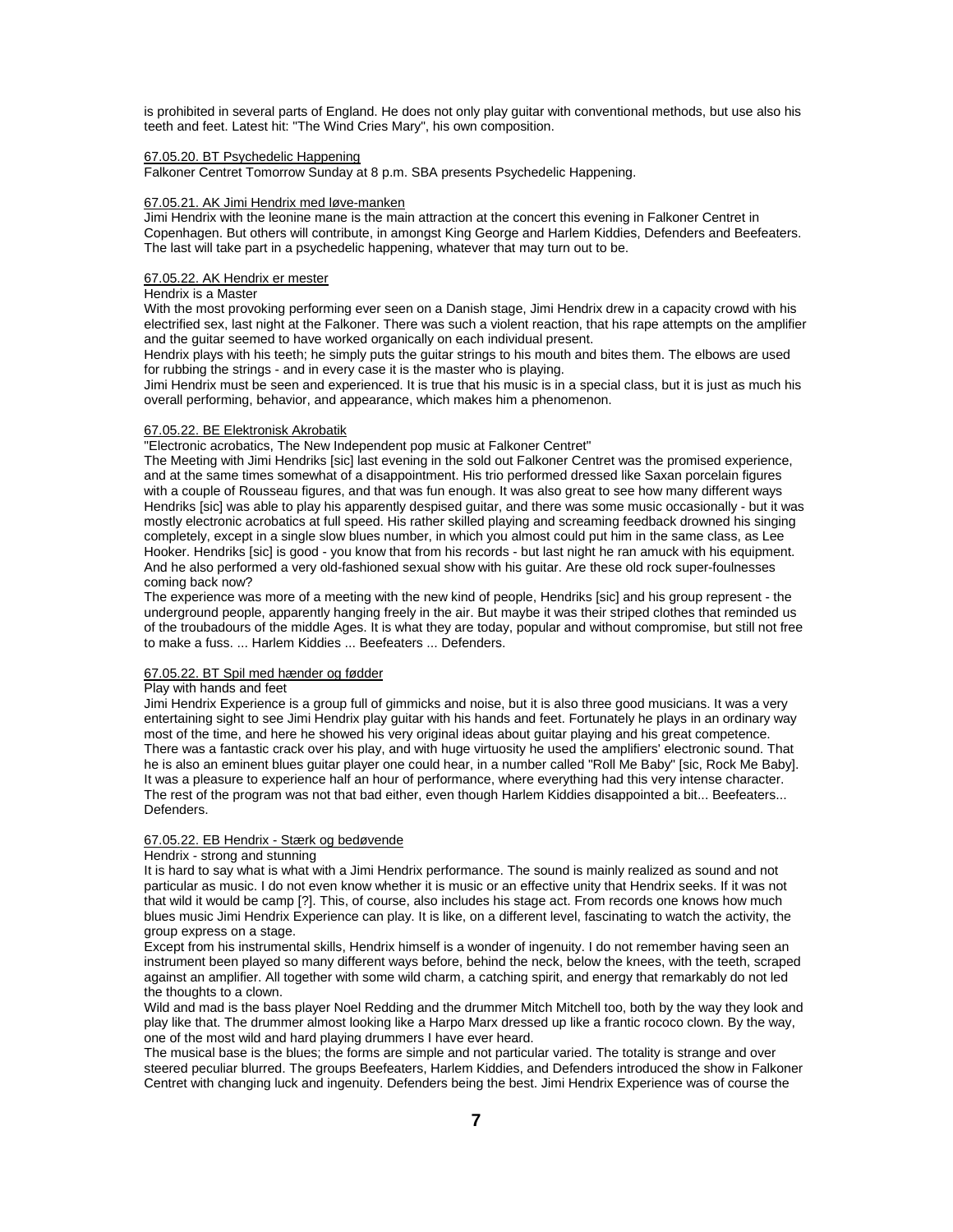is prohibited in several parts of England. He does not only play guitar with conventional methods, but use also his teeth and feet. Latest hit: "The Wind Cries Mary", his own composition.

67.05.20. BT Psychedelic Happening

Falkoner Centret Tomorrow Sunday at 8 p.m. SBA presents Psychedelic Happening.

67.05.21. AK Jimi Hendrix med løve-manken

Jimi Hendrix with the leonine mane is the main attraction at the concert this evening in Falkoner Centret in Copenhagen. But others will contribute, in amongst King George and Harlem Kiddies, Defenders and Beefeaters. The last will take part in a psychedelic happening, whatever that may turn out to be.

67.05.22. AK Hendrix er mester

Hendrix is a Master

With the most provoking performing ever seen on a Danish stage, Jimi Hendrix drew in a capacity crowd with his electrified sex, last night at the Falkoner. There was such a violent reaction, that his rape attempts on the amplifier and the guitar seemed to have worked organically on each individual present.

Hendrix plays with his teeth; he simply puts the guitar strings to his mouth and bites them. The elbows are used for rubbing the strings - and in every case it is the master who is playing.

Jimi Hendrix must be seen and experienced. It is true that his music is in a special class, but it is just as much his overall performing, behavior, and appearance, which makes him a phenomenon.

67.05.22. BE Elektronisk Akrobatik

"Electronic acrobatics, The New Independent pop music at Falkoner Centret"

The Meeting with Jimi Hendriks [sic] last evening in the sold out Falkoner Centret was the promised experience, and at the same times somewhat of a disappointment. His trio performed dressed like Saxan porcelain figures with a couple of Rousseau figures, and that was fun enough. It was also great to see how many different ways Hendriks [sic] was able to play his apparently despised guitar, and there was some music occasionally - but it was mostly electronic acrobatics at full speed. His rather skilled playing and screaming feedback drowned his singing completely, except in a single slow blues number, in which you almost could put him in the same class, as Lee Hooker. Hendriks [sic] is good - you know that from his records - but last night he ran amuck with his equipment. And he also performed a very old-fashioned sexual show with his guitar. Are these old rock super-foulnesses coming back now?

The experience was more of a meeting with the new kind of people, Hendriks [sic] and his group represent - the underground people, apparently hanging freely in the air. But maybe it was their striped clothes that reminded us of the troubadours of the middle Ages. It is what they are today, popular and without compromise, but still not free to make a fuss. ... Harlem Kiddies ... Beefeaters ... Defenders.

67.05.22. BT Spil med hænder og fødder

Play with hands and feet

Jimi Hendrix Experience is a group full of gimmicks and noise, but it is also three good musicians. It was a very entertaining sight to see Jimi Hendrix play guitar with his hands and feet. Fortunately he plays in an ordinary way most of the time, and here he showed his very original ideas about guitar playing and his great competence. There was a fantastic crack over his play, and with huge virtuosity he used the amplifiers' electronic sound. That he is also an eminent blues guitar player one could hear, in a number called "Roll Me Baby" [sic, Rock Me Baby]. It was a pleasure to experience half an hour of performance, where everything had this very intense character. The rest of the program was not that bad either, even though Harlem Kiddies disappointed a bit... Beefeaters... Defenders.

67.05.22. EB Hendrix - Stærk og bedøvende

Hendrix - strong and stunning

It is hard to say what is what with a Jimi Hendrix performance. The sound is mainly realized as sound and not particular as music. I do not even know whether it is music or an effective unity that Hendrix seeks. If it was not that wild it would be camp [?]. This, of course, also includes his stage act. From records one knows how much blues music Jimi Hendrix Experience can play. It is like, on a different level, fascinating to watch the activity, the group express on a stage.

Except from his instrumental skills, Hendrix himself is a wonder of ingenuity. I do not remember having seen an instrument been played so many different ways before, behind the neck, below the knees, with the teeth, scraped against an amplifier. All together with some wild charm, a catching spirit, and energy that remarkably do not led the thoughts to a clown.

Wild and mad is the bass player Noel Redding and the drummer Mitch Mitchell too, both by the way they look and play like that. The drummer almost looking like a Harpo Marx dressed up like a frantic rococo clown. By the way, one of the most wild and hard playing drummers I have ever heard.

The musical base is the blues; the forms are simple and not particular varied. The totality is strange and over steered peculiar blurred. The groups Beefeaters, Harlem Kiddies, and Defenders introduced the show in Falkoner Centret with changing luck and ingenuity. Defenders being the best. Jimi Hendrix Experience was of course the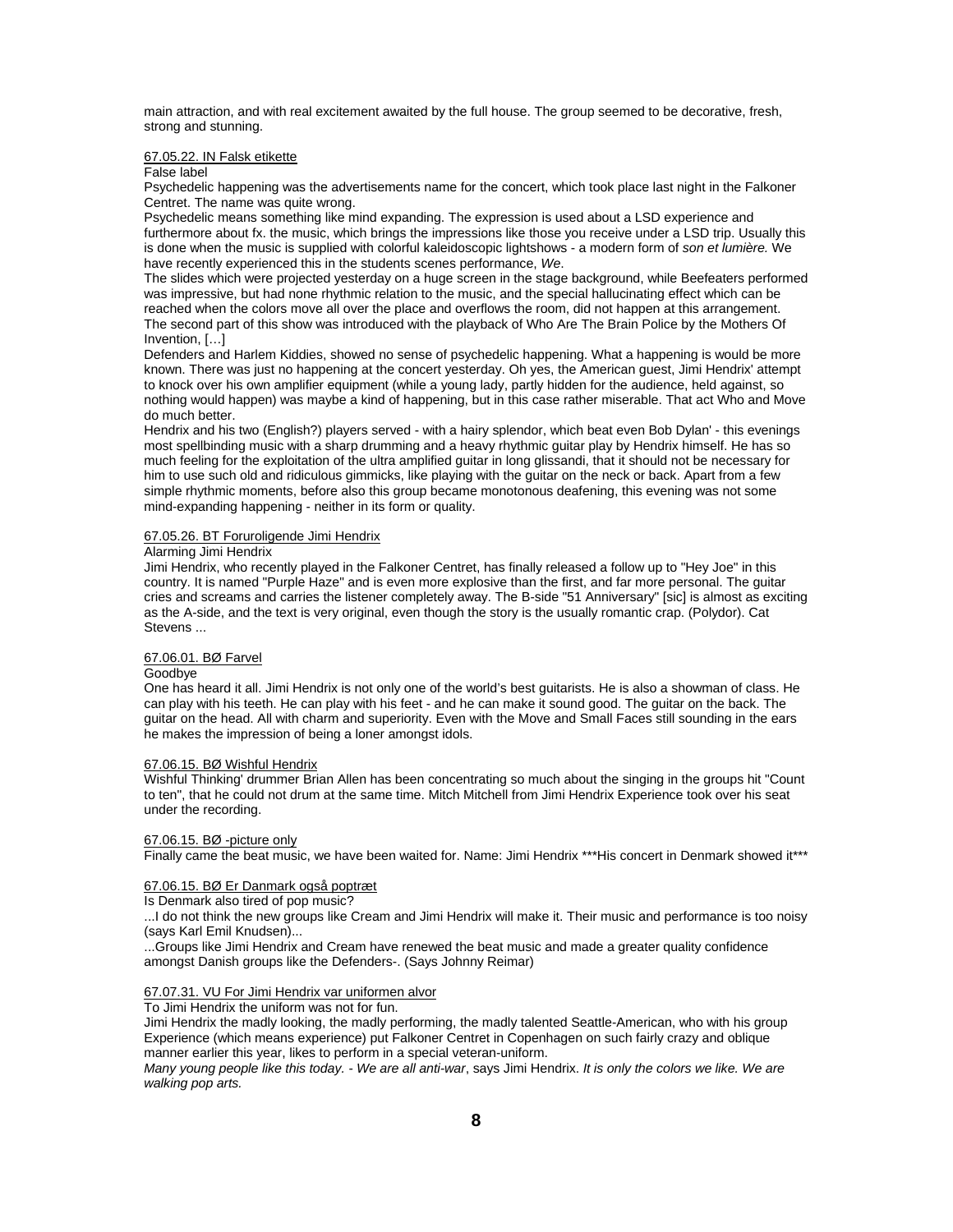main attraction, and with real excitement awaited by the full house. The group seemed to be decorative, fresh, strong and stunning.

<u>67.05.22. IN Falsk etikette</u>

False label

Psychedelic happening was the advertisements name for the concert, which took place last night in the Falkoner Centret. The name was quite wrong.

Psychedelic means something like mind expanding. The expression is used about a LSD experience and furthermore about fx. the music, which brings the impressions like those you receive under a LSD trip. Usually this is done when the music is supplied with colorful kaleidoscopic lightshows - a modern form of *son et lumière.* We have recently experienced this in the students scenes performance, *We*.

The slides which were projected yesterday on a huge screen in the stage background, while Beefeaters performed was impressive, but had none rhythmic relation to the music, and the special hallucinating effect which can be reached when the colors move all over the place and overflows the room, did not happen at this arrangement. The second part of this show was introduced with the playback of Who Are The Brain Police by the Mothers Of Invention, […]

Defenders and Harlem Kiddies, showed no sense of psychedelic happening. What a happening is would be more known. There was just no happening at the concert yesterday. Oh yes, the American guest, Jimi Hendrix' attempt to knock over his own amplifier equipment (while a young lady, partly hidden for the audience, held against, so nothing would happen) was maybe a kind of happening, but in this case rather miserable. That act Who and Move do much better.

Hendrix and his two (English?) players served - with a hairy splendor, which beat even Bob Dylan' - this evenings most spellbinding music with a sharp drumming and a heavy rhythmic guitar play by Hendrix himself. He has so much feeling for the exploitation of the ultra amplified guitar in long glissandi, that it should not be necessary for him to use such old and ridiculous gimmicks, like playing with the guitar on the neck or back. Apart from a few simple rhythmic moments, before also this group became monotonous deafening, this evening was not some mind-expanding happening - neither in its form or quality.

<u>67.05.26. BT Foruroligende Jimi Hendrix</u>

Alarming Jimi Hendrix

Jimi Hendrix, who recently played in the Falkoner Centret, has finally released a follow up to "Hey Joe" in this country. It is named "Purple Haze" and is even more explosive than the first, and far more personal. The guitar cries and screams and carries the listener completely away. The B-side "51 Anniversary" [sic] is almost as exciting as the A-side, and the text is very original, even though the story is the usually romantic crap. (Polydor). Cat Stevens ...

<u>67.06.01. BØ Farvel</u>

Goodbye

One has heard it all. Jimi Hendrix is not only one of the world's best guitarists. He is also a showman of class. He can play with his teeth. He can play with his feet - and he can make it sound good. The guitar on the back. The guitar on the head. All with charm and superiority. Even with the Move and Small Faces still sounding in the ears he makes the impression of being a loner amongst idols.

<u>67.06.15. BØ Wishful Hendrix</u>

Wishful Thinking' drummer Brian Allen has been concentrating so much about the singing in the groups hit "Count to ten", that he could not drum at the same time. Mitch Mitchell from Jimi Hendrix Experience took over his seat under the recording.

<u>67.06.15. BØ -picture only</u>

Finally came the beat music, we have been waited for. Name: Jimi Hendrix ***His concert in Denmark showed it***

<u>67.06.15. BØ Er Danmark også poptræt</u>

Is Denmark also tired of pop music?

...I do not think the new groups like Cream and Jimi Hendrix will make it. Their music and performance is too noisy (says Karl Emil Knudsen)...

...Groups like Jimi Hendrix and Cream have renewed the beat music and made a greater quality confidence amongst Danish groups like the Defenders-. (Says Johnny Reimar)

<u>67.07.31. VU For Jimi Hendrix var uniformen alvor</u>

To Jimi Hendrix the uniform was not for fun.

Jimi Hendrix the madly looking, the madly performing, the madly talented Seattle-American, who with his group Experience (which means experience) put Falkoner Centret in Copenhagen on such fairly crazy and oblique manner earlier this year, likes to perform in a special veteran-uniform.

*Many young people like this today. - We are all anti-war*, says Jimi Hendrix. *It is only the colors we like. We are walking pop arts.*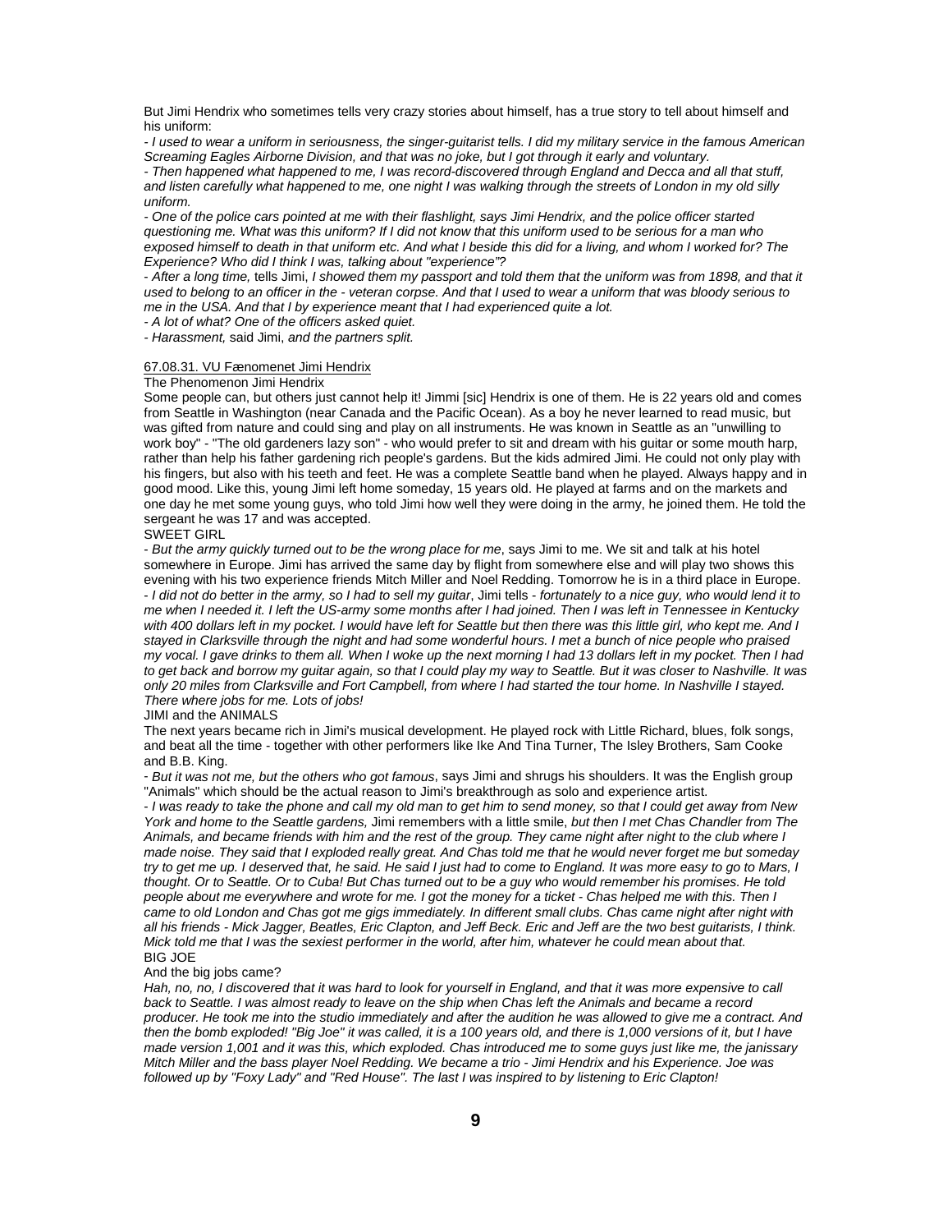But Jimi Hendrix who sometimes tells very crazy stories about himself, has a true story to tell about himself and his uniform:

- *I used to wear a uniform in seriousness, the singer-guitarist tells. I did my military service in the famous American Screaming Eagles Airborne Division, and that was no joke, but I got through it early and voluntary.*

- *Then happened what happened to me, I was record-discovered through England and Decca and all that stuff, and listen carefully what happened to me, one night I was walking through the streets of London in my old silly uniform.*

- *One of the police cars pointed at me with their flashlight, says Jimi Hendrix, and the police officer started questioning me. What was this uniform? If I did not know that this uniform used to be serious for a man who exposed himself to death in that uniform etc. And what I beside this did for a living, and whom I worked for? The Experience? Who did I think I was, talking about "experience"?*

- *After a long time,* tells Jimi, *I showed them my passport and told them that the uniform was from 1898, and that it used to belong to an officer in the - veteran corpse. And that I used to wear a uniform that was bloody serious to me in the USA. And that I by experience meant that I had experienced quite a lot.*

- *A lot of what? One of the officers asked quiet.*

- *Harassment,* said Jimi, *and the partners split.*

## 67.08.31. VU Fænomenet Jimi Hendrix

The Phenomenon Jimi Hendrix

Some people can, but others just cannot help it! Jimmi [sic] Hendrix is one of them. He is 22 years old and comes from Seattle in Washington (near Canada and the Pacific Ocean). As a boy he never learned to read music, but was gifted from nature and could sing and play on all instruments. He was known in Seattle as an "unwilling to work boy" - "The old gardeners lazy son" - who would prefer to sit and dream with his guitar or some mouth harp, rather than help his father gardening rich people's gardens. But the kids admired Jimi. He could not only play with his fingers, but also with his teeth and feet. He was a complete Seattle band when he played. Always happy and in good mood. Like this, young Jimi left home someday, 15 years old. He played at farms and on the markets and one day he met some young guys, who told Jimi how well they were doing in the army, he joined them. He told the sergeant he was 17 and was accepted.

SWEET GIRL

- *But the army quickly turned out to be the wrong place for me*, says Jimi to me. We sit and talk at his hotel somewhere in Europe. Jimi has arrived the same day by flight from somewhere else and will play two shows this evening with his two experience friends Mitch Miller and Noel Redding. Tomorrow he is in a third place in Europe.

- *I did not do better in the army, so I had to sell my guitar*, Jimi tells - *fortunately to a nice guy, who would lend it to me when I needed it. I left the US-army some months after I had joined. Then I was left in Tennessee in Kentucky with 400 dollars left in my pocket. I would have left for Seattle but then there was this little girl, who kept me. And I stayed in Clarksville through the night and had some wonderful hours. I met a bunch of nice people who praised my vocal. I gave drinks to them all. When I woke up the next morning I had 13 dollars left in my pocket. Then I had to get back and borrow my guitar again, so that I could play my way to Seattle. But it was closer to Nashville. It was only 20 miles from Clarksville and Fort Campbell, from where I had started the tour home. In Nashville I stayed. There where jobs for me. Lots of jobs!*

JIMI and the ANIMALS

The next years became rich in Jimi's musical development. He played rock with Little Richard, blues, folk songs, and beat all the time - together with other performers like Ike And Tina Turner, The Isley Brothers, Sam Cooke and B.B. King.

- *But it was not me, but the others who got famous*, says Jimi and shrugs his shoulders. It was the English group "Animals" which should be the actual reason to Jimi's breakthrough as solo and experience artist.

- *I was ready to take the phone and call my old man to get him to send money, so that I could get away from New York and home to the Seattle gardens,* Jimi remembers with a little smile, *but then I met Chas Chandler from The Animals, and became friends with him and the rest of the group. They came night after night to the club where I made noise. They said that I exploded really great. And Chas told me that he would never forget me but someday try to get me up. I deserved that, he said. He said I just had to come to England. It was more easy to go to Mars, I thought. Or to Seattle. Or to Cuba! But Chas turned out to be a guy who would remember his promises. He told people about me everywhere and wrote for me. I got the money for a ticket - Chas helped me with this. Then I came to old London and Chas got me gigs immediately. In different small clubs. Chas came night after night with all his friends - Mick Jagger, Beatles, Eric Clapton, and Jeff Beck. Eric and Jeff are the two best guitarists, I think. Mick told me that I was the sexiest performer in the world, after him, whatever he could mean about that.*

BIG JOE

And the big jobs came?

*Hah, no, no, I discovered that it was hard to look for yourself in England, and that it was more expensive to call back to Seattle. I was almost ready to leave on the ship when Chas left the Animals and became a record producer. He took me into the studio immediately and after the audition he was allowed to give me a contract. And then the bomb exploded! "Big Joe" it was called, it is a 100 years old, and there is 1,000 versions of it, but I have made version 1,001 and it was this, which exploded. Chas introduced me to some guys just like me, the janissary Mitch Miller and the bass player Noel Redding. We became a trio - Jimi Hendrix and his Experience. Joe was followed up by "Foxy Lady" and "Red House". The last I was inspired to by listening to Eric Clapton!*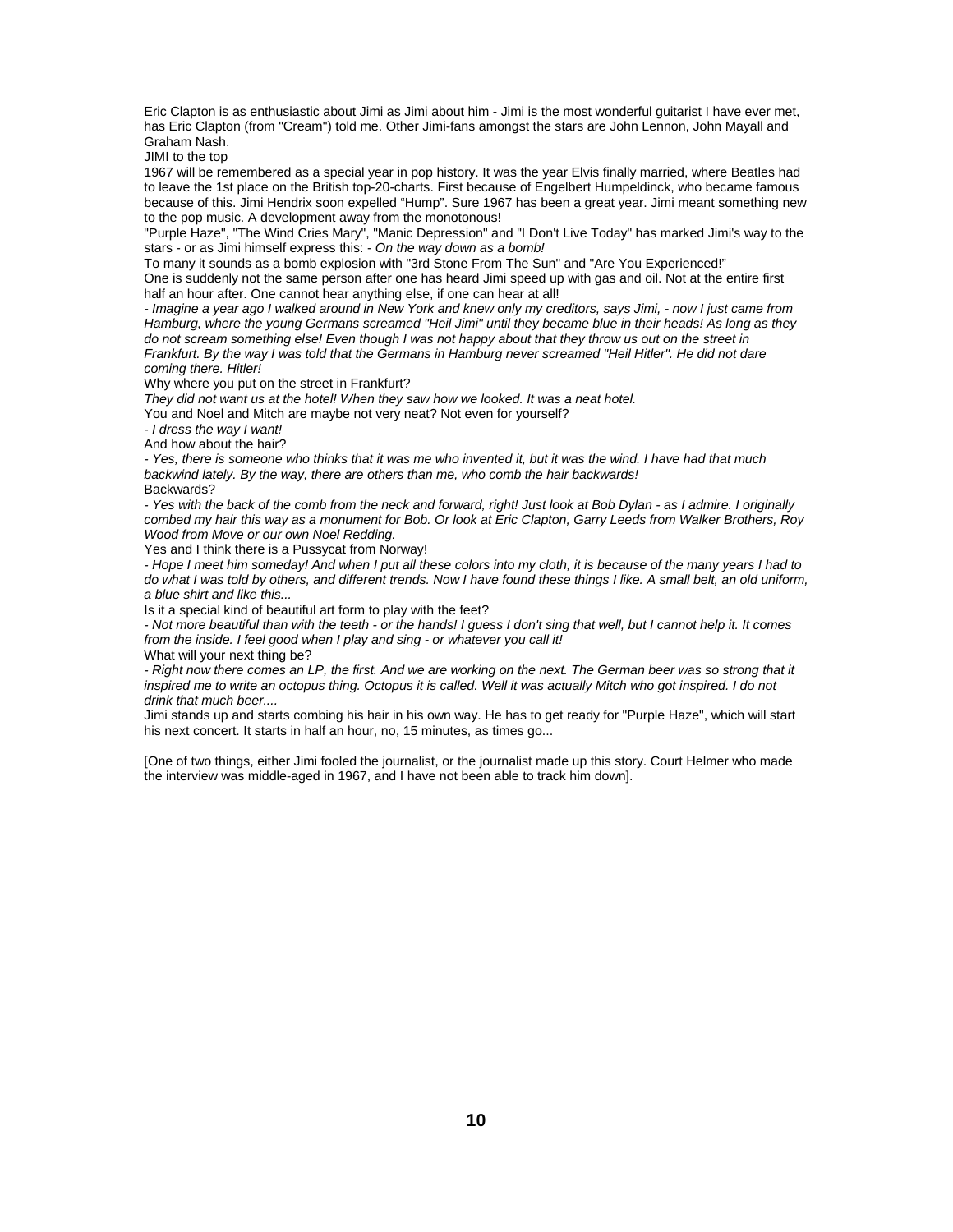Eric Clapton is as enthusiastic about Jimi as Jimi about him - Jimi is the most wonderful guitarist I have ever met, has Eric Clapton (from "Cream") told me. Other Jimi-fans amongst the stars are John Lennon, John Mayall and Graham Nash.

JIMI to the top

1967 will be remembered as a special year in pop history. It was the year Elvis finally married, where Beatles had to leave the 1st place on the British top-20-charts. First because of Engelbert Humpeldinck, who became famous because of this. Jimi Hendrix soon expelled "Hump". Sure 1967 has been a great year. Jimi meant something new to the pop music. A development away from the monotonous!

"Purple Haze", "The Wind Cries Mary", "Manic Depression" and "I Don't Live Today" has marked Jimi's way to the stars - or as Jimi himself express this: - *On the way down as a bomb!*

To many it sounds as a bomb explosion with "3rd Stone From The Sun" and "Are You Experienced!"

One is suddenly not the same person after one has heard Jimi speed up with gas and oil. Not at the entire first half an hour after. One cannot hear anything else, if one can hear at all!

*- Imagine a year ago I walked around in New York and knew only my creditors, says Jimi, - now I just came from Hamburg, where the young Germans screamed "Heil Jimi" until they became blue in their heads! As long as they do not scream something else! Even though I was not happy about that they throw us out on the street in Frankfurt. By the way I was told that the Germans in Hamburg never screamed "Heil Hitler". He did not dare coming there. Hitler!*

Why where you put on the street in Frankfurt?

*They did not want us at the hotel! When they saw how we looked. It was a neat hotel.*

You and Noel and Mitch are maybe not very neat? Not even for yourself?

*- I dress the way I want!*

And how about the hair?

*- Yes, there is someone who thinks that it was me who invented it, but it was the wind. I have had that much backwind lately. By the way, there are others than me, who comb the hair backwards!*

Backwards?

*- Yes with the back of the comb from the neck and forward, right! Just look at Bob Dylan - as I admire. I originally combed my hair this way as a monument for Bob. Or look at Eric Clapton, Garry Leeds from Walker Brothers, Roy Wood from Move or our own Noel Redding.*

Yes and I think there is a Pussycat from Norway!

*- Hope I meet him someday! And when I put all these colors into my cloth, it is because of the many years I had to do what I was told by others, and different trends. Now I have found these things I like. A small belt, an old uniform, a blue shirt and like this...*

Is it a special kind of beautiful art form to play with the feet?

*- Not more beautiful than with the teeth - or the hands! I guess I don't sing that well, but I cannot help it. It comes from the inside. I feel good when I play and sing - or whatever you call it!*

What will your next thing be?

*- Right now there comes an LP, the first. And we are working on the next. The German beer was so strong that it inspired me to write an octopus thing. Octopus it is called. Well it was actually Mitch who got inspired. I do not drink that much beer....*

Jimi stands up and starts combing his hair in his own way. He has to get ready for "Purple Haze", which will start his next concert. It starts in half an hour, no, 15 minutes, as times go...

[One of two things, either Jimi fooled the journalist, or the journalist made up this story. Court Helmer who made the interview was middle-aged in 1967, and I have not been able to track him down].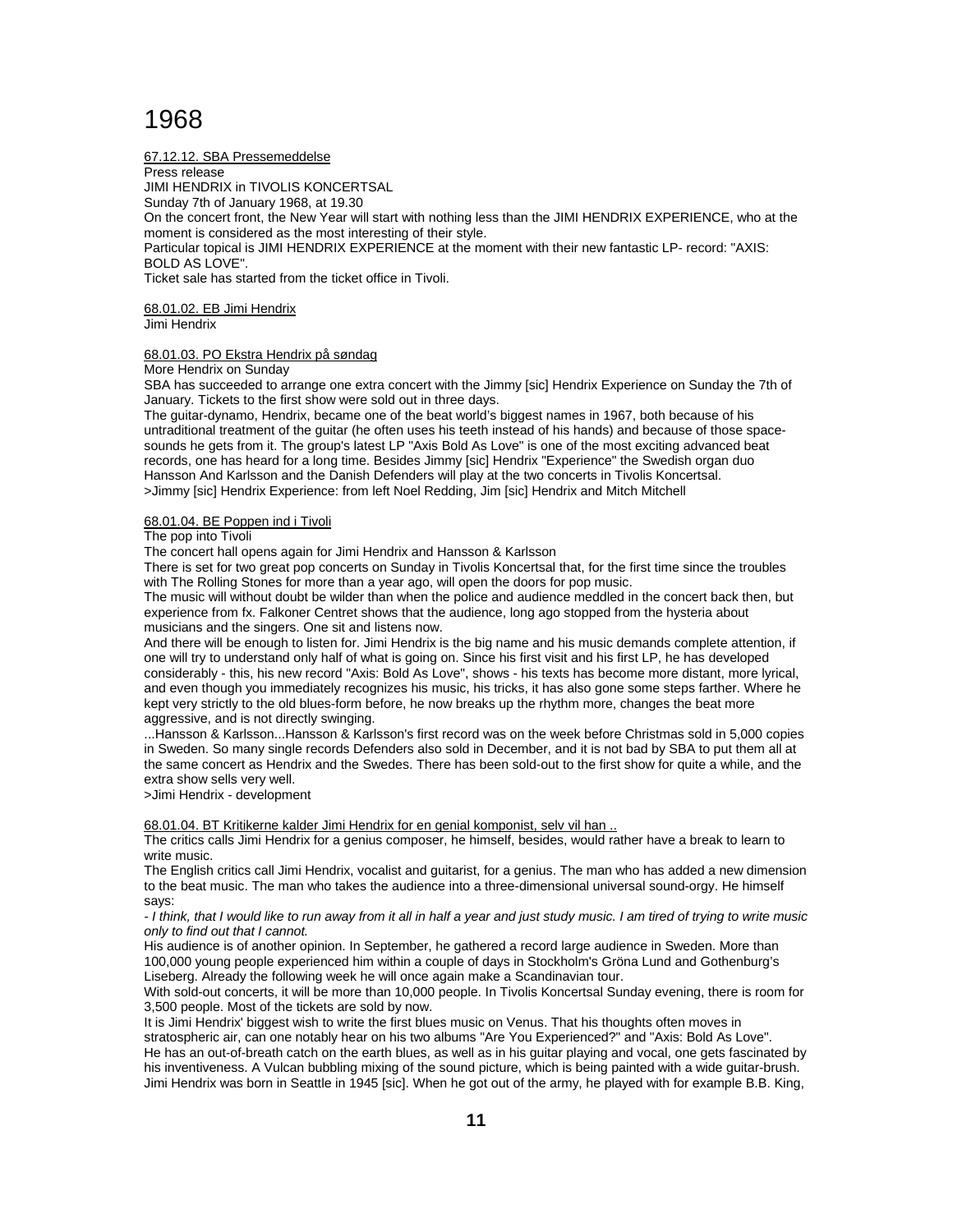# 1968

<u>67.12.12. SBA Pressemeddelse</u>

Press release

JIMI HENDRIX in TIVOLIS KONCERTSAL

Sunday 7th of January 1968, at 19.30

On the concert front, the New Year will start with nothing less than the JIMI HENDRIX EXPERIENCE, who at the moment is considered as the most interesting of their style.

Particular topical is JIMI HENDRIX EXPERIENCE at the moment with their new fantastic LP- record: "AXIS: BOLD AS LOVE".

Ticket sale has started from the ticket office in Tivoli.

<u>68.01.02. EB Jimi Hendrix</u>

Jimi Hendrix

<u>68.01.03. PO Ekstra Hendrix på søndag</u>

More Hendrix on Sunday

SBA has succeeded to arrange one extra concert with the Jimmy [sic] Hendrix Experience on Sunday the 7th of January. Tickets to the first show were sold out in three days.

The guitar-dynamo, Hendrix, became one of the beat world's biggest names in 1967, both because of his untraditional treatment of the guitar (he often uses his teeth instead of his hands) and because of those space-sounds he gets from it. The group's latest LP "Axis Bold As Love" is one of the most exciting advanced beat records, one has heard for a long time. Besides Jimmy [sic] Hendrix "Experience" the Swedish organ duo Hansson And Karlsson and the Danish Defenders will play at the two concerts in Tivolis Koncertsal.

>Jimmy [sic] Hendrix Experience: from left Noel Redding, Jim [sic] Hendrix and Mitch Mitchell

<u>68.01.04. BE Poppen ind i Tivoli</u>

The pop into Tivoli

The concert hall opens again for Jimi Hendrix and Hansson & Karlsson

There is set for two great pop concerts on Sunday in Tivolis Koncertsal that, for the first time since the troubles with The Rolling Stones for more than a year ago, will open the doors for pop music.

The music will without doubt be wilder than when the police and audience meddled in the concert back then, but experience from fx. Falkoner Centret shows that the audience, long ago stopped from the hysteria about musicians and the singers. One sit and listens now.

And there will be enough to listen for. Jimi Hendrix is the big name and his music demands complete attention, if one will try to understand only half of what is going on. Since his first visit and his first LP, he has developed considerably - this, his new record "Axis: Bold As Love", shows - his texts has become more distant, more lyrical, and even though you immediately recognizes his music, his tricks, it has also gone some steps farther. Where he kept very strictly to the old blues-form before, he now breaks up the rhythm more, changes the beat more aggressive, and is not directly swinging.

...Hansson & Karlsson...Hansson & Karlsson's first record was on the week before Christmas sold in 5,000 copies in Sweden. So many single records Defenders also sold in December, and it is not bad by SBA to put them all at the same concert as Hendrix and the Swedes. There has been sold-out to the first show for quite a while, and the extra show sells very well.

>Jimi Hendrix - development

<u>68.01.04. BT Kritikerne kalder Jimi Hendrix for en genial komponist, selv vil han ..</u>

The critics calls Jimi Hendrix for a genius composer, he himself, besides, would rather have a break to learn to write music.

The English critics call Jimi Hendrix, vocalist and guitarist, for a genius. The man who has added a new dimension to the beat music. The man who takes the audience into a three-dimensional universal sound-orgy. He himself says:

*- I think, that I would like to run away from it all in half a year and just study music. I am tired of trying to write music only to find out that I cannot.*

His audience is of another opinion. In September, he gathered a record large audience in Sweden. More than 100,000 young people experienced him within a couple of days in Stockholm's Gröna Lund and Gothenburg's Liseberg. Already the following week he will once again make a Scandinavian tour.

With sold-out concerts, it will be more than 10,000 people. In Tivolis Koncertsal Sunday evening, there is room for 3,500 people. Most of the tickets are sold by now.

It is Jimi Hendrix' biggest wish to write the first blues music on Venus. That his thoughts often moves in stratospheric air, can one notably hear on his two albums "Are You Experienced?" and "Axis: Bold As Love".

He has an out-of-breath catch on the earth blues, as well as in his guitar playing and vocal, one gets fascinated by his inventiveness. A Vulcan bubbling mixing of the sound picture, which is being painted with a wide guitar-brush.

Jimi Hendrix was born in Seattle in 1945 [sic]. When he got out of the army, he played with for example B.B. King,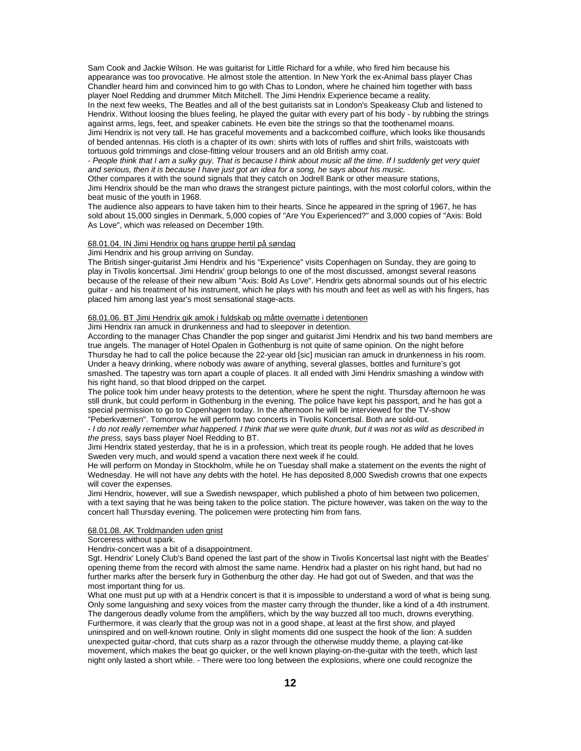Sam Cook and Jackie Wilson. He was guitarist for Little Richard for a while, who fired him because his appearance was too provocative. He almost stole the attention. In New York the ex-Animal bass player Chas Chandler heard him and convinced him to go with Chas to London, where he chained him together with bass player Noel Redding and drummer Mitch Mitchell. The Jimi Hendrix Experience became a reality.
In the next few weeks, The Beatles and all of the best guitarists sat in London's Speakeasy Club and listened to Hendrix. Without loosing the blues feeling, he played the guitar with every part of his body - by rubbing the strings against arms, legs, feet, and speaker cabinets. He even bite the strings so that the toothenamel moans.
Jimi Hendrix is not very tall. He has graceful movements and a backcombed coiffure, which looks like thousands of bended antennas. His cloth is a chapter of its own: shirts with lots of ruffles and shirt frills, waistcoats with tortuous gold trimmings and close-fitting velour trousers and an old British army coat.
*- People think that I am a sulky guy. That is because I think about music all the time. If I suddenly get very quiet and serious, then it is because I have just got an idea for a song, he says about his music.*
Other compares it with the sound signals that they catch on Jodrell Bank or other measure stations,
Jimi Hendrix should be the man who draws the strangest picture paintings, with the most colorful colors, within the beat music of the youth in 1968.
The audience also appears to have taken him to their hearts. Since he appeared in the spring of 1967, he has sold about 15,000 singles in Denmark, 5,000 copies of "Are You Experienced?" and 3,000 copies of "Axis: Bold As Love", which was released on December 19th.

<u>68.01.04. IN Jimi Hendrix og hans gruppe hertil på søndag</u>

Jimi Hendrix and his group arriving on Sunday.
The British singer-guitarist Jimi Hendrix and his "Experience" visits Copenhagen on Sunday, they are going to play in Tivolis koncertsal. Jimi Hendrix' group belongs to one of the most discussed, amongst several reasons because of the release of their new album "Axis: Bold As Love". Hendrix gets abnormal sounds out of his electric guitar - and his treatment of his instrument, which he plays with his mouth and feet as well as with his fingers, has placed him among last year's most sensational stage-acts.

<u>68.01.06. BT Jimi Hendrix gik amok i fuldskab og måtte overnatte i detentionen</u>

Jimi Hendrix ran amuck in drunkenness and had to sleepover in detention.
According to the manager Chas Chandler the pop singer and guitarist Jimi Hendrix and his two band members are true angels. The manager of Hotel Opalen in Gothenburg is not quite of same opinion. On the night before Thursday he had to call the police because the 22-year old [sic] musician ran amuck in drunkenness in his room. Under a heavy drinking, where nobody was aware of anything, several glasses, bottles and furniture's got smashed. The tapestry was torn apart a couple of places. It all ended with Jimi Hendrix smashing a window with his right hand, so that blood dripped on the carpet.
The police took him under heavy protests to the detention, where he spent the night. Thursday afternoon he was still drunk, but could perform in Gothenburg in the evening. The police have kept his passport, and he has got a special permission to go to Copenhagen today. In the afternoon he will be interviewed for the TV-show "Peberkværnen". Tomorrow he will perform two concerts in Tivolis Koncertsal. Both are sold-out.
*- I do not really remember what happened. I think that we were quite drunk, but it was not as wild as described in the press,* says bass player Noel Redding to BT.
Jimi Hendrix stated yesterday, that he is in a profession, which treat its people rough. He added that he loves Sweden very much, and would spend a vacation there next week if he could.
He will perform on Monday in Stockholm, while he on Tuesday shall make a statement on the events the night of Wednesday. He will not have any debts with the hotel. He has deposited 8,000 Swedish crowns that one expects will cover the expenses.
Jimi Hendrix, however, will sue a Swedish newspaper, which published a photo of him between two policemen, with a text saying that he was being taken to the police station. The picture however, was taken on the way to the concert hall Thursday evening. The policemen were protecting him from fans.

<u>68.01.08. AK Troldmanden uden gnist</u>

Sorceress without spark.
Hendrix-concert was a bit of a disappointment.
Sgt. Hendrix' Lonely Club's Band opened the last part of the show in Tivolis Koncertsal last night with the Beatles' opening theme from the record with almost the same name. Hendrix had a plaster on his right hand, but had no further marks after the berserk fury in Gothenburg the other day. He had got out of Sweden, and that was the most important thing for us.
What one must put up with at a Hendrix concert is that it is impossible to understand a word of what is being sung. Only some languishing and sexy voices from the master carry through the thunder, like a kind of a 4th instrument. The dangerous deadly volume from the amplifiers, which by the way buzzed all too much, drowns everything. Furthermore, it was clearly that the group was not in a good shape, at least at the first show, and played uninspired and on well-known routine. Only in slight moments did one suspect the hook of the lion: A sudden unexpected guitar-chord, that cuts sharp as a razor through the otherwise muddy theme, a playing cat-like movement, which makes the beat go quicker, or the well known playing-on-the-guitar with the teeth, which last night only lasted a short while. - There were too long between the explosions, where one could recognize the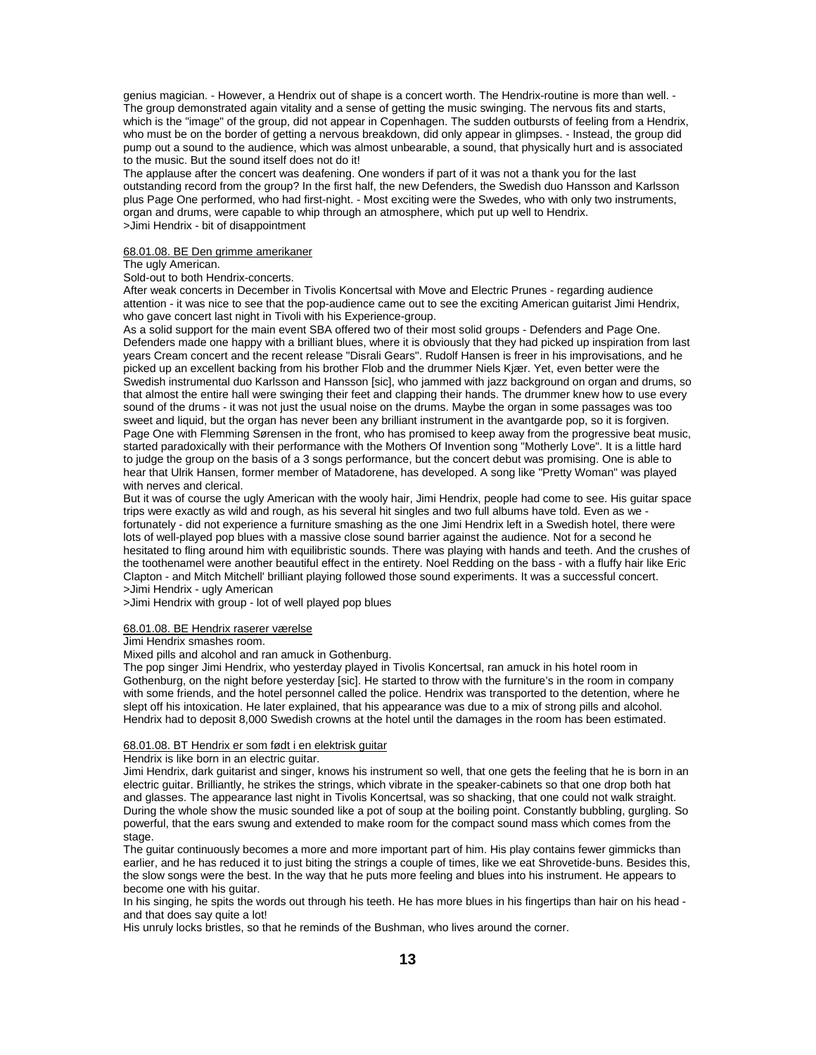genius magician. - However, a Hendrix out of shape is a concert worth. The Hendrix-routine is more than well. - The group demonstrated again vitality and a sense of getting the music swinging. The nervous fits and starts, which is the "image" of the group, did not appear in Copenhagen. The sudden outbursts of feeling from a Hendrix, who must be on the border of getting a nervous breakdown, did only appear in glimpses. - Instead, the group did pump out a sound to the audience, which was almost unbearable, a sound, that physically hurt and is associated to the music. But the sound itself does not do it!

The applause after the concert was deafening. One wonders if part of it was not a thank you for the last outstanding record from the group? In the first half, the new Defenders, the Swedish duo Hansson and Karlsson plus Page One performed, who had first-night. - Most exciting were the Swedes, who with only two instruments, organ and drums, were capable to whip through an atmosphere, which put up well to Hendrix.

>Jimi Hendrix - bit of disappointment

68.01.08. BE Den grimme amerikaner

The ugly American.

Sold-out to both Hendrix-concerts.

After weak concerts in December in Tivolis Koncertsal with Move and Electric Prunes - regarding audience attention - it was nice to see that the pop-audience came out to see the exciting American guitarist Jimi Hendrix, who gave concert last night in Tivoli with his Experience-group.

As a solid support for the main event SBA offered two of their most solid groups - Defenders and Page One. Defenders made one happy with a brilliant blues, where it is obviously that they had picked up inspiration from last years Cream concert and the recent release "Disrali Gears". Rudolf Hansen is freer in his improvisations, and he picked up an excellent backing from his brother Flob and the drummer Niels Kjær. Yet, even better were the Swedish instrumental duo Karlsson and Hansson [sic], who jammed with jazz background on organ and drums, so that almost the entire hall were swinging their feet and clapping their hands. The drummer knew how to use every sound of the drums - it was not just the usual noise on the drums. Maybe the organ in some passages was too sweet and liquid, but the organ has never been any brilliant instrument in the avantgarde pop, so it is forgiven. Page One with Flemming Sørensen in the front, who has promised to keep away from the progressive beat music, started paradoxically with their performance with the Mothers Of Invention song "Motherly Love". It is a little hard to judge the group on the basis of a 3 songs performance, but the concert debut was promising. One is able to hear that Ulrik Hansen, former member of Matadorene, has developed. A song like "Pretty Woman" was played with nerves and clerical.

But it was of course the ugly American with the wooly hair, Jimi Hendrix, people had come to see. His guitar space trips were exactly as wild and rough, as his several hit singles and two full albums have told. Even as we - fortunately - did not experience a furniture smashing as the one Jimi Hendrix left in a Swedish hotel, there were lots of well-played pop blues with a massive close sound barrier against the audience. Not for a second he hesitated to fling around him with equilibristic sounds. There was playing with hands and teeth. And the crushes of the toothenamel were another beautiful effect in the entirety. Noel Redding on the bass - with a fluffy hair like Eric Clapton - and Mitch Mitchell' brilliant playing followed those sound experiments. It was a successful concert.

>Jimi Hendrix - ugly American

>Jimi Hendrix with group - lot of well played pop blues

68.01.08. BE Hendrix raserer værelse

Jimi Hendrix smashes room.

Mixed pills and alcohol and ran amuck in Gothenburg.

The pop singer Jimi Hendrix, who yesterday played in Tivolis Koncertsal, ran amuck in his hotel room in Gothenburg, on the night before yesterday [sic]. He started to throw with the furniture's in the room in company with some friends, and the hotel personnel called the police. Hendrix was transported to the detention, where he slept off his intoxication. He later explained, that his appearance was due to a mix of strong pills and alcohol. Hendrix had to deposit 8,000 Swedish crowns at the hotel until the damages in the room has been estimated.

68.01.08. BT Hendrix er som født i en elektrisk guitar

Hendrix is like born in an electric guitar.

Jimi Hendrix, dark guitarist and singer, knows his instrument so well, that one gets the feeling that he is born in an electric guitar. Brilliantly, he strikes the strings, which vibrate in the speaker-cabinets so that one drop both hat and glasses. The appearance last night in Tivolis Koncertsal, was so shacking, that one could not walk straight. During the whole show the music sounded like a pot of soup at the boiling point. Constantly bubbling, gurgling. So powerful, that the ears swung and extended to make room for the compact sound mass which comes from the stage.

The guitar continuously becomes a more and more important part of him. His play contains fewer gimmicks than earlier, and he has reduced it to just biting the strings a couple of times, like we eat Shrovetide-buns. Besides this, the slow songs were the best. In the way that he puts more feeling and blues into his instrument. He appears to become one with his guitar.

In his singing, he spits the words out through his teeth. He has more blues in his fingertips than hair on his head - and that does say quite a lot!

His unruly locks bristles, so that he reminds of the Bushman, who lives around the corner.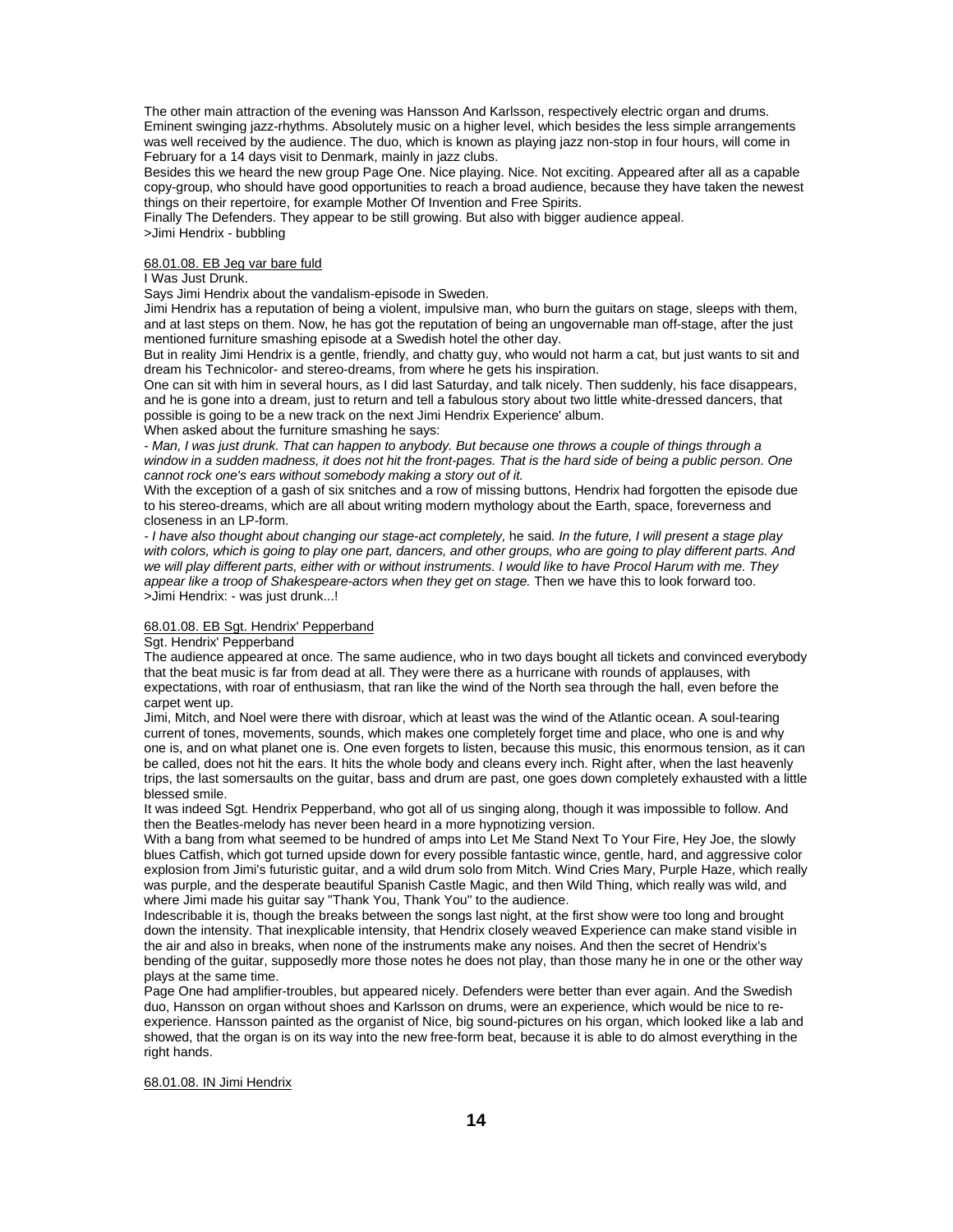The other main attraction of the evening was Hansson And Karlsson, respectively electric organ and drums. Eminent swinging jazz-rhythms. Absolutely music on a higher level, which besides the less simple arrangements was well received by the audience. The duo, which is known as playing jazz non-stop in four hours, will come in February for a 14 days visit to Denmark, mainly in jazz clubs.

Besides this we heard the new group Page One. Nice playing. Nice. Not exciting. Appeared after all as a capable copy-group, who should have good opportunities to reach a broad audience, because they have taken the newest things on their repertoire, for example Mother Of Invention and Free Spirits.

Finally The Defenders. They appear to be still growing. But also with bigger audience appeal.

>Jimi Hendrix - bubbling

<u>68.01.08. EB Jeg var bare fuld</u>

I Was Just Drunk.

Says Jimi Hendrix about the vandalism-episode in Sweden.

Jimi Hendrix has a reputation of being a violent, impulsive man, who burn the guitars on stage, sleeps with them, and at last steps on them. Now, he has got the reputation of being an ungovernable man off-stage, after the just mentioned furniture smashing episode at a Swedish hotel the other day.

But in reality Jimi Hendrix is a gentle, friendly, and chatty guy, who would not harm a cat, but just wants to sit and dream his Technicolor- and stereo-dreams, from where he gets his inspiration.

One can sit with him in several hours, as I did last Saturday, and talk nicely. Then suddenly, his face disappears, and he is gone into a dream, just to return and tell a fabulous story about two little white-dressed dancers, that possible is going to be a new track on the next Jimi Hendrix Experience' album.

When asked about the furniture smashing he says:

*- Man, I was just drunk. That can happen to anybody. But because one throws a couple of things through a window in a sudden madness, it does not hit the front-pages. That is the hard side of being a public person. One cannot rock one's ears without somebody making a story out of it.*

With the exception of a gash of six snitches and a row of missing buttons, Hendrix had forgotten the episode due to his stereo-dreams, which are all about writing modern mythology about the Earth, space, foreverness and closeness in an LP-form.

*- I have also thought about changing our stage-act completely,* he said. *In the future, I will present a stage play with colors, which is going to play one part, dancers, and other groups, who are going to play different parts. And we will play different parts, either with or without instruments. I would like to have Procol Harum with me. They appear like a troop of Shakespeare-actors when they get on stage.* Then we have this to look forward too.

>Jimi Hendrix: - was just drunk...!

<u>68.01.08. EB Sgt. Hendrix' Pepperband</u>

Sgt. Hendrix' Pepperband

The audience appeared at once. The same audience, who in two days bought all tickets and convinced everybody that the beat music is far from dead at all. They were there as a hurricane with rounds of applauses, with expectations, with roar of enthusiasm, that ran like the wind of the North sea through the hall, even before the carpet went up.

Jimi, Mitch, and Noel were there with disroar, which at least was the wind of the Atlantic ocean. A soul-tearing current of tones, movements, sounds, which makes one completely forget time and place, who one is and why one is, and on what planet one is. One even forgets to listen, because this music, this enormous tension, as it can be called, does not hit the ears. It hits the whole body and cleans every inch. Right after, when the last heavenly trips, the last somersaults on the guitar, bass and drum are past, one goes down completely exhausted with a little blessed smile.

It was indeed Sgt. Hendrix Pepperband, who got all of us singing along, though it was impossible to follow. And then the Beatles-melody has never been heard in a more hypnotizing version.

With a bang from what seemed to be hundred of amps into Let Me Stand Next To Your Fire, Hey Joe, the slowly blues Catfish, which got turned upside down for every possible fantastic wince, gentle, hard, and aggressive color explosion from Jimi's futuristic guitar, and a wild drum solo from Mitch. Wind Cries Mary, Purple Haze, which really was purple, and the desperate beautiful Spanish Castle Magic, and then Wild Thing, which really was wild, and where Jimi made his guitar say "Thank You, Thank You" to the audience.

Indescribable it is, though the breaks between the songs last night, at the first show were too long and brought down the intensity. That inexplicable intensity, that Hendrix closely weaved Experience can make stand visible in the air and also in breaks, when none of the instruments make any noises. And then the secret of Hendrix's bending of the guitar, supposedly more those notes he does not play, than those many he in one or the other way plays at the same time.

Page One had amplifier-troubles, but appeared nicely. Defenders were better than ever again. And the Swedish duo, Hansson on organ without shoes and Karlsson on drums, were an experience, which would be nice to re-experience. Hansson painted as the organist of Nice, big sound-pictures on his organ, which looked like a lab and showed, that the organ is on its way into the new free-form beat, because it is able to do almost everything in the right hands.

<u>68.01.08. IN Jimi Hendrix</u>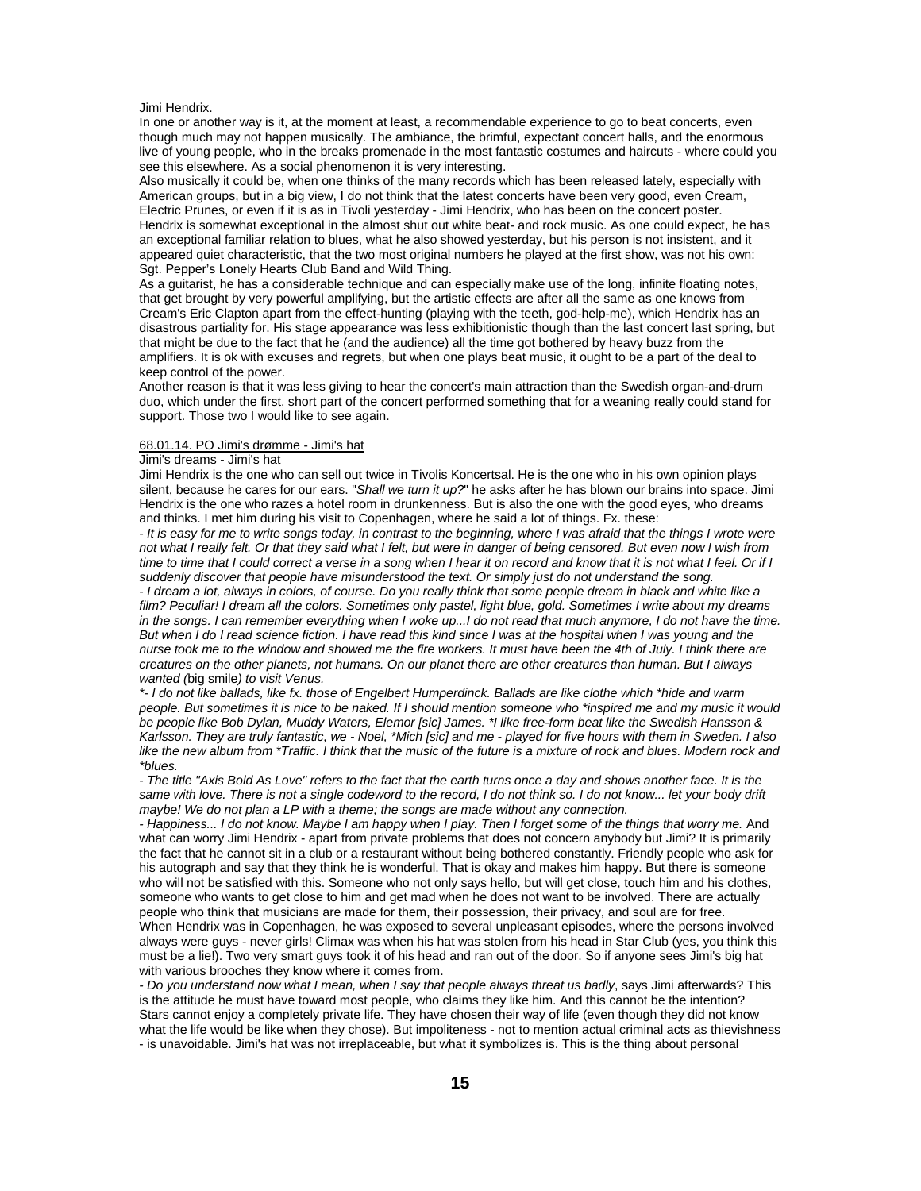Jimi Hendrix.

In one or another way is it, at the moment at least, a recommendable experience to go to beat concerts, even though much may not happen musically. The ambiance, the brimful, expectant concert halls, and the enormous live of young people, who in the breaks promenade in the most fantastic costumes and haircuts - where could you see this elsewhere. As a social phenomenon it is very interesting.

Also musically it could be, when one thinks of the many records which has been released lately, especially with American groups, but in a big view, I do not think that the latest concerts have been very good, even Cream, Electric Prunes, or even if it is as in Tivoli yesterday - Jimi Hendrix, who has been on the concert poster.

Hendrix is somewhat exceptional in the almost shut out white beat- and rock music. As one could expect, he has an exceptional familiar relation to blues, what he also showed yesterday, but his person is not insistent, and it appeared quiet characteristic, that the two most original numbers he played at the first show, was not his own: Sgt. Pepper's Lonely Hearts Club Band and Wild Thing.

As a guitarist, he has a considerable technique and can especially make use of the long, infinite floating notes, that get brought by very powerful amplifying, but the artistic effects are after all the same as one knows from Cream's Eric Clapton apart from the effect-hunting (playing with the teeth, god-help-me), which Hendrix has an disastrous partiality for. His stage appearance was less exhibitionistic though than the last concert last spring, but that might be due to the fact that he (and the audience) all the time got bothered by heavy buzz from the amplifiers. It is ok with excuses and regrets, but when one plays beat music, it ought to be a part of the deal to keep control of the power.

Another reason is that it was less giving to hear the concert's main attraction than the Swedish organ-and-drum duo, which under the first, short part of the concert performed something that for a weaning really could stand for support. Those two I would like to see again.

68.01.14. PO Jimi's drømme - Jimi's hat

Jimi's dreams - Jimi's hat

Jimi Hendrix is the one who can sell out twice in Tivolis Koncertsal. He is the one who in his own opinion plays silent, because he cares for our ears. "*Shall we turn it up?*" he asks after he has blown our brains into space. Jimi Hendrix is the one who razes a hotel room in drunkenness. But is also the one with the good eyes, who dreams and thinks. I met him during his visit to Copenhagen, where he said a lot of things. Fx. these:

*- It is easy for me to write songs today, in contrast to the beginning, where I was afraid that the things I wrote were not what I really felt. Or that they said what I felt, but were in danger of being censored. But even now I wish from time to time that I could correct a verse in a song when I hear it on record and know that it is not what I feel. Or if I suddenly discover that people have misunderstood the text. Or simply just do not understand the song.*

*- I dream a lot, always in colors, of course. Do you really think that some people dream in black and white like a film? Peculiar! I dream all the colors. Sometimes only pastel, light blue, gold. Sometimes I write about my dreams in the songs. I can remember everything when I woke up...I do not read that much anymore, I do not have the time. But when I do I read science fiction. I have read this kind since I was at the hospital when I was young and the nurse took me to the window and showed me the fire workers. It must have been the 4th of July. I think there are creatures on the other planets, not humans. On our planet there are other creatures than human. But I always wanted (*big smile*) to visit Venus.*

*\*- I do not like ballads, like fx. those of Engelbert Humperdinck. Ballads are like clothe which \*hide and warm people. But sometimes it is nice to be naked. If I should mention someone who \*inspired me and my music it would be people like Bob Dylan, Muddy Waters, Elemor [sic] James. \*I like free-form beat like the Swedish Hansson & Karlsson. They are truly fantastic, we - Noel, \*Mich [sic] and me - played for five hours with them in Sweden. I also like the new album from \*Traffic. I think that the music of the future is a mixture of rock and blues. Modern rock and \*blues.*

*- The title "Axis Bold As Love" refers to the fact that the earth turns once a day and shows another face. It is the same with love. There is not a single codeword to the record, I do not think so. I do not know... let your body drift maybe! We do not plan a LP with a theme; the songs are made without any connection.*

*- Happiness... I do not know. Maybe I am happy when I play. Then I forget some of the things that worry me.* And what can worry Jimi Hendrix - apart from private problems that does not concern anybody but Jimi? It is primarily the fact that he cannot sit in a club or a restaurant without being bothered constantly. Friendly people who ask for his autograph and say that they think he is wonderful. That is okay and makes him happy. But there is someone who will not be satisfied with this. Someone who not only says hello, but will get close, touch him and his clothes, someone who wants to get close to him and get mad when he does not want to be involved. There are actually people who think that musicians are made for them, their possession, their privacy, and soul are for free.

When Hendrix was in Copenhagen, he was exposed to several unpleasant episodes, where the persons involved always were guys - never girls! Climax was when his hat was stolen from his head in Star Club (yes, you think this must be a lie!). Two very smart guys took it of his head and ran out of the door. So if anyone sees Jimi's big hat with various brooches they know where it comes from.

*- Do you understand now what I mean, when I say that people always threat us badly*, says Jimi afterwards? This is the attitude he must have toward most people, who claims they like him. And this cannot be the intention? Stars cannot enjoy a completely private life. They have chosen their way of life (even though they did not know what the life would be like when they chose). But impoliteness - not to mention actual criminal acts as thievishness - is unavoidable. Jimi's hat was not irreplaceable, but what it symbolizes is. This is the thing about personal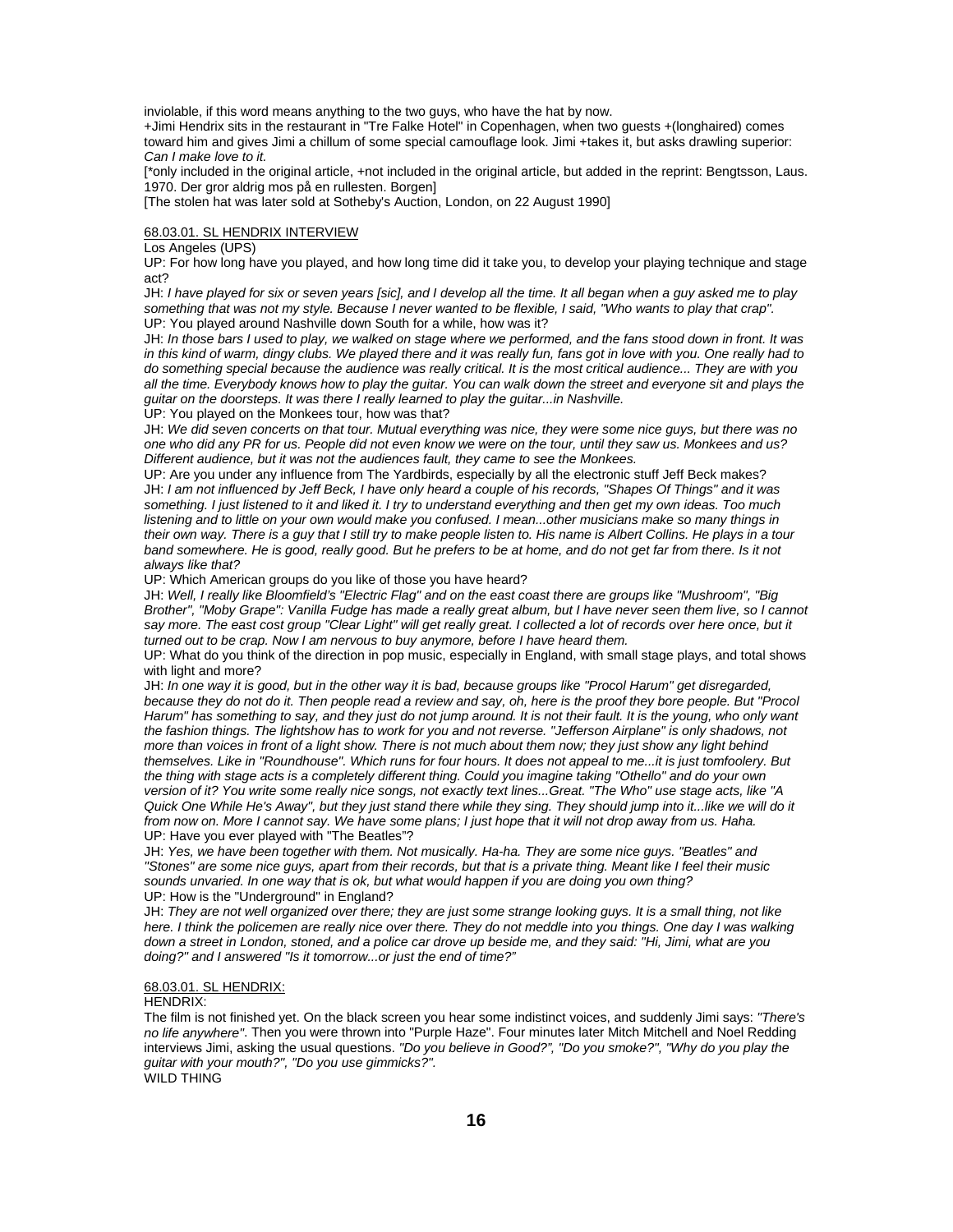inviolable, if this word means anything to the two guys, who have the hat by now.
+Jimi Hendrix sits in the restaurant in "Tre Falke Hotel" in Copenhagen, when two guests +(longhaired) comes toward him and gives Jimi a chillum of some special camouflage look. Jimi +takes it, but asks drawling superior: *Can I make love to it.*
[*only included in the original article, +not included in the original article, but added in the reprint: Bengtsson, Laus. 1970. Der gror aldrig mos på en rullesten. Borgen]
[The stolen hat was later sold at Sotheby's Auction, London, on 22 August 1990]

68.03.01. SL HENDRIX INTERVIEW

Los Angeles (UPS)

UP: For how long have you played, and how long time did it take you, to develop your playing technique and stage act?

JH: *I have played for six or seven years [sic], and I develop all the time. It all began when a guy asked me to play something that was not my style. Because I never wanted to be flexible, I said, "Who wants to play that crap".*

UP: You played around Nashville down South for a while, how was it?

JH: *In those bars I used to play, we walked on stage where we performed, and the fans stood down in front. It was in this kind of warm, dingy clubs. We played there and it was really fun, fans got in love with you. One really had to do something special because the audience was really critical. It is the most critical audience... They are with you all the time. Everybody knows how to play the guitar. You can walk down the street and everyone sit and plays the guitar on the doorsteps. It was there I really learned to play the guitar...in Nashville.*

UP: You played on the Monkees tour, how was that?

JH: *We did seven concerts on that tour. Mutual everything was nice, they were some nice guys, but there was no one who did any PR for us. People did not even know we were on the tour, until they saw us. Monkees and us? Different audience, but it was not the audiences fault, they came to see the Monkees.*

UP: Are you under any influence from The Yardbirds, especially by all the electronic stuff Jeff Beck makes?

JH: *I am not influenced by Jeff Beck, I have only heard a couple of his records, "Shapes Of Things" and it was something. I just listened to it and liked it. I try to understand everything and then get my own ideas. Too much listening and to little on your own would make you confused. I mean...other musicians make so many things in their own way. There is a guy that I still try to make people listen to. His name is Albert Collins. He plays in a tour band somewhere. He is good, really good. But he prefers to be at home, and do not get far from there. Is it not always like that?*

UP: Which American groups do you like of those you have heard?

JH: *Well, I really like Bloomfield's "Electric Flag" and on the east coast there are groups like "Mushroom", "Big Brother", "Moby Grape": Vanilla Fudge has made a really great album, but I have never seen them live, so I cannot say more. The east cost group "Clear Light" will get really great. I collected a lot of records over here once, but it turned out to be crap. Now I am nervous to buy anymore, before I have heard them.*

UP: What do you think of the direction in pop music, especially in England, with small stage plays, and total shows with light and more?

JH: *In one way it is good, but in the other way it is bad, because groups like "Procol Harum" get disregarded, because they do not do it. Then people read a review and say, oh, here is the proof they bore people. But "Procol Harum" has something to say, and they just do not jump around. It is not their fault. It is the young, who only want the fashion things. The lightshow has to work for you and not reverse. "Jefferson Airplane" is only shadows, not more than voices in front of a light show. There is not much about them now; they just show any light behind themselves. Like in "Roundhouse". Which runs for four hours. It does not appeal to me...it is just tomfoolery. But the thing with stage acts is a completely different thing. Could you imagine taking "Othello" and do your own version of it? You write some really nice songs, not exactly text lines...Great. "The Who" use stage acts, like "A Quick One While He's Away", but they just stand there while they sing. They should jump into it...like we will do it from now on. More I cannot say. We have some plans; I just hope that it will not drop away from us. Haha.*

UP: Have you ever played with "The Beatles"?

JH: *Yes, we have been together with them. Not musically. Ha-ha. They are some nice guys. "Beatles" and "Stones" are some nice guys, apart from their records, but that is a private thing. Meant like I feel their music sounds unvaried. In one way that is ok, but what would happen if you are doing you own thing?*

UP: How is the "Underground" in England?

JH: *They are not well organized over there; they are just some strange looking guys. It is a small thing, not like here. I think the policemen are really nice over there. They do not meddle into you things. One day I was walking down a street in London, stoned, and a police car drove up beside me, and they said: "Hi, Jimi, what are you doing?" and I answered "Is it tomorrow...or just the end of time?"*

68.03.01. SL HENDRIX:

HENDRIX:

The film is not finished yet. On the black screen you hear some indistinct voices, and suddenly Jimi says: *"There's no life anywhere"*. Then you were thrown into "Purple Haze". Four minutes later Mitch Mitchell and Noel Redding interviews Jimi, asking the usual questions. *"Do you believe in Good?", "Do you smoke?", "Why do you play the guitar with your mouth?", "Do you use gimmicks?".*

WILD THING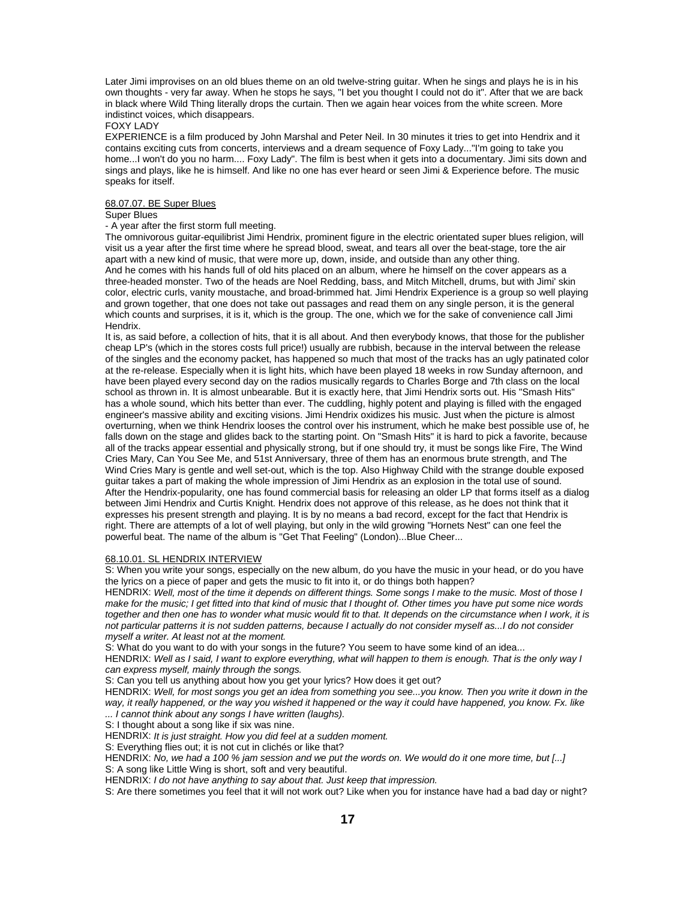Later Jimi improvises on an old blues theme on an old twelve-string guitar. When he sings and plays he is in his own thoughts - very far away. When he stops he says, "I bet you thought I could not do it". After that we are back in black where Wild Thing literally drops the curtain. Then we again hear voices from the white screen. More indistinct voices, which disappears.

FOXY LADY

EXPERIENCE is a film produced by John Marshal and Peter Neil. In 30 minutes it tries to get into Hendrix and it contains exciting cuts from concerts, interviews and a dream sequence of Foxy Lady..."I'm going to take you home...I won't do you no harm.... Foxy Lady". The film is best when it gets into a documentary. Jimi sits down and sings and plays, like he is himself. And like no one has ever heard or seen Jimi & Experience before. The music speaks for itself.

## 68.07.07. BE Super Blues

Super Blues

- A year after the first storm full meeting.

The omnivorous guitar-equilibrist Jimi Hendrix, prominent figure in the electric orientated super blues religion, will visit us a year after the first time where he spread blood, sweat, and tears all over the beat-stage, tore the air apart with a new kind of music, that were more up, down, inside, and outside than any other thing.

And he comes with his hands full of old hits placed on an album, where he himself on the cover appears as a three-headed monster. Two of the heads are Noel Redding, bass, and Mitch Mitchell, drums, but with Jimi' skin color, electric curls, vanity moustache, and broad-brimmed hat. Jimi Hendrix Experience is a group so well playing and grown together, that one does not take out passages and read them on any single person, it is the general which counts and surprises, it is it, which is the group. The one, which we for the sake of convenience call Jimi Hendrix.

It is, as said before, a collection of hits, that it is all about. And then everybody knows, that those for the publisher cheap LP's (which in the stores costs full price!) usually are rubbish, because in the interval between the release of the singles and the economy packet, has happened so much that most of the tracks has an ugly patinated color at the re-release. Especially when it is light hits, which have been played 18 weeks in row Sunday afternoon, and have been played every second day on the radios musically regards to Charles Borge and 7th class on the local school as thrown in. It is almost unbearable. But it is exactly here, that Jimi Hendrix sorts out. His "Smash Hits" has a whole sound, which hits better than ever. The cuddling, highly potent and playing is filled with the engaged engineer's massive ability and exciting visions. Jimi Hendrix oxidizes his music. Just when the picture is almost overturning, when we think Hendrix looses the control over his instrument, which he make best possible use of, he falls down on the stage and glides back to the starting point. On "Smash Hits" it is hard to pick a favorite, because all of the tracks appear essential and physically strong, but if one should try, it must be songs like Fire, The Wind Cries Mary, Can You See Me, and 51st Anniversary, three of them has an enormous brute strength, and The Wind Cries Mary is gentle and well set-out, which is the top. Also Highway Child with the strange double exposed guitar takes a part of making the whole impression of Jimi Hendrix as an explosion in the total use of sound.

After the Hendrix-popularity, one has found commercial basis for releasing an older LP that forms itself as a dialog between Jimi Hendrix and Curtis Knight. Hendrix does not approve of this release, as he does not think that it expresses his present strength and playing. It is by no means a bad record, except for the fact that Hendrix is right. There are attempts of a lot of well playing, but only in the wild growing "Hornets Nest" can one feel the powerful beat. The name of the album is "Get That Feeling" (London)...Blue Cheer...

## 68.10.01. SL HENDRIX INTERVIEW

S: When you write your songs, especially on the new album, do you have the music in your head, or do you have the lyrics on a piece of paper and gets the music to fit into it, or do things both happen?

HENDRIX: *Well, most of the time it depends on different things. Some songs I make to the music. Most of those I make for the music; I get fitted into that kind of music that I thought of. Other times you have put some nice words together and then one has to wonder what music would fit to that. It depends on the circumstance when I work, it is not particular patterns it is not sudden patterns, because I actually do not consider myself as...I do not consider myself a writer. At least not at the moment.*

S: What do you want to do with your songs in the future? You seem to have some kind of an idea...

HENDRIX: *Well as I said, I want to explore everything, what will happen to them is enough. That is the only way I can express myself, mainly through the songs.*

S: Can you tell us anything about how you get your lyrics? How does it get out?

HENDRIX: *Well, for most songs you get an idea from something you see...you know. Then you write it down in the way, it really happened, or the way you wished it happened or the way it could have happened, you know. Fx. like ... I cannot think about any songs I have written (laughs).*

S: I thought about a song like if six was nine.

HENDRIX: *It is just straight. How you did feel at a sudden moment.*

S: Everything flies out; it is not cut in clichés or like that?

HENDRIX: *No, we had a 100 % jam session and we put the words on. We would do it one more time, but [...]*

S: A song like Little Wing is short, soft and very beautiful.

HENDRIX: *I do not have anything to say about that. Just keep that impression.*

S: Are there sometimes you feel that it will not work out? Like when you for instance have had a bad day or night?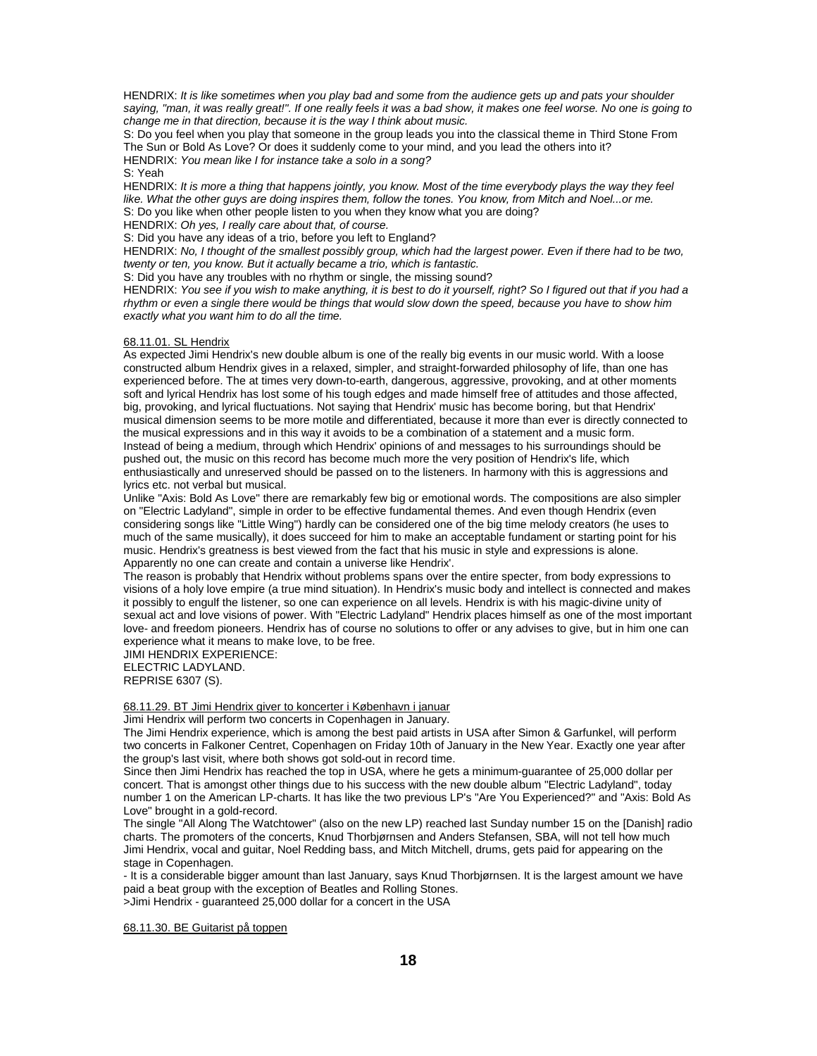HENDRIX: *It is like sometimes when you play bad and some from the audience gets up and pats your shoulder saying, "man, it was really great!". If one really feels it was a bad show, it makes one feel worse. No one is going to change me in that direction, because it is the way I think about music.*

S: Do you feel when you play that someone in the group leads you into the classical theme in Third Stone From The Sun or Bold As Love? Or does it suddenly come to your mind, and you lead the others into it?

HENDRIX: *You mean like I for instance take a solo in a song?*

S: Yeah

HENDRIX: *It is more a thing that happens jointly, you know. Most of the time everybody plays the way they feel like. What the other guys are doing inspires them, follow the tones. You know, from Mitch and Noel...or me.*

S: Do you like when other people listen to you when they know what you are doing?

HENDRIX: *Oh yes, I really care about that, of course.*

S: Did you have any ideas of a trio, before you left to England?

HENDRIX: *No, I thought of the smallest possibly group, which had the largest power. Even if there had to be two, twenty or ten, you know. But it actually became a trio, which is fantastic.*

S: Did you have any troubles with no rhythm or single, the missing sound?

HENDRIX: *You see if you wish to make anything, it is best to do it yourself, right? So I figured out that if you had a rhythm or even a single there would be things that would slow down the speed, because you have to show him exactly what you want him to do all the time.*

<u>68.11.01. SL Hendrix</u>

As expected Jimi Hendrix's new double album is one of the really big events in our music world. With a loose constructed album Hendrix gives in a relaxed, simpler, and straight-forwarded philosophy of life, than one has experienced before. The at times very down-to-earth, dangerous, aggressive, provoking, and at other moments soft and lyrical Hendrix has lost some of his tough edges and made himself free of attitudes and those affected, big, provoking, and lyrical fluctuations. Not saying that Hendrix' music has become boring, but that Hendrix' musical dimension seems to be more motile and differentiated, because it more than ever is directly connected to the musical expressions and in this way it avoids to be a combination of a statement and a music form. Instead of being a medium, through which Hendrix' opinions of and messages to his surroundings should be pushed out, the music on this record has become much more the very position of Hendrix's life, which enthusiastically and unreserved should be passed on to the listeners. In harmony with this is aggressions and lyrics etc. not verbal but musical.

Unlike "Axis: Bold As Love" there are remarkably few big or emotional words. The compositions are also simpler on "Electric Ladyland", simple in order to be effective fundamental themes. And even though Hendrix (even considering songs like "Little Wing") hardly can be considered one of the big time melody creators (he uses to much of the same musically), it does succeed for him to make an acceptable fundament or starting point for his music. Hendrix's greatness is best viewed from the fact that his music in style and expressions is alone. Apparently no one can create and contain a universe like Hendrix'.

The reason is probably that Hendrix without problems spans over the entire specter, from body expressions to visions of a holy love empire (a true mind situation). In Hendrix's music body and intellect is connected and makes it possibly to engulf the listener, so one can experience on all levels. Hendrix is with his magic-divine unity of sexual act and love visions of power. With "Electric Ladyland" Hendrix places himself as one of the most important love- and freedom pioneers. Hendrix has of course no solutions to offer or any advises to give, but in him one can experience what it means to make love, to be free.

JIMI HENDRIX EXPERIENCE:
ELECTRIC LADYLAND.
REPRISE 6307 (S).

<u>68.11.29. BT Jimi Hendrix giver to koncerter i København i januar</u>

Jimi Hendrix will perform two concerts in Copenhagen in January.

The Jimi Hendrix experience, which is among the best paid artists in USA after Simon & Garfunkel, will perform two concerts in Falkoner Centret, Copenhagen on Friday 10th of January in the New Year. Exactly one year after the group's last visit, where both shows got sold-out in record time.

Since then Jimi Hendrix has reached the top in USA, where he gets a minimum-guarantee of 25,000 dollar per concert. That is amongst other things due to his success with the new double album "Electric Ladyland", today number 1 on the American LP-charts. It has like the two previous LP's "Are You Experienced?" and "Axis: Bold As Love" brought in a gold-record.

The single "All Along The Watchtower" (also on the new LP) reached last Sunday number 15 on the [Danish] radio charts. The promoters of the concerts, Knud Thorbjørnsen and Anders Stefansen, SBA, will not tell how much Jimi Hendrix, vocal and guitar, Noel Redding bass, and Mitch Mitchell, drums, gets paid for appearing on the stage in Copenhagen.

- It is a considerable bigger amount than last January, says Knud Thorbjørnsen. It is the largest amount we have paid a beat group with the exception of Beatles and Rolling Stones.

>Jimi Hendrix - guaranteed 25,000 dollar for a concert in the USA

<u>68.11.30. BE Guitarist på toppen</u>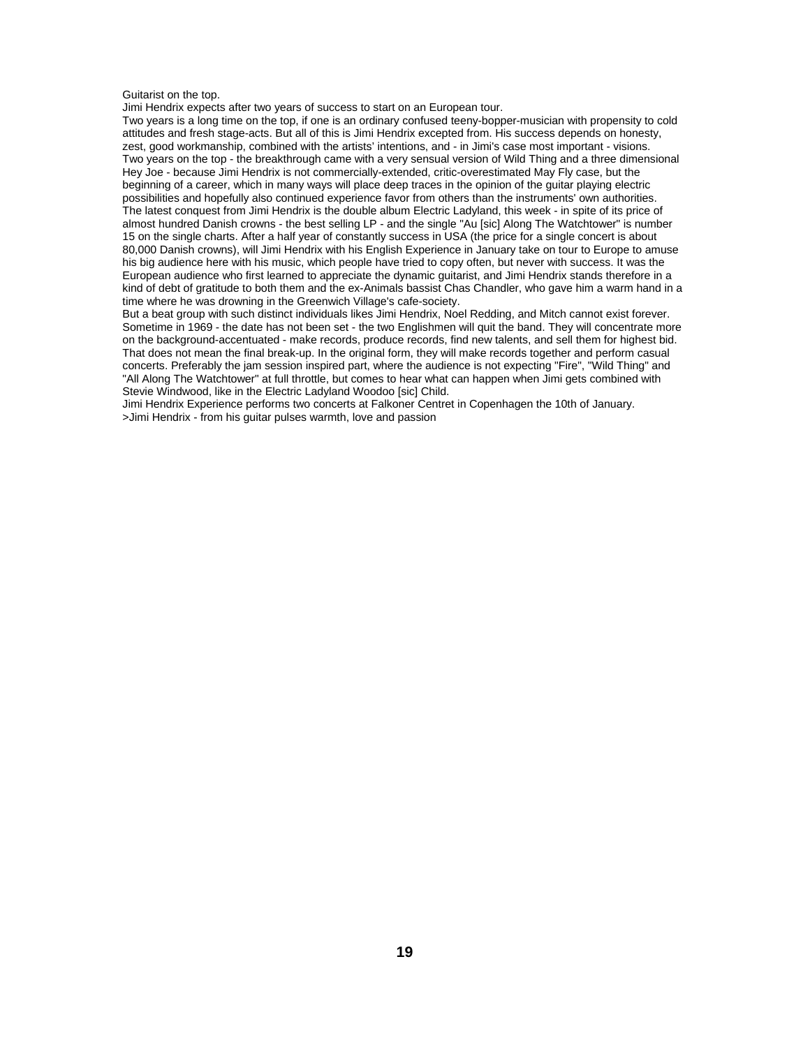Guitarist on the top.

Jimi Hendrix expects after two years of success to start on an European tour.

Two years is a long time on the top, if one is an ordinary confused teeny-bopper-musician with propensity to cold attitudes and fresh stage-acts. But all of this is Jimi Hendrix excepted from. His success depends on honesty, zest, good workmanship, combined with the artists' intentions, and - in Jimi's case most important - visions. Two years on the top - the breakthrough came with a very sensual version of Wild Thing and a three dimensional Hey Joe - because Jimi Hendrix is not commercially-extended, critic-overestimated May Fly case, but the beginning of a career, which in many ways will place deep traces in the opinion of the guitar playing electric possibilities and hopefully also continued experience favor from others than the instruments' own authorities. The latest conquest from Jimi Hendrix is the double album Electric Ladyland, this week - in spite of its price of almost hundred Danish crowns - the best selling LP - and the single "Au [sic] Along The Watchtower" is number 15 on the single charts. After a half year of constantly success in USA (the price for a single concert is about 80,000 Danish crowns), will Jimi Hendrix with his English Experience in January take on tour to Europe to amuse his big audience here with his music, which people have tried to copy often, but never with success. It was the European audience who first learned to appreciate the dynamic guitarist, and Jimi Hendrix stands therefore in a kind of debt of gratitude to both them and the ex-Animals bassist Chas Chandler, who gave him a warm hand in a time where he was drowning in the Greenwich Village's cafe-society.

But a beat group with such distinct individuals likes Jimi Hendrix, Noel Redding, and Mitch cannot exist forever. Sometime in 1969 - the date has not been set - the two Englishmen will quit the band. They will concentrate more on the background-accentuated - make records, produce records, find new talents, and sell them for highest bid. That does not mean the final break-up. In the original form, they will make records together and perform casual concerts. Preferably the jam session inspired part, where the audience is not expecting "Fire", "Wild Thing" and "All Along The Watchtower" at full throttle, but comes to hear what can happen when Jimi gets combined with Stevie Windwood, like in the Electric Ladyland Woodoo [sic] Child.

Jimi Hendrix Experience performs two concerts at Falkoner Centret in Copenhagen the 10th of January.

>Jimi Hendrix - from his guitar pulses warmth, love and passion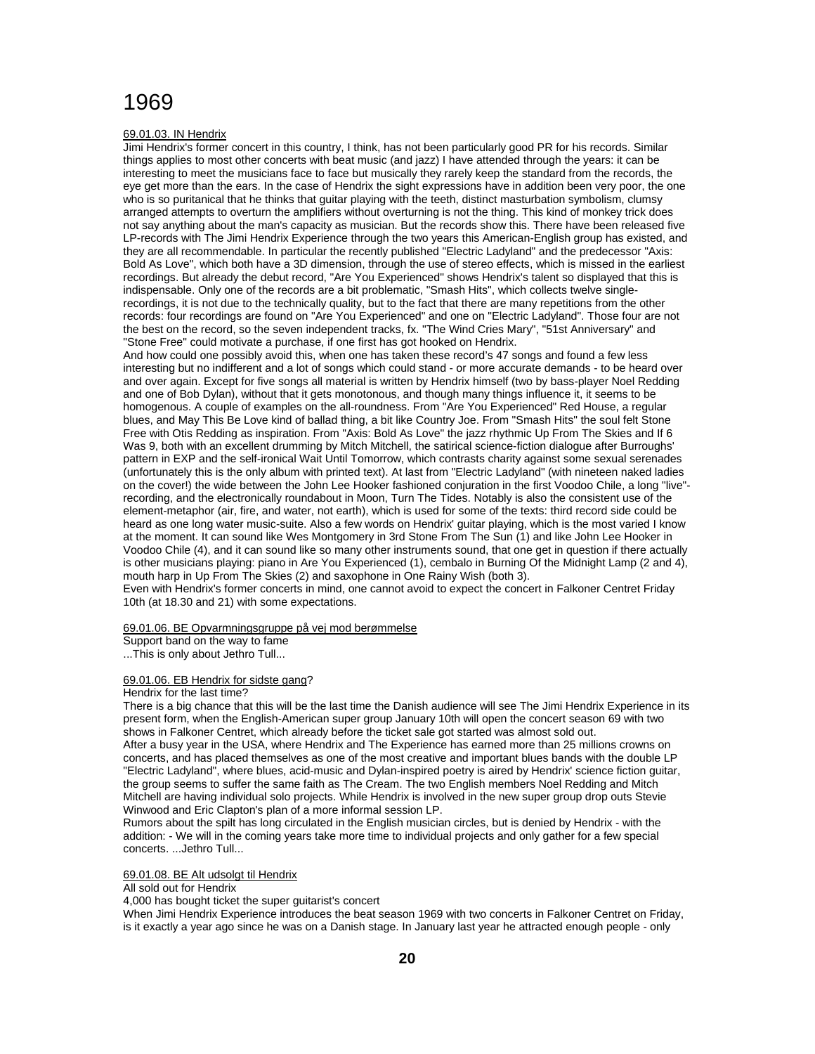# 1969

69.01.03. IN Hendrix

Jimi Hendrix's former concert in this country, I think, has not been particularly good PR for his records. Similar things applies to most other concerts with beat music (and jazz) I have attended through the years: it can be interesting to meet the musicians face to face but musically they rarely keep the standard from the records, the eye get more than the ears. In the case of Hendrix the sight expressions have in addition been very poor, the one who is so puritanical that he thinks that guitar playing with the teeth, distinct masturbation symbolism, clumsy arranged attempts to overturn the amplifiers without overturning is not the thing. This kind of monkey trick does not say anything about the man's capacity as musician. But the records show this. There have been released five LP-records with The Jimi Hendrix Experience through the two years this American-English group has existed, and they are all recommendable. In particular the recently published "Electric Ladyland" and the predecessor "Axis: Bold As Love", which both have a 3D dimension, through the use of stereo effects, which is missed in the earliest recordings. But already the debut record, "Are You Experienced" shows Hendrix's talent so displayed that this is indispensable. Only one of the records are a bit problematic, "Smash Hits", which collects twelve single-recordings, it is not due to the technically quality, but to the fact that there are many repetitions from the other records: four recordings are found on "Are You Experienced" and one on "Electric Ladyland". Those four are not the best on the record, so the seven independent tracks, fx. "The Wind Cries Mary", "51st Anniversary" and "Stone Free" could motivate a purchase, if one first has got hooked on Hendrix.

And how could one possibly avoid this, when one has taken these record's 47 songs and found a few less interesting but no indifferent and a lot of songs which could stand - or more accurate demands - to be heard over and over again. Except for five songs all material is written by Hendrix himself (two by bass-player Noel Redding and one of Bob Dylan), without that it gets monotonous, and though many things influence it, it seems to be homogenous. A couple of examples on the all-roundness. From "Are You Experienced" Red House, a regular blues, and May This Be Love kind of ballad thing, a bit like Country Joe. From "Smash Hits" the soul felt Stone Free with Otis Redding as inspiration. From "Axis: Bold As Love" the jazz rhythmic Up From The Skies and If 6 Was 9, both with an excellent drumming by Mitch Mitchell, the satirical science-fiction dialogue after Burroughs' pattern in EXP and the self-ironical Wait Until Tomorrow, which contrasts charity against some sexual serenades (unfortunately this is the only album with printed text). At last from "Electric Ladyland" (with nineteen naked ladies on the cover!) the wide between the John Lee Hooker fashioned conjuration in the first Voodoo Chile, a long "live"-recording, and the electronically roundabout in Moon, Turn The Tides. Notably is also the consistent use of the element-metaphor (air, fire, and water, not earth), which is used for some of the texts: third record side could be heard as one long water music-suite. Also a few words on Hendrix' guitar playing, which is the most varied I know at the moment. It can sound like Wes Montgomery in 3rd Stone From The Sun (1) and like John Lee Hooker in Voodoo Chile (4), and it can sound like so many other instruments sound, that one get in question if there actually is other musicians playing: piano in Are You Experienced (1), cembalo in Burning Of the Midnight Lamp (2 and 4), mouth harp in Up From The Skies (2) and saxophone in One Rainy Wish (both 3).

Even with Hendrix's former concerts in mind, one cannot avoid to expect the concert in Falkoner Centret Friday 10th (at 18.30 and 21) with some expectations.

69.01.06. BE Opvarmningsgruppe på vej mod berømmelse

Support band on the way to fame

...This is only about Jethro Tull...

69.01.06. EB Hendrix for sidste gang?

Hendrix for the last time?

There is a big chance that this will be the last time the Danish audience will see The Jimi Hendrix Experience in its present form, when the English-American super group January 10th will open the concert season 69 with two shows in Falkoner Centret, which already before the ticket sale got started was almost sold out.

After a busy year in the USA, where Hendrix and The Experience has earned more than 25 millions crowns on concerts, and has placed themselves as one of the most creative and important blues bands with the double LP "Electric Ladyland", where blues, acid-music and Dylan-inspired poetry is aired by Hendrix' science fiction guitar, the group seems to suffer the same faith as The Cream. The two English members Noel Redding and Mitch Mitchell are having individual solo projects. While Hendrix is involved in the new super group drop outs Stevie Winwood and Eric Clapton's plan of a more informal session LP.

Rumors about the spilt has long circulated in the English musician circles, but is denied by Hendrix - with the addition: - We will in the coming years take more time to individual projects and only gather for a few special concerts. ...Jethro Tull...

69.01.08. BE Alt udsolgt til Hendrix

All sold out for Hendrix

4,000 has bought ticket the super guitarist's concert

When Jimi Hendrix Experience introduces the beat season 1969 with two concerts in Falkoner Centret on Friday, is it exactly a year ago since he was on a Danish stage. In January last year he attracted enough people - only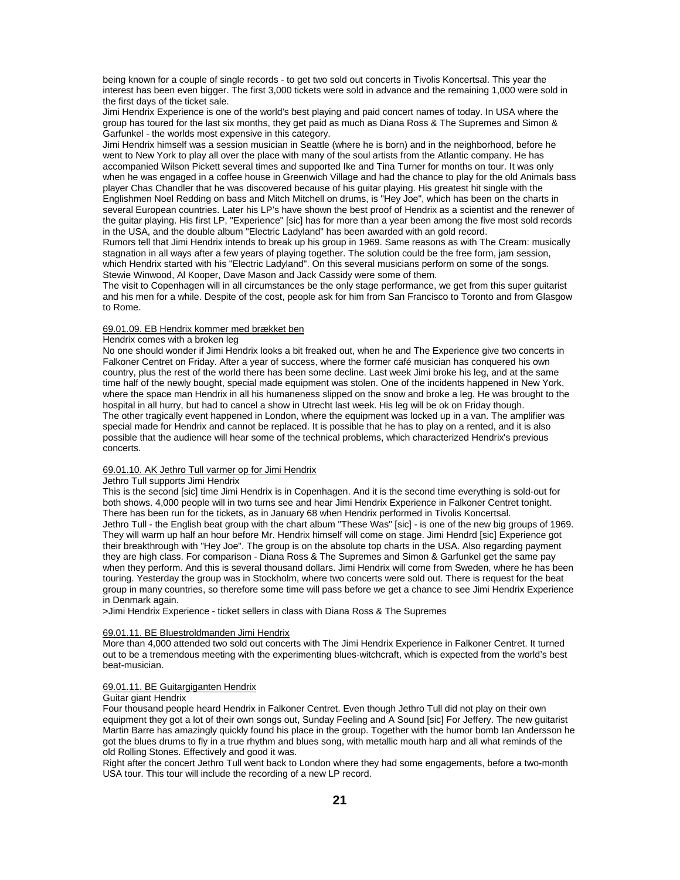being known for a couple of single records - to get two sold out concerts in Tivolis Koncertsal. This year the interest has been even bigger. The first 3,000 tickets were sold in advance and the remaining 1,000 were sold in the first days of the ticket sale.

Jimi Hendrix Experience is one of the world's best playing and paid concert names of today. In USA where the group has toured for the last six months, they get paid as much as Diana Ross & The Supremes and Simon & Garfunkel - the worlds most expensive in this category.

Jimi Hendrix himself was a session musician in Seattle (where he is born) and in the neighborhood, before he went to New York to play all over the place with many of the soul artists from the Atlantic company. He has accompanied Wilson Pickett several times and supported Ike and Tina Turner for months on tour. It was only when he was engaged in a coffee house in Greenwich Village and had the chance to play for the old Animals bass player Chas Chandler that he was discovered because of his guitar playing. His greatest hit single with the Englishmen Noel Redding on bass and Mitch Mitchell on drums, is "Hey Joe", which has been on the charts in several European countries. Later his LP's have shown the best proof of Hendrix as a scientist and the renewer of the guitar playing. His first LP, "Experience" [sic] has for more than a year been among the five most sold records in the USA, and the double album "Electric Ladyland" has been awarded with an gold record.

Rumors tell that Jimi Hendrix intends to break up his group in 1969. Same reasons as with The Cream: musically stagnation in all ways after a few years of playing together. The solution could be the free form, jam session, which Hendrix started with his "Electric Ladyland". On this several musicians perform on some of the songs. Stewie Winwood, Al Kooper, Dave Mason and Jack Cassidy were some of them.

The visit to Copenhagen will in all circumstances be the only stage performance, we get from this super guitarist and his men for a while. Despite of the cost, people ask for him from San Francisco to Toronto and from Glasgow to Rome.

<u>69.01.09. EB Hendrix kommer med brækket ben</u>

Hendrix comes with a broken leg

No one should wonder if Jimi Hendrix looks a bit freaked out, when he and The Experience give two concerts in Falkoner Centret on Friday. After a year of success, where the former café musician has conquered his own country, plus the rest of the world there has been some decline. Last week Jimi broke his leg, and at the same time half of the newly bought, special made equipment was stolen. One of the incidents happened in New York, where the space man Hendrix in all his humaneness slipped on the snow and broke a leg. He was brought to the hospital in all hurry, but had to cancel a show in Utrecht last week. His leg will be ok on Friday though.

The other tragically event happened in London, where the equipment was locked up in a van. The amplifier was special made for Hendrix and cannot be replaced. It is possible that he has to play on a rented, and it is also possible that the audience will hear some of the technical problems, which characterized Hendrix's previous concerts.

<u>69.01.10. AK Jethro Tull varmer op for Jimi Hendrix</u>

Jethro Tull supports Jimi Hendrix

This is the second [sic] time Jimi Hendrix is in Copenhagen. And it is the second time everything is sold-out for both shows. 4,000 people will in two turns see and hear Jimi Hendrix Experience in Falkoner Centret tonight. There has been run for the tickets, as in January 68 when Hendrix performed in Tivolis Koncertsal.

Jethro Tull - the English beat group with the chart album "These Was" [sic] - is one of the new big groups of 1969. They will warm up half an hour before Mr. Hendrix himself will come on stage. Jimi Hendrd [sic] Experience got their breakthrough with "Hey Joe". The group is on the absolute top charts in the USA. Also regarding payment they are high class. For comparison - Diana Ross & The Supremes and Simon & Garfunkel get the same pay when they perform. And this is several thousand dollars. Jimi Hendrix will come from Sweden, where he has been touring. Yesterday the group was in Stockholm, where two concerts were sold out. There is request for the beat group in many countries, so therefore some time will pass before we get a chance to see Jimi Hendrix Experience in Denmark again.

>Jimi Hendrix Experience - ticket sellers in class with Diana Ross & The Supremes

<u>69.01.11. BE Bluestroldmanden Jimi Hendrix</u>

More than 4,000 attended two sold out concerts with The Jimi Hendrix Experience in Falkoner Centret. It turned out to be a tremendous meeting with the experimenting blues-witchcraft, which is expected from the world's best beat-musician.

<u>69.01.11. BE Guitargiganten Hendrix</u>

Guitar giant Hendrix

Four thousand people heard Hendrix in Falkoner Centret. Even though Jethro Tull did not play on their own equipment they got a lot of their own songs out, Sunday Feeling and A Sound [sic] For Jeffery. The new guitarist Martin Barre has amazingly quickly found his place in the group. Together with the humor bomb Ian Andersson he got the blues drums to fly in a true rhythm and blues song, with metallic mouth harp and all what reminds of the old Rolling Stones. Effectively and good it was.

Right after the concert Jethro Tull went back to London where they had some engagements, before a two-month USA tour. This tour will include the recording of a new LP record.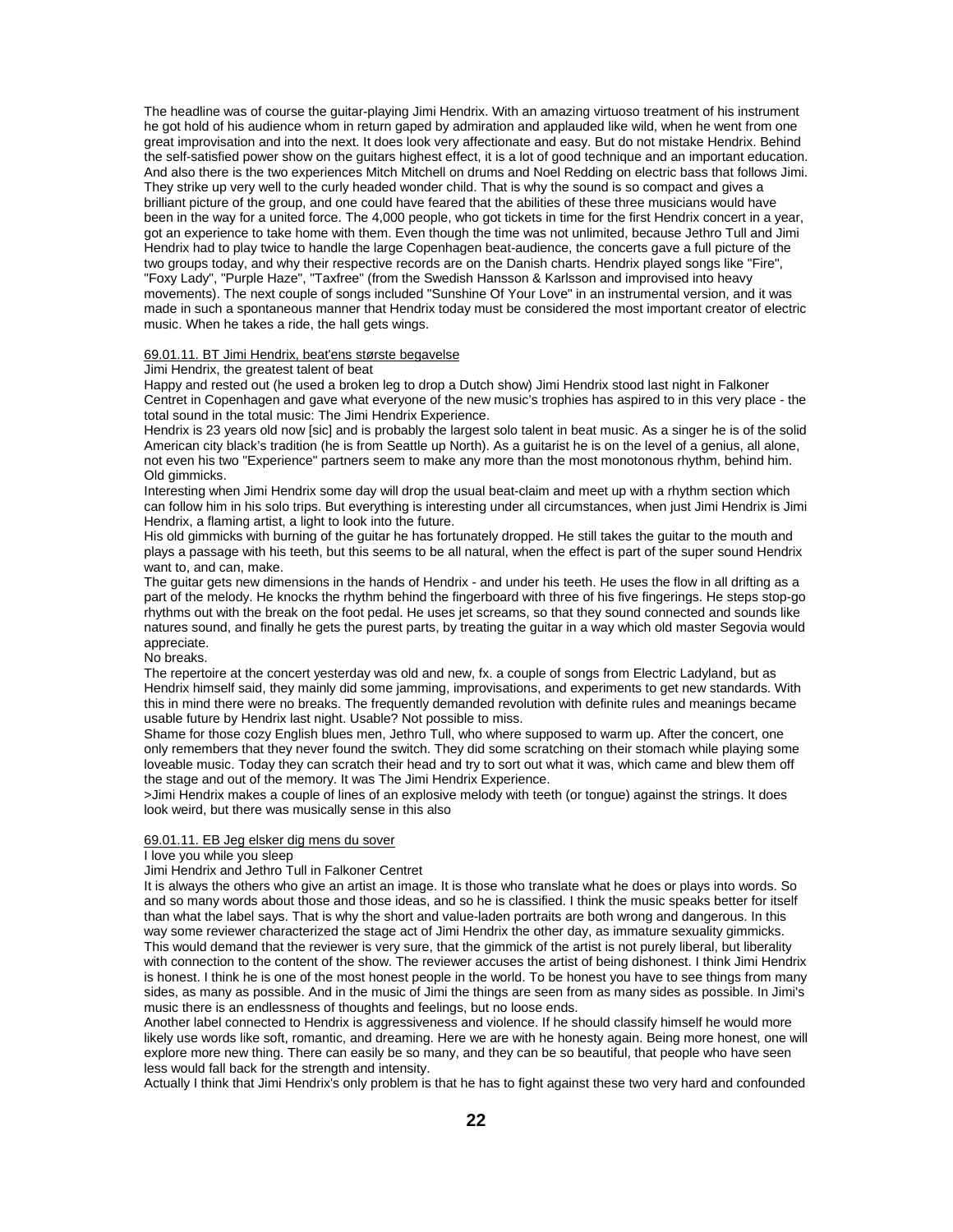The headline was of course the guitar-playing Jimi Hendrix. With an amazing virtuoso treatment of his instrument he got hold of his audience whom in return gaped by admiration and applauded like wild, when he went from one great improvisation and into the next. It does look very affectionate and easy. But do not mistake Hendrix. Behind the self-satisfied power show on the guitars highest effect, it is a lot of good technique and an important education. And also there is the two experiences Mitch Mitchell on drums and Noel Redding on electric bass that follows Jimi. They strike up very well to the curly headed wonder child. That is why the sound is so compact and gives a brilliant picture of the group, and one could have feared that the abilities of these three musicians would have been in the way for a united force. The 4,000 people, who got tickets in time for the first Hendrix concert in a year, got an experience to take home with them. Even though the time was not unlimited, because Jethro Tull and Jimi Hendrix had to play twice to handle the large Copenhagen beat-audience, the concerts gave a full picture of the two groups today, and why their respective records are on the Danish charts. Hendrix played songs like "Fire", "Foxy Lady", "Purple Haze", "Taxfree" (from the Swedish Hansson & Karlsson and improvised into heavy movements). The next couple of songs included "Sunshine Of Your Love" in an instrumental version, and it was made in such a spontaneous manner that Hendrix today must be considered the most important creator of electric music. When he takes a ride, the hall gets wings.

<u>69.01.11. BT Jimi Hendrix, beat'ens største begavelse</u>

Jimi Hendrix, the greatest talent of beat

Happy and rested out (he used a broken leg to drop a Dutch show) Jimi Hendrix stood last night in Falkoner Centret in Copenhagen and gave what everyone of the new music's trophies has aspired to in this very place - the total sound in the total music: The Jimi Hendrix Experience.

Hendrix is 23 years old now [sic] and is probably the largest solo talent in beat music. As a singer he is of the solid American city black's tradition (he is from Seattle up North). As a guitarist he is on the level of a genius, all alone, not even his two "Experience" partners seem to make any more than the most monotonous rhythm, behind him.

Old gimmicks.

Interesting when Jimi Hendrix some day will drop the usual beat-claim and meet up with a rhythm section which can follow him in his solo trips. But everything is interesting under all circumstances, when just Jimi Hendrix is Jimi Hendrix, a flaming artist, a light to look into the future.

His old gimmicks with burning of the guitar he has fortunately dropped. He still takes the guitar to the mouth and plays a passage with his teeth, but this seems to be all natural, when the effect is part of the super sound Hendrix want to, and can, make.

The guitar gets new dimensions in the hands of Hendrix - and under his teeth. He uses the flow in all drifting as a part of the melody. He knocks the rhythm behind the fingerboard with three of his five fingerings. He steps stop-go rhythms out with the break on the foot pedal. He uses jet screams, so that they sound connected and sounds like natures sound, and finally he gets the purest parts, by treating the guitar in a way which old master Segovia would appreciate.

No breaks.

The repertoire at the concert yesterday was old and new, fx. a couple of songs from Electric Ladyland, but as Hendrix himself said, they mainly did some jamming, improvisations, and experiments to get new standards. With this in mind there were no breaks. The frequently demanded revolution with definite rules and meanings became usable future by Hendrix last night. Usable? Not possible to miss.

Shame for those cozy English blues men, Jethro Tull, who where supposed to warm up. After the concert, one only remembers that they never found the switch. They did some scratching on their stomach while playing some loveable music. Today they can scratch their head and try to sort out what it was, which came and blew them off the stage and out of the memory. It was The Jimi Hendrix Experience.

>Jimi Hendrix makes a couple of lines of an explosive melody with teeth (or tongue) against the strings. It does look weird, but there was musically sense in this also

<u>69.01.11. EB Jeg elsker dig mens du sover</u>

I love you while you sleep

Jimi Hendrix and Jethro Tull in Falkoner Centret

It is always the others who give an artist an image. It is those who translate what he does or plays into words. So and so many words about those and those ideas, and so he is classified. I think the music speaks better for itself than what the label says. That is why the short and value-laden portraits are both wrong and dangerous. In this way some reviewer characterized the stage act of Jimi Hendrix the other day, as immature sexuality gimmicks. This would demand that the reviewer is very sure, that the gimmick of the artist is not purely liberal, but liberality with connection to the content of the show. The reviewer accuses the artist of being dishonest. I think Jimi Hendrix is honest. I think he is one of the most honest people in the world. To be honest you have to see things from many sides, as many as possible. And in the music of Jimi the things are seen from as many sides as possible. In Jimi's music there is an endlessness of thoughts and feelings, but no loose ends.

Another label connected to Hendrix is aggressiveness and violence. If he should classify himself he would more likely use words like soft, romantic, and dreaming. Here we are with he honesty again. Being more honest, one will explore more new thing. There can easily be so many, and they can be so beautiful, that people who have seen less would fall back for the strength and intensity.

Actually I think that Jimi Hendrix's only problem is that he has to fight against these two very hard and confounded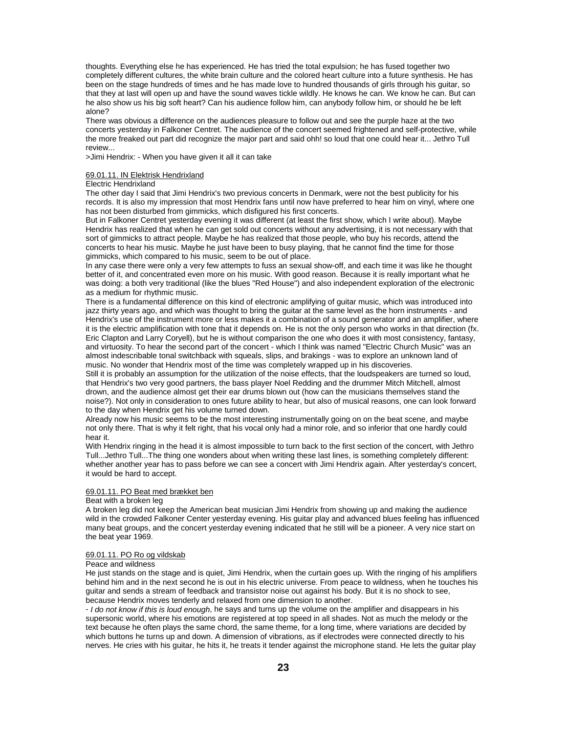thoughts. Everything else he has experienced. He has tried the total expulsion; he has fused together two completely different cultures, the white brain culture and the colored heart culture into a future synthesis. He has been on the stage hundreds of times and he has made love to hundred thousands of girls through his guitar, so that they at last will open up and have the sound waves tickle wildly. He knows he can. We know he can. But can he also show us his big soft heart? Can his audience follow him, can anybody follow him, or should he be left alone?

There was obvious a difference on the audiences pleasure to follow out and see the purple haze at the two concerts yesterday in Falkoner Centret. The audience of the concert seemed frightened and self-protective, while the more freaked out part did recognize the major part and said ohh! so loud that one could hear it... Jethro Tull review...

>Jimi Hendrix: - When you have given it all it can take

69.01.11. IN Elektrisk Hendrixland

Electric Hendrixland

The other day I said that Jimi Hendrix's two previous concerts in Denmark, were not the best publicity for his records. It is also my impression that most Hendrix fans until now have preferred to hear him on vinyl, where one has not been disturbed from gimmicks, which disfigured his first concerts.

But in Falkoner Centret yesterday evening it was different (at least the first show, which I write about). Maybe Hendrix has realized that when he can get sold out concerts without any advertising, it is not necessary with that sort of gimmicks to attract people. Maybe he has realized that those people, who buy his records, attend the concerts to hear his music. Maybe he just have been to busy playing, that he cannot find the time for those gimmicks, which compared to his music, seem to be out of place.

In any case there were only a very few attempts to fuss an sexual show-off, and each time it was like he thought better of it, and concentrated even more on his music. With good reason. Because it is really important what he was doing: a both very traditional (like the blues "Red House") and also independent exploration of the electronic as a medium for rhythmic music.

There is a fundamental difference on this kind of electronic amplifying of guitar music, which was introduced into jazz thirty years ago, and which was thought to bring the guitar at the same level as the horn instruments - and Hendrix's use of the instrument more or less makes it a combination of a sound generator and an amplifier, where it is the electric amplification with tone that it depends on. He is not the only person who works in that direction (fx. Eric Clapton and Larry Coryell), but he is without comparison the one who does it with most consistency, fantasy, and virtuosity. To hear the second part of the concert - which I think was named "Electric Church Music" was an almost indescribable tonal switchback with squeals, slips, and brakings - was to explore an unknown land of music. No wonder that Hendrix most of the time was completely wrapped up in his discoveries.

Still it is probably an assumption for the utilization of the noise effects, that the loudspeakers are turned so loud, that Hendrix's two very good partners, the bass player Noel Redding and the drummer Mitch Mitchell, almost drown, and the audience almost get their ear drums blown out (how can the musicians themselves stand the noise?). Not only in consideration to ones future ability to hear, but also of musical reasons, one can look forward to the day when Hendrix get his volume turned down.

Already now his music seems to be the most interesting instrumentally going on on the beat scene, and maybe not only there. That is why it felt right, that his vocal only had a minor role, and so inferior that one hardly could hear it.

With Hendrix ringing in the head it is almost impossible to turn back to the first section of the concert, with Jethro Tull...Jethro Tull...The thing one wonders about when writing these last lines, is something completely different: whether another year has to pass before we can see a concert with Jimi Hendrix again. After yesterday's concert, it would be hard to accept.

69.01.11. PO Beat med brækket ben

Beat with a broken leg

A broken leg did not keep the American beat musician Jimi Hendrix from showing up and making the audience wild in the crowded Falkoner Center yesterday evening. His guitar play and advanced blues feeling has influenced many beat groups, and the concert yesterday evening indicated that he still will be a pioneer. A very nice start on the beat year 1969.

69.01.11. PO Ro og vildskab

Peace and wildness

He just stands on the stage and is quiet, Jimi Hendrix, when the curtain goes up. With the ringing of his amplifiers behind him and in the next second he is out in his electric universe. From peace to wildness, when he touches his guitar and sends a stream of feedback and transistor noise out against his body. But it is no shock to see, because Hendrix moves tenderly and relaxed from one dimension to another.

- *I do not know if this is loud enough*, he says and turns up the volume on the amplifier and disappears in his supersonic world, where his emotions are registered at top speed in all shades. Not as much the melody or the text because he often plays the same chord, the same theme, for a long time, where variations are decided by which buttons he turns up and down. A dimension of vibrations, as if electrodes were connected directly to his nerves. He cries with his guitar, he hits it, he treats it tender against the microphone stand. He lets the guitar play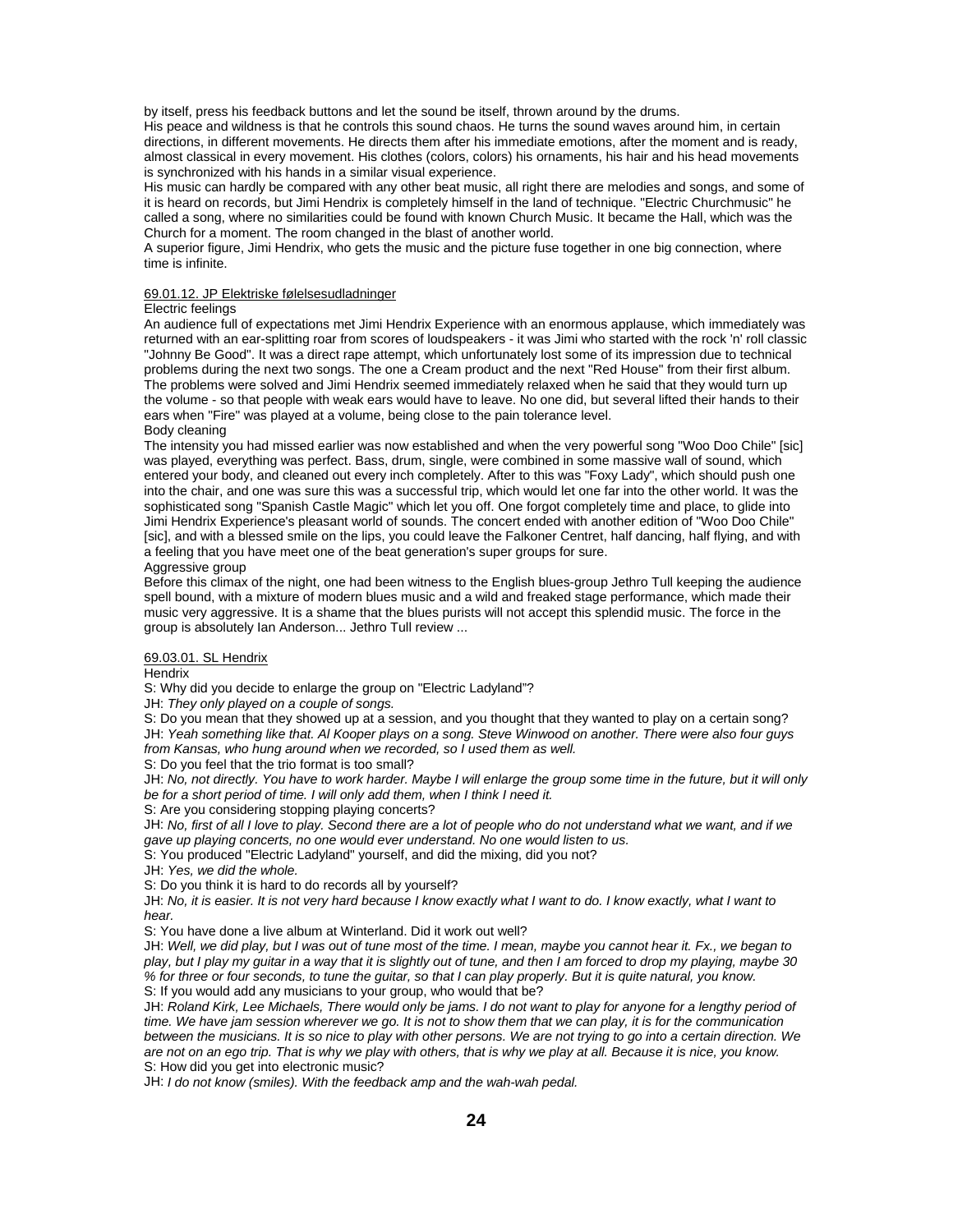by itself, press his feedback buttons and let the sound be itself, thrown around by the drums.
His peace and wildness is that he controls this sound chaos. He turns the sound waves around him, in certain directions, in different movements. He directs them after his immediate emotions, after the moment and is ready, almost classical in every movement. His clothes (colors, colors) his ornaments, his hair and his head movements is synchronized with his hands in a similar visual experience.
His music can hardly be compared with any other beat music, all right there are melodies and songs, and some of it is heard on records, but Jimi Hendrix is completely himself in the land of technique. "Electric Churchmusic" he called a song, where no similarities could be found with known Church Music. It became the Hall, which was the Church for a moment. The room changed in the blast of another world.
A superior figure, Jimi Hendrix, who gets the music and the picture fuse together in one big connection, where time is infinite.

<u>69.01.12. JP Elektriske følelsesudladninger</u>

Electric feelings

An audience full of expectations met Jimi Hendrix Experience with an enormous applause, which immediately was returned with an ear-splitting roar from scores of loudspeakers - it was Jimi who started with the rock 'n' roll classic "Johnny Be Good". It was a direct rape attempt, which unfortunately lost some of its impression due to technical problems during the next two songs. The one a Cream product and the next "Red House" from their first album. The problems were solved and Jimi Hendrix seemed immediately relaxed when he said that they would turn up the volume - so that people with weak ears would have to leave. No one did, but several lifted their hands to their ears when "Fire" was played at a volume, being close to the pain tolerance level.

Body cleaning

The intensity you had missed earlier was now established and when the very powerful song "Woo Doo Chile" [sic] was played, everything was perfect. Bass, drum, single, were combined in some massive wall of sound, which entered your body, and cleaned out every inch completely. After to this was "Foxy Lady", which should push one into the chair, and one was sure this was a successful trip, which would let one far into the other world. It was the sophisticated song "Spanish Castle Magic" which let you off. One forgot completely time and place, to glide into Jimi Hendrix Experience's pleasant world of sounds. The concert ended with another edition of "Woo Doo Chile" [sic], and with a blessed smile on the lips, you could leave the Falkoner Centret, half dancing, half flying, and with a feeling that you have meet one of the beat generation's super groups for sure.

Aggressive group

Before this climax of the night, one had been witness to the English blues-group Jethro Tull keeping the audience spell bound, with a mixture of modern blues music and a wild and freaked stage performance, which made their music very aggressive. It is a shame that the blues purists will not accept this splendid music. The force in the group is absolutely Ian Anderson... Jethro Tull review ...

<u>69.03.01. SL Hendrix</u>

Hendrix

S: Why did you decide to enlarge the group on "Electric Ladyland"?
JH: *They only played on a couple of songs.*
S: Do you mean that they showed up at a session, and you thought that they wanted to play on a certain song?
JH: *Yeah something like that. Al Kooper plays on a song. Steve Winwood on another. There were also four guys from Kansas, who hung around when we recorded, so I used them as well.*
S: Do you feel that the trio format is too small?
JH: *No, not directly. You have to work harder. Maybe I will enlarge the group some time in the future, but it will only be for a short period of time. I will only add them, when I think I need it.*
S: Are you considering stopping playing concerts?
JH: *No, first of all I love to play. Second there are a lot of people who do not understand what we want, and if we gave up playing concerts, no one would ever understand. No one would listen to us.*
S: You produced "Electric Ladyland" yourself, and did the mixing, did you not?
JH: *Yes, we did the whole.*
S: Do you think it is hard to do records all by yourself?
JH: *No, it is easier. It is not very hard because I know exactly what I want to do. I know exactly, what I want to hear.*
S: You have done a live album at Winterland. Did it work out well?
JH: *Well, we did play, but I was out of tune most of the time. I mean, maybe you cannot hear it. Fx., we began to play, but I play my guitar in a way that it is slightly out of tune, and then I am forced to drop my playing, maybe 30 % for three or four seconds, to tune the guitar, so that I can play properly. But it is quite natural, you know.*
S: If you would add any musicians to your group, who would that be?
JH: *Roland Kirk, Lee Michaels, There would only be jams. I do not want to play for anyone for a lengthy period of time. We have jam session wherever we go. It is not to show them that we can play, it is for the communication between the musicians. It is so nice to play with other persons. We are not trying to go into a certain direction. We are not on an ego trip. That is why we play with others, that is why we play at all. Because it is nice, you know.*
S: How did you get into electronic music?
JH: *I do not know (smiles). With the feedback amp and the wah-wah pedal.*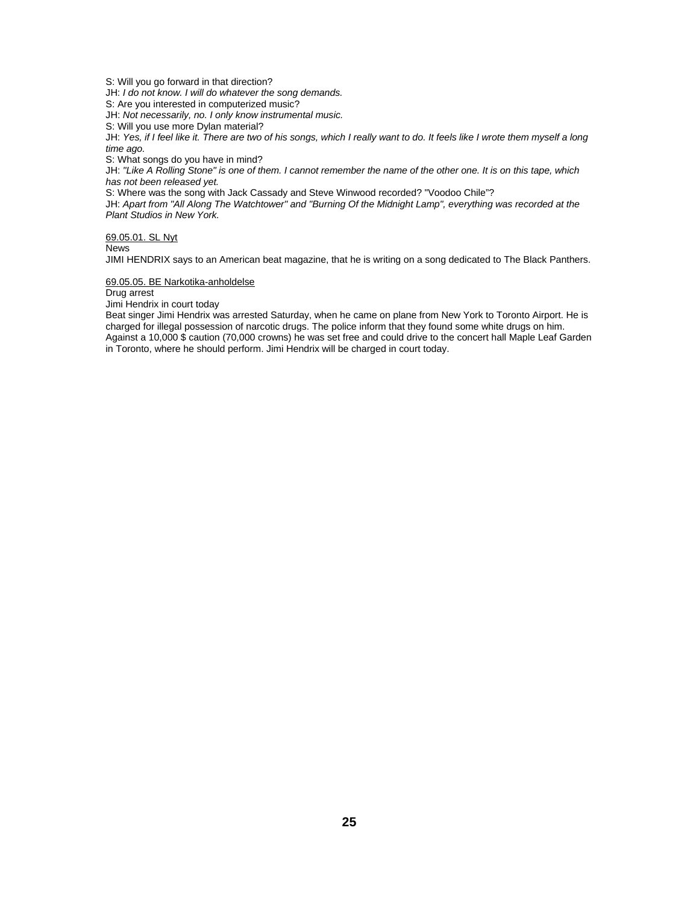S: Will you go forward in that direction?
JH: *I do not know. I will do whatever the song demands.*
S: Are you interested in computerized music?
JH: *Not necessarily, no. I only know instrumental music.*
S: Will you use more Dylan material?
JH: *Yes, if I feel like it. There are two of his songs, which I really want to do. It feels like I wrote them myself a long time ago.*
S: What songs do you have in mind?
JH: *"Like A Rolling Stone" is one of them. I cannot remember the name of the other one. It is on this tape, which has not been released yet.*
S: Where was the song with Jack Cassady and Steve Winwood recorded? "Voodoo Chile"?
JH: *Apart from "All Along The Watchtower" and "Burning Of the Midnight Lamp", everything was recorded at the Plant Studios in New York.*

<u>69.05.01. SL Nyt</u>
News
JIMI HENDRIX says to an American beat magazine, that he is writing on a song dedicated to The Black Panthers.

<u>69.05.05. BE Narkotika-anholdelse</u>
Drug arrest
Jimi Hendrix in court today
Beat singer Jimi Hendrix was arrested Saturday, when he came on plane from New York to Toronto Airport. He is charged for illegal possession of narcotic drugs. The police inform that they found some white drugs on him. Against a 10,000 $ caution (70,000 crowns) he was set free and could drive to the concert hall Maple Leaf Garden in Toronto, where he should perform. Jimi Hendrix will be charged in court today.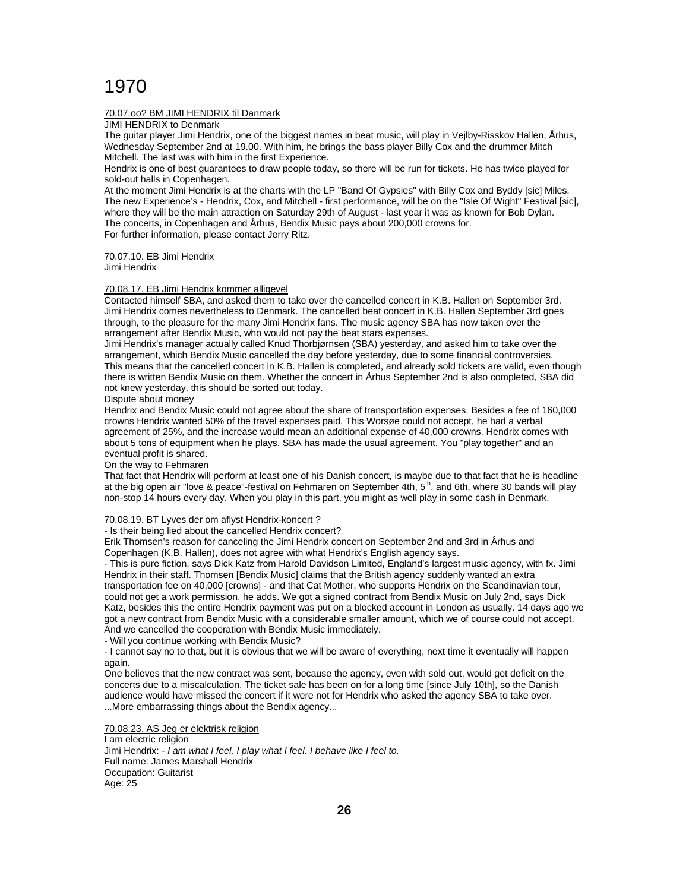# 1970

<u>70.07.oo? BM JIMI HENDRIX til Danmark</u>

JIMI HENDRIX to Denmark

The guitar player Jimi Hendrix, one of the biggest names in beat music, will play in Vejlby-Risskov Hallen, Århus, Wednesday September 2nd at 19.00. With him, he brings the bass player Billy Cox and the drummer Mitch Mitchell. The last was with him in the first Experience.

Hendrix is one of best guarantees to draw people today, so there will be run for tickets. He has twice played for sold-out halls in Copenhagen.

At the moment Jimi Hendrix is at the charts with the LP "Band Of Gypsies" with Billy Cox and Byddy [sic] Miles. The new Experience's - Hendrix, Cox, and Mitchell - first performance, will be on the "Isle Of Wight" Festival [sic], where they will be the main attraction on Saturday 29th of August - last year it was as known for Bob Dylan.

The concerts, in Copenhagen and Århus, Bendix Music pays about 200,000 crowns for.

For further information, please contact Jerry Ritz.

<u>70.07.10. EB Jimi Hendrix</u>

Jimi Hendrix

<u>70.08.17. EB Jimi Hendrix kommer alligevel</u>

Contacted himself SBA, and asked them to take over the cancelled concert in K.B. Hallen on September 3rd. Jimi Hendrix comes nevertheless to Denmark. The cancelled beat concert in K.B. Hallen September 3rd goes through, to the pleasure for the many Jimi Hendrix fans. The music agency SBA has now taken over the arrangement after Bendix Music, who would not pay the beat stars expenses.

Jimi Hendrix's manager actually called Knud Thorbjørnsen (SBA) yesterday, and asked him to take over the arrangement, which Bendix Music cancelled the day before yesterday, due to some financial controversies. This means that the cancelled concert in K.B. Hallen is completed, and already sold tickets are valid, even though there is written Bendix Music on them. Whether the concert in Århus September 2nd is also completed, SBA did not knew yesterday, this should be sorted out today.

Dispute about money

Hendrix and Bendix Music could not agree about the share of transportation expenses. Besides a fee of 160,000 crowns Hendrix wanted 50% of the travel expenses paid. This Worsøe could not accept, he had a verbal agreement of 25%, and the increase would mean an additional expense of 40,000 crowns. Hendrix comes with about 5 tons of equipment when he plays. SBA has made the usual agreement. You "play together" and an eventual profit is shared.

On the way to Fehmaren

That fact that Hendrix will perform at least one of his Danish concert, is maybe due to that fact that he is headline at the big open air "love & peace"-festival on Fehmaren on September 4th, 5th, and 6th, where 30 bands will play non-stop 14 hours every day. When you play in this part, you might as well play in some cash in Denmark.

<u>70.08.19. BT Lyves der om aflyst Hendrix-koncert ?</u>

- Is their being lied about the cancelled Hendrix concert?

Erik Thomsen's reason for canceling the Jimi Hendrix concert on September 2nd and 3rd in Århus and Copenhagen (K.B. Hallen), does not agree with what Hendrix's English agency says.

- This is pure fiction, says Dick Katz from Harold Davidson Limited, England's largest music agency, with fx. Jimi Hendrix in their staff. Thomsen [Bendix Music] claims that the British agency suddenly wanted an extra transportation fee on 40,000 [crowns] - and that Cat Mother, who supports Hendrix on the Scandinavian tour, could not get a work permission, he adds. We got a signed contract from Bendix Music on July 2nd, says Dick Katz, besides this the entire Hendrix payment was put on a blocked account in London as usually. 14 days ago we got a new contract from Bendix Music with a considerable smaller amount, which we of course could not accept. And we cancelled the cooperation with Bendix Music immediately.

- Will you continue working with Bendix Music?

- I cannot say no to that, but it is obvious that we will be aware of everything, next time it eventually will happen again.

One believes that the new contract was sent, because the agency, even with sold out, would get deficit on the concerts due to a miscalculation. The ticket sale has been on for a long time [since July 10th], so the Danish audience would have missed the concert if it were not for Hendrix who asked the agency SBA to take over.

...More embarrassing things about the Bendix agency...

<u>70.08.23. AS Jeg er elektrisk religion</u>

I am electric religion

Jimi Hendrix: - *I am what I feel. I play what I feel. I behave like I feel to.*

Full name: James Marshall Hendrix

Occupation: Guitarist

Age: 25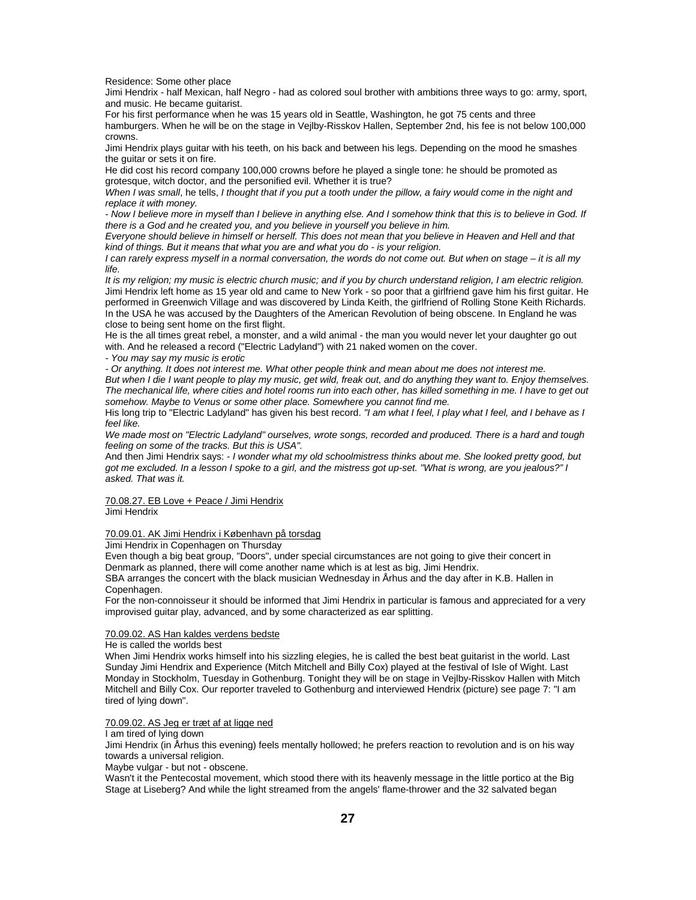Residence: Some other place

Jimi Hendrix - half Mexican, half Negro - had as colored soul brother with ambitions three ways to go: army, sport, and music. He became guitarist.

For his first performance when he was 15 years old in Seattle, Washington, he got 75 cents and three hamburgers. When he will be on the stage in Vejlby-Risskov Hallen, September 2nd, his fee is not below 100,000 crowns.

Jimi Hendrix plays guitar with his teeth, on his back and between his legs. Depending on the mood he smashes the guitar or sets it on fire.

He did cost his record company 100,000 crowns before he played a single tone: he should be promoted as grotesque, witch doctor, and the personified evil. Whether it is true?

*When I was small*, he tells, *I thought that if you put a tooth under the pillow, a fairy would come in the night and replace it with money.*

*- Now I believe more in myself than I believe in anything else. And I somehow think that this is to believe in God. If there is a God and he created you, and you believe in yourself you believe in him.*

*Everyone should believe in himself or herself. This does not mean that you believe in Heaven and Hell and that kind of things. But it means that what you are and what you do - is your religion.*

*I can rarely express myself in a normal conversation, the words do not come out. But when on stage – it is all my life.*

*It is my religion; my music is electric church music; and if you by church understand religion, I am electric religion.*

Jimi Hendrix left home as 15 year old and came to New York - so poor that a girlfriend gave him his first guitar. He performed in Greenwich Village and was discovered by Linda Keith, the girlfriend of Rolling Stone Keith Richards. In the USA he was accused by the Daughters of the American Revolution of being obscene. In England he was close to being sent home on the first flight.

He is the all times great rebel, a monster, and a wild animal - the man you would never let your daughter go out with. And he released a record ("Electric Ladyland") with 21 naked women on the cover.

*- You may say my music is erotic*

*- Or anything. It does not interest me. What other people think and mean about me does not interest me.*

*But when I die I want people to play my music, get wild, freak out, and do anything they want to. Enjoy themselves. The mechanical life, where cities and hotel rooms run into each other, has killed something in me. I have to get out somehow. Maybe to Venus or some other place. Somewhere you cannot find me.*

His long trip to "Electric Ladyland" has given his best record. *"I am what I feel, I play what I feel, and I behave as I feel like.*

*We made most on "Electric Ladyland" ourselves, wrote songs, recorded and produced. There is a hard and tough feeling on some of the tracks. But this is USA".*

And then Jimi Hendrix says: - *I wonder what my old schoolmistress thinks about me. She looked pretty good, but got me excluded. In a lesson I spoke to a girl, and the mistress got up-set. "What is wrong, are you jealous?" I asked. That was it.*

70.08.27. EB Love + Peace / Jimi Hendrix

Jimi Hendrix

70.09.01. AK Jimi Hendrix i København på torsdag

Jimi Hendrix in Copenhagen on Thursday

Even though a big beat group, "Doors", under special circumstances are not going to give their concert in Denmark as planned, there will come another name which is at lest as big, Jimi Hendrix.

SBA arranges the concert with the black musician Wednesday in Århus and the day after in K.B. Hallen in Copenhagen.

For the non-connoisseur it should be informed that Jimi Hendrix in particular is famous and appreciated for a very improvised guitar play, advanced, and by some characterized as ear splitting.

70.09.02. AS Han kaldes verdens bedste

He is called the worlds best

When Jimi Hendrix works himself into his sizzling elegies, he is called the best beat guitarist in the world. Last Sunday Jimi Hendrix and Experience (Mitch Mitchell and Billy Cox) played at the festival of Isle of Wight. Last Monday in Stockholm, Tuesday in Gothenburg. Tonight they will be on stage in Vejlby-Risskov Hallen with Mitch Mitchell and Billy Cox. Our reporter traveled to Gothenburg and interviewed Hendrix (picture) see page 7: "I am tired of lying down".

70.09.02. AS Jeg er træt af at ligge ned

I am tired of lying down

Jimi Hendrix (in Århus this evening) feels mentally hollowed; he prefers reaction to revolution and is on his way towards a universal religion.

Maybe vulgar - but not - obscene.

Wasn't it the Pentecostal movement, which stood there with its heavenly message in the little portico at the Big Stage at Liseberg? And while the light streamed from the angels' flame-thrower and the 32 salvated began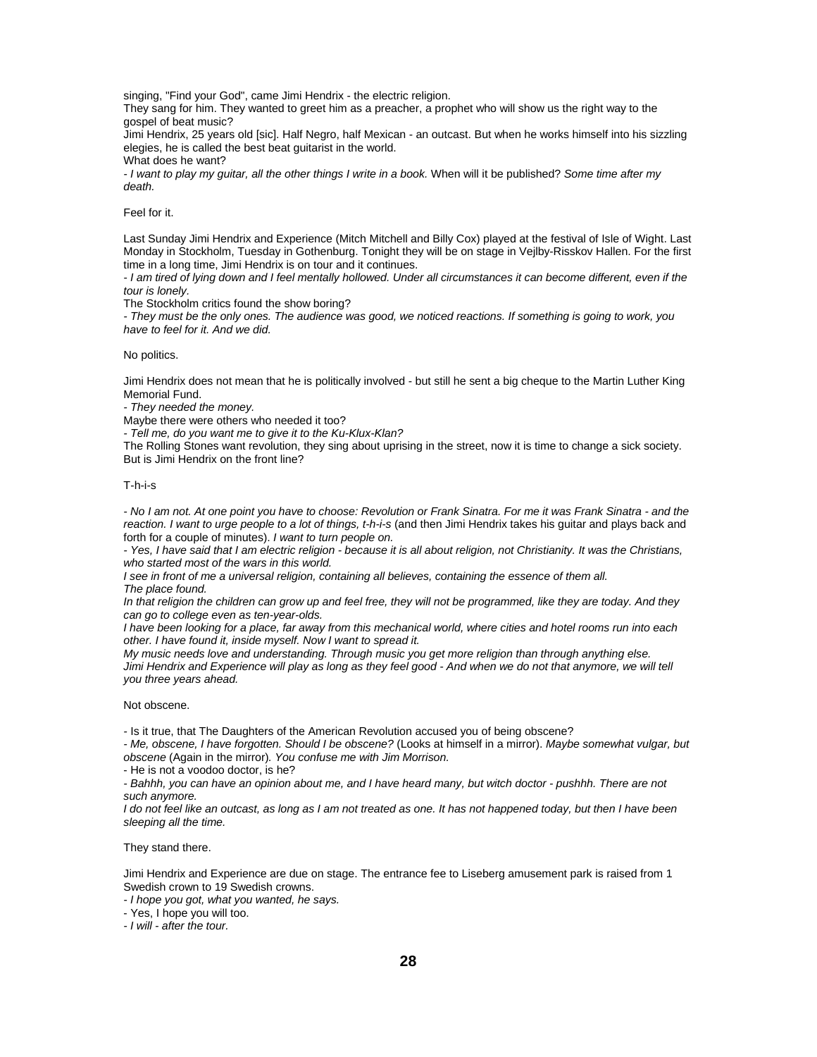singing, "Find your God", came Jimi Hendrix - the electric religion.
They sang for him. They wanted to greet him as a preacher, a prophet who will show us the right way to the gospel of beat music?
Jimi Hendrix, 25 years old [sic]. Half Negro, half Mexican - an outcast. But when he works himself into his sizzling elegies, he is called the best beat guitarist in the world.
What does he want?
*- I want to play my guitar, all the other things I write in a book.* When will it be published? *Some time after my death.*

Feel for it.

Last Sunday Jimi Hendrix and Experience (Mitch Mitchell and Billy Cox) played at the festival of Isle of Wight. Last Monday in Stockholm, Tuesday in Gothenburg. Tonight they will be on stage in Vejlby-Risskov Hallen. For the first time in a long time, Jimi Hendrix is on tour and it continues.
*- I am tired of lying down and I feel mentally hollowed. Under all circumstances it can become different, even if the tour is lonely.*
The Stockholm critics found the show boring?
*- They must be the only ones. The audience was good, we noticed reactions. If something is going to work, you have to feel for it. And we did.*

No politics.

Jimi Hendrix does not mean that he is politically involved - but still he sent a big cheque to the Martin Luther King Memorial Fund.
*- They needed the money.*
Maybe there were others who needed it too?
*- Tell me, do you want me to give it to the Ku-Klux-Klan?*
The Rolling Stones want revolution, they sing about uprising in the street, now it is time to change a sick society. But is Jimi Hendrix on the front line?

T-h-i-s

*- No I am not. At one point you have to choose: Revolution or Frank Sinatra. For me it was Frank Sinatra - and the reaction. I want to urge people to a lot of things, t-h-i-s* (and then Jimi Hendrix takes his guitar and plays back and forth for a couple of minutes). *I want to turn people on.*
*- Yes, I have said that I am electric religion - because it is all about religion, not Christianity. It was the Christians, who started most of the wars in this world.*
*I see in front of me a universal religion, containing all believes, containing the essence of them all.*
*The place found.*
*In that religion the children can grow up and feel free, they will not be programmed, like they are today. And they can go to college even as ten-year-olds.*
*I have been looking for a place, far away from this mechanical world, where cities and hotel rooms run into each other. I have found it, inside myself. Now I want to spread it.*
*My music needs love and understanding. Through music you get more religion than through anything else.*
*Jimi Hendrix and Experience will play as long as they feel good - And when we do not that anymore, we will tell you three years ahead.*

Not obscene.

- Is it true, that The Daughters of the American Revolution accused you of being obscene?
*- Me, obscene, I have forgotten. Should I be obscene?* (Looks at himself in a mirror). *Maybe somewhat vulgar, but obscene* (Again in the mirror)*. You confuse me with Jim Morrison.*
- He is not a voodoo doctor, is he?
*- Bahhh, you can have an opinion about me, and I have heard many, but witch doctor - pushhh. There are not such anymore.*
*I do not feel like an outcast, as long as I am not treated as one. It has not happened today, but then I have been sleeping all the time.*

They stand there.

Jimi Hendrix and Experience are due on stage. The entrance fee to Liseberg amusement park is raised from 1 Swedish crown to 19 Swedish crowns.
*- I hope you got, what you wanted, he says.*
- Yes, I hope you will too.
*- I will - after the tour.*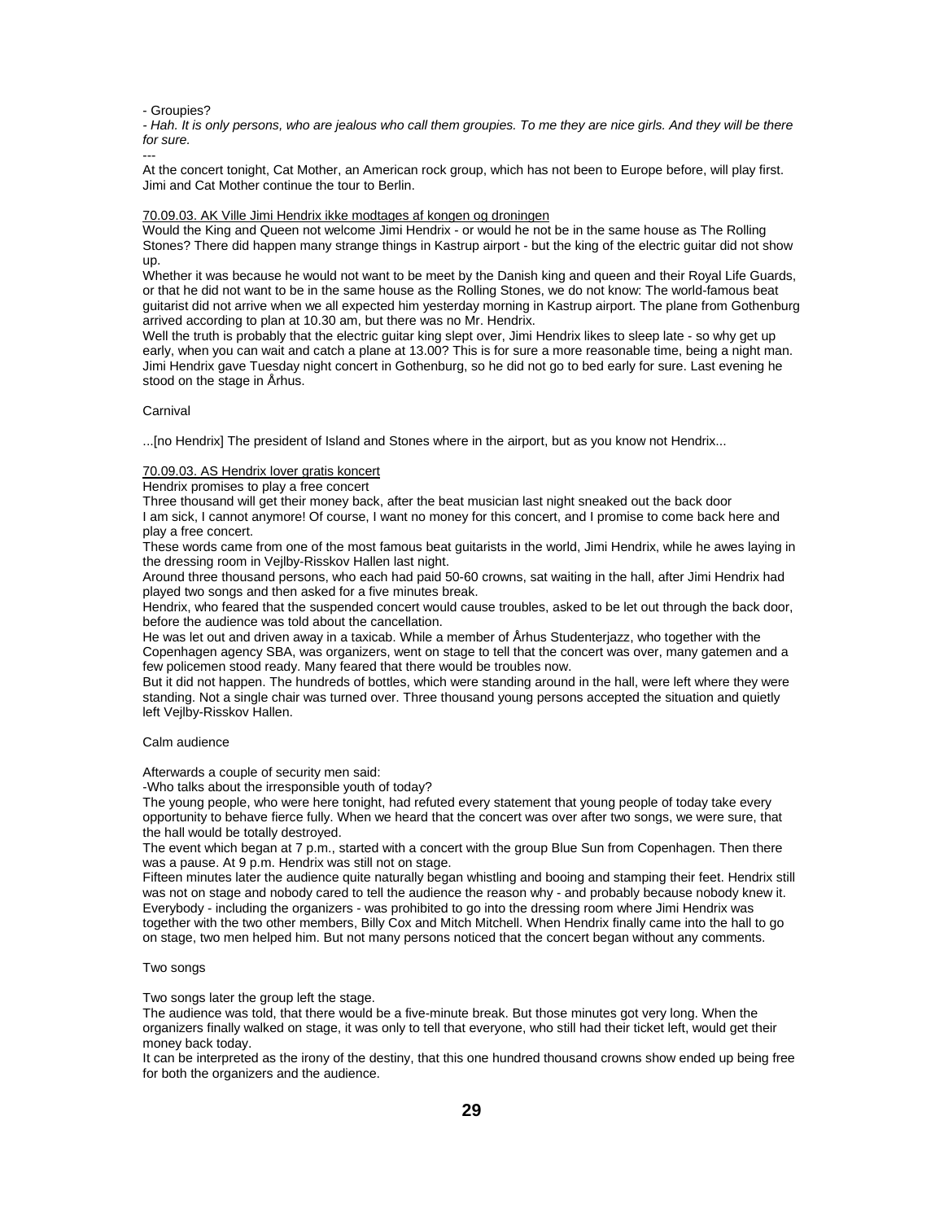- Groupies?

*- Hah. It is only persons, who are jealous who call them groupies. To me they are nice girls. And they will be there for sure.*

---

At the concert tonight, Cat Mother, an American rock group, which has not been to Europe before, will play first. Jimi and Cat Mother continue the tour to Berlin.

<u>70.09.03. AK Ville Jimi Hendrix ikke modtages af kongen og droningen</u>

Would the King and Queen not welcome Jimi Hendrix - or would he not be in the same house as The Rolling Stones? There did happen many strange things in Kastrup airport - but the king of the electric guitar did not show up.

Whether it was because he would not want to be meet by the Danish king and queen and their Royal Life Guards, or that he did not want to be in the same house as the Rolling Stones, we do not know: The world-famous beat guitarist did not arrive when we all expected him yesterday morning in Kastrup airport. The plane from Gothenburg arrived according to plan at 10.30 am, but there was no Mr. Hendrix.

Well the truth is probably that the electric guitar king slept over, Jimi Hendrix likes to sleep late - so why get up early, when you can wait and catch a plane at 13.00? This is for sure a more reasonable time, being a night man. Jimi Hendrix gave Tuesday night concert in Gothenburg, so he did not go to bed early for sure. Last evening he stood on the stage in Århus.

Carnival

...[no Hendrix] The president of Island and Stones where in the airport, but as you know not Hendrix...

<u>70.09.03. AS Hendrix lover gratis koncert</u>

Hendrix promises to play a free concert

Three thousand will get their money back, after the beat musician last night sneaked out the back door

I am sick, I cannot anymore! Of course, I want no money for this concert, and I promise to come back here and play a free concert.

These words came from one of the most famous beat guitarists in the world, Jimi Hendrix, while he awes laying in the dressing room in Vejlby-Risskov Hallen last night.

Around three thousand persons, who each had paid 50-60 crowns, sat waiting in the hall, after Jimi Hendrix had played two songs and then asked for a five minutes break.

Hendrix, who feared that the suspended concert would cause troubles, asked to be let out through the back door, before the audience was told about the cancellation.

He was let out and driven away in a taxicab. While a member of Århus Studenterjazz, who together with the Copenhagen agency SBA, was organizers, went on stage to tell that the concert was over, many gatemen and a few policemen stood ready. Many feared that there would be troubles now.

But it did not happen. The hundreds of bottles, which were standing around in the hall, were left where they were standing. Not a single chair was turned over. Three thousand young persons accepted the situation and quietly left Vejlby-Risskov Hallen.

Calm audience

Afterwards a couple of security men said:

-Who talks about the irresponsible youth of today?

The young people, who were here tonight, had refuted every statement that young people of today take every opportunity to behave fierce fully. When we heard that the concert was over after two songs, we were sure, that the hall would be totally destroyed.

The event which began at 7 p.m., started with a concert with the group Blue Sun from Copenhagen. Then there was a pause. At 9 p.m. Hendrix was still not on stage.

Fifteen minutes later the audience quite naturally began whistling and booing and stamping their feet. Hendrix still was not on stage and nobody cared to tell the audience the reason why - and probably because nobody knew it. Everybody - including the organizers - was prohibited to go into the dressing room where Jimi Hendrix was together with the two other members, Billy Cox and Mitch Mitchell. When Hendrix finally came into the hall to go on stage, two men helped him. But not many persons noticed that the concert began without any comments.

Two songs

Two songs later the group left the stage.

The audience was told, that there would be a five-minute break. But those minutes got very long. When the organizers finally walked on stage, it was only to tell that everyone, who still had their ticket left, would get their money back today.

It can be interpreted as the irony of the destiny, that this one hundred thousand crowns show ended up being free for both the organizers and the audience.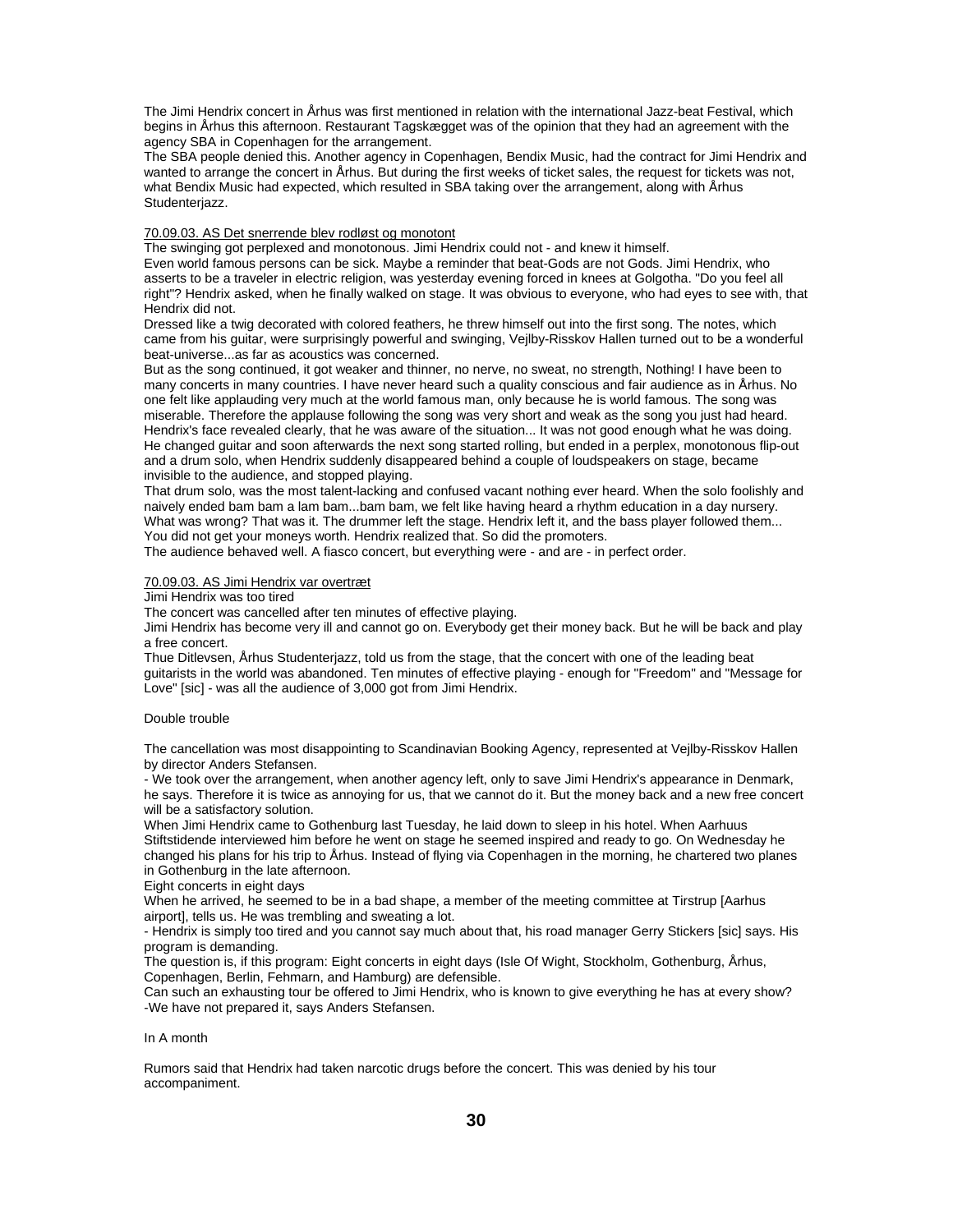The Jimi Hendrix concert in Århus was first mentioned in relation with the international Jazz-beat Festival, which begins in Århus this afternoon. Restaurant Tagskægget was of the opinion that they had an agreement with the agency SBA in Copenhagen for the arrangement.
The SBA people denied this. Another agency in Copenhagen, Bendix Music, had the contract for Jimi Hendrix and wanted to arrange the concert in Århus. But during the first weeks of ticket sales, the request for tickets was not, what Bendix Music had expected, which resulted in SBA taking over the arrangement, along with Århus Studenterjazz.

<u>70.09.03. AS Det snerrende blev rodløst og monotont</u>

The swinging got perplexed and monotonous. Jimi Hendrix could not - and knew it himself.
Even world famous persons can be sick. Maybe a reminder that beat-Gods are not Gods. Jimi Hendrix, who asserts to be a traveler in electric religion, was yesterday evening forced in knees at Golgotha. "Do you feel all right"? Hendrix asked, when he finally walked on stage. It was obvious to everyone, who had eyes to see with, that Hendrix did not.
Dressed like a twig decorated with colored feathers, he threw himself out into the first song. The notes, which came from his guitar, were surprisingly powerful and swinging, Vejlby-Risskov Hallen turned out to be a wonderful beat-universe...as far as acoustics was concerned.
But as the song continued, it got weaker and thinner, no nerve, no sweat, no strength, Nothing! I have been to many concerts in many countries. I have never heard such a quality conscious and fair audience as in Århus. No one felt like applauding very much at the world famous man, only because he is world famous. The song was miserable. Therefore the applause following the song was very short and weak as the song you just had heard. Hendrix's face revealed clearly, that he was aware of the situation... It was not good enough what he was doing. He changed guitar and soon afterwards the next song started rolling, but ended in a perplex, monotonous flip-out and a drum solo, when Hendrix suddenly disappeared behind a couple of loudspeakers on stage, became invisible to the audience, and stopped playing.
That drum solo, was the most talent-lacking and confused vacant nothing ever heard. When the solo foolishly and naively ended bam bam a lam bam...bam bam, we felt like having heard a rhythm education in a day nursery. What was wrong? That was it. The drummer left the stage. Hendrix left it, and the bass player followed them... You did not get your moneys worth. Hendrix realized that. So did the promoters.
The audience behaved well. A fiasco concert, but everything were - and are - in perfect order.

<u>70.09.03. AS Jimi Hendrix var overtræt</u>

Jimi Hendrix was too tired

The concert was cancelled after ten minutes of effective playing.
Jimi Hendrix has become very ill and cannot go on. Everybody get their money back. But he will be back and play a free concert.
Thue Ditlevsen, Århus Studenterjazz, told us from the stage, that the concert with one of the leading beat guitarists in the world was abandoned. Ten minutes of effective playing - enough for "Freedom" and "Message for Love" [sic] - was all the audience of 3,000 got from Jimi Hendrix.

Double trouble

The cancellation was most disappointing to Scandinavian Booking Agency, represented at Vejlby-Risskov Hallen by director Anders Stefansen.
- We took over the arrangement, when another agency left, only to save Jimi Hendrix's appearance in Denmark, he says. Therefore it is twice as annoying for us, that we cannot do it. But the money back and a new free concert will be a satisfactory solution.
When Jimi Hendrix came to Gothenburg last Tuesday, he laid down to sleep in his hotel. When Aarhuus Stiftstidende interviewed him before he went on stage he seemed inspired and ready to go. On Wednesday he changed his plans for his trip to Århus. Instead of flying via Copenhagen in the morning, he chartered two planes in Gothenburg in the late afternoon.
Eight concerts in eight days
When he arrived, he seemed to be in a bad shape, a member of the meeting committee at Tirstrup [Aarhus airport], tells us. He was trembling and sweating a lot.
- Hendrix is simply too tired and you cannot say much about that, his road manager Gerry Stickers [sic] says. His program is demanding.
The question is, if this program: Eight concerts in eight days (Isle Of Wight, Stockholm, Gothenburg, Århus, Copenhagen, Berlin, Fehmarn, and Hamburg) are defensible.
Can such an exhausting tour be offered to Jimi Hendrix, who is known to give everything he has at every show?
-We have not prepared it, says Anders Stefansen.

In A month

Rumors said that Hendrix had taken narcotic drugs before the concert. This was denied by his tour accompaniment.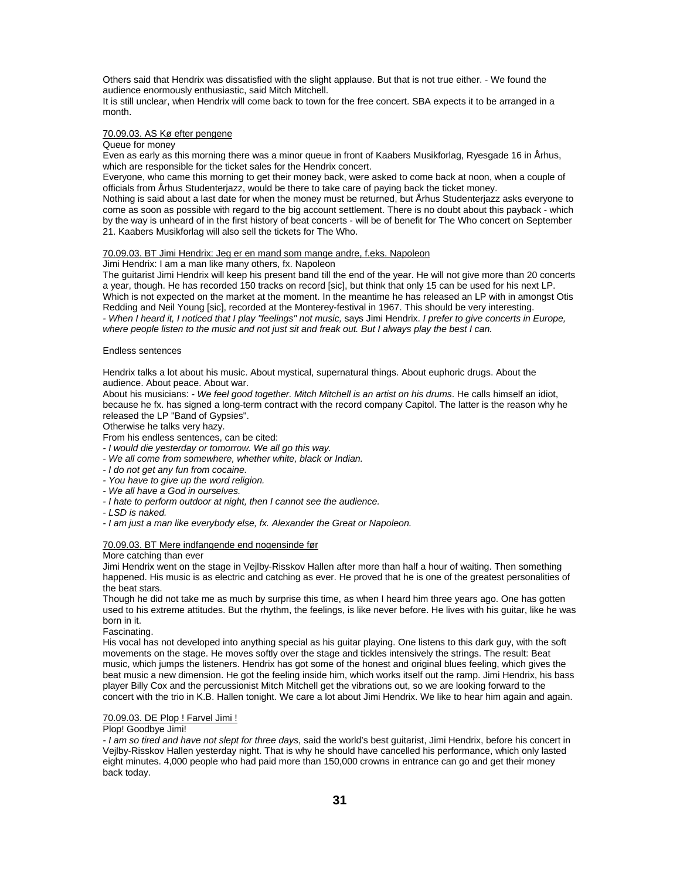Others said that Hendrix was dissatisfied with the slight applause. But that is not true either. - We found the audience enormously enthusiastic, said Mitch Mitchell.
It is still unclear, when Hendrix will come back to town for the free concert. SBA expects it to be arranged in a month.

<u>70.09.03. AS Kø efter pengene</u>

Queue for money

Even as early as this morning there was a minor queue in front of Kaabers Musikforlag, Ryesgade 16 in Århus, which are responsible for the ticket sales for the Hendrix concert.
Everyone, who came this morning to get their money back, were asked to come back at noon, when a couple of officials from Århus Studenterjazz, would be there to take care of paying back the ticket money.
Nothing is said about a last date for when the money must be returned, but Århus Studenterjazz asks everyone to come as soon as possible with regard to the big account settlement. There is no doubt about this payback - which by the way is unheard of in the first history of beat concerts - will be of benefit for The Who concert on September 21. Kaabers Musikforlag will also sell the tickets for The Who.

<u>70.09.03. BT Jimi Hendrix: Jeg er en mand som mange andre, f.eks. Napoleon</u>

Jimi Hendrix: I am a man like many others, fx. Napoleon

The guitarist Jimi Hendrix will keep his present band till the end of the year. He will not give more than 20 concerts a year, though. He has recorded 150 tracks on record [sic], but think that only 15 can be used for his next LP. Which is not expected on the market at the moment. In the meantime he has released an LP with in amongst Otis Redding and Neil Young [sic], recorded at the Monterey-festival in 1967. This should be very interesting.
- *When I heard it, I noticed that I play "feelings" not music,* says Jimi Hendrix. *I prefer to give concerts in Europe, where people listen to the music and not just sit and freak out. But I always play the best I can.*

Endless sentences

Hendrix talks a lot about his music. About mystical, supernatural things. About euphoric drugs. About the audience. About peace. About war.
About his musicians: - *We feel good together. Mitch Mitchell is an artist on his drums*. He calls himself an idiot, because he fx. has signed a long-term contract with the record company Capitol. The latter is the reason why he released the LP "Band of Gypsies".
Otherwise he talks very hazy.
From his endless sentences, can be cited:
- *I would die yesterday or tomorrow. We all go this way.*
- *We all come from somewhere, whether white, black or Indian.*
- *I do not get any fun from cocaine.*
- *You have to give up the word religion.*
- *We all have a God in ourselves.*
- *I hate to perform outdoor at night, then I cannot see the audience.*
- *LSD is naked.*
- *I am just a man like everybody else, fx. Alexander the Great or Napoleon.*

<u>70.09.03. BT Mere indfangende end nogensinde før</u>

More catching than ever

Jimi Hendrix went on the stage in Vejlby-Risskov Hallen after more than half a hour of waiting. Then something happened. His music is as electric and catching as ever. He proved that he is one of the greatest personalities of the beat stars.
Though he did not take me as much by surprise this time, as when I heard him three years ago. One has gotten used to his extreme attitudes. But the rhythm, the feelings, is like never before. He lives with his guitar, like he was born in it.
Fascinating.
His vocal has not developed into anything special as his guitar playing. One listens to this dark guy, with the soft movements on the stage. He moves softly over the stage and tickles intensively the strings. The result: Beat music, which jumps the listeners. Hendrix has got some of the honest and original blues feeling, which gives the beat music a new dimension. He got the feeling inside him, which works itself out the ramp. Jimi Hendrix, his bass player Billy Cox and the percussionist Mitch Mitchell get the vibrations out, so we are looking forward to the concert with the trio in K.B. Hallen tonight. We care a lot about Jimi Hendrix. We like to hear him again and again.

<u>70.09.03. DE Plop ! Farvel Jimi !</u>

Plop! Goodbye Jimi!

- *I am so tired and have not slept for three days*, said the world's best guitarist, Jimi Hendrix, before his concert in Vejlby-Risskov Hallen yesterday night. That is why he should have cancelled his performance, which only lasted eight minutes. 4,000 people who had paid more than 150,000 crowns in entrance can go and get their money back today.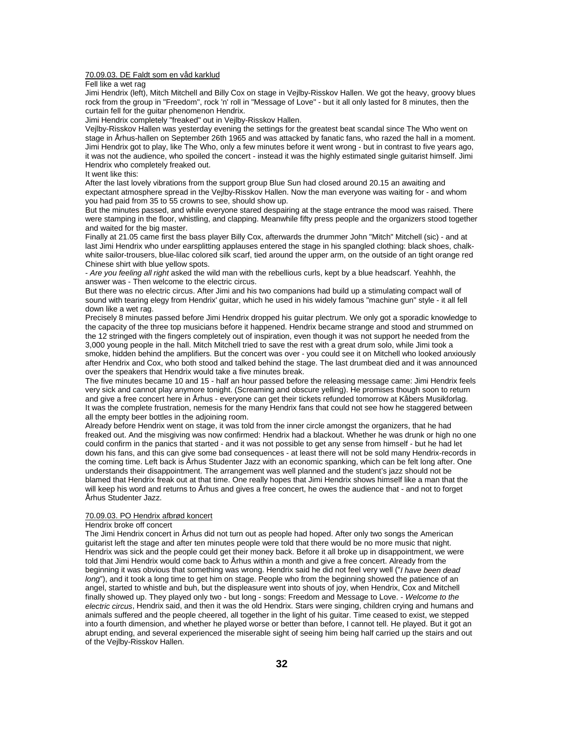<u>70.09.03. DE Faldt som en våd karklud</u>

Fell like a wet rag

Jimi Hendrix (left), Mitch Mitchell and Billy Cox on stage in Vejlby-Risskov Hallen. We got the heavy, groovy blues rock from the group in "Freedom", rock 'n' roll in "Message of Love" - but it all only lasted for 8 minutes, then the curtain fell for the guitar phenomenon Hendrix.

Jimi Hendrix completely "freaked" out in Vejlby-Risskov Hallen.

Vejlby-Risskov Hallen was yesterday evening the settings for the greatest beat scandal since The Who went on stage in Århus-hallen on September 26th 1965 and was attacked by fanatic fans, who razed the hall in a moment. Jimi Hendrix got to play, like The Who, only a few minutes before it went wrong - but in contrast to five years ago, it was not the audience, who spoiled the concert - instead it was the highly estimated single guitarist himself. Jimi Hendrix who completely freaked out.

It went like this:

After the last lovely vibrations from the support group Blue Sun had closed around 20.15 an awaiting and expectant atmosphere spread in the Vejlby-Risskov Hallen. Now the man everyone was waiting for - and whom you had paid from 35 to 55 crowns to see, should show up.

But the minutes passed, and while everyone stared despairing at the stage entrance the mood was raised. There were stamping in the floor, whistling, and clapping. Meanwhile fifty press people and the organizers stood together and waited for the big master.

Finally at 21.05 came first the bass player Billy Cox, afterwards the drummer John "Mitch" Mitchell (sic) - and at last Jimi Hendrix who under earsplitting applauses entered the stage in his spangled clothing: black shoes, chalk-white sailor-trousers, blue-lilac colored silk scarf, tied around the upper arm, on the outside of an tight orange red Chinese shirt with blue yellow spots.

- *Are you feeling all right* asked the wild man with the rebellious curls, kept by a blue headscarf. Yeahhh, the answer was - Then welcome to the electric circus.

But there was no electric circus. After Jimi and his two companions had build up a stimulating compact wall of sound with tearing elegy from Hendrix' guitar, which he used in his widely famous "machine gun" style - it all fell down like a wet rag.

Precisely 8 minutes passed before Jimi Hendrix dropped his guitar plectrum. We only got a sporadic knowledge to the capacity of the three top musicians before it happened. Hendrix became strange and stood and strummed on the 12 stringed with the fingers completely out of inspiration, even though it was not support he needed from the 3,000 young people in the hall. Mitch Mitchell tried to save the rest with a great drum solo, while Jimi took a smoke, hidden behind the amplifiers. But the concert was over - you could see it on Mitchell who looked anxiously after Hendrix and Cox, who both stood and talked behind the stage. The last drumbeat died and it was announced over the speakers that Hendrix would take a five minutes break.

The five minutes became 10 and 15 - half an hour passed before the releasing message came: Jimi Hendrix feels very sick and cannot play anymore tonight. (Screaming and obscure yelling). He promises though soon to return and give a free concert here in Århus - everyone can get their tickets refunded tomorrow at Kåbers Musikforlag. It was the complete frustration, nemesis for the many Hendrix fans that could not see how he staggered between all the empty beer bottles in the adjoining room.

Already before Hendrix went on stage, it was told from the inner circle amongst the organizers, that he had freaked out. And the misgiving was now confirmed: Hendrix had a blackout. Whether he was drunk or high no one could confirm in the panics that started - and it was not possible to get any sense from himself - but he had let down his fans, and this can give some bad consequences - at least there will not be sold many Hendrix-records in the coming time. Left back is Århus Studenter Jazz with an economic spanking, which can be felt long after. One understands their disappointment. The arrangement was well planned and the student's jazz should not be blamed that Hendrix freak out at that time. One really hopes that Jimi Hendrix shows himself like a man that the will keep his word and returns to Århus and gives a free concert, he owes the audience that - and not to forget Århus Studenter Jazz.

<u>70.09.03. PO Hendrix afbrød koncert</u>

Hendrix broke off concert

The Jimi Hendrix concert in Århus did not turn out as people had hoped. After only two songs the American guitarist left the stage and after ten minutes people were told that there would be no more music that night. Hendrix was sick and the people could get their money back. Before it all broke up in disappointment, we were told that Jimi Hendrix would come back to Århus within a month and give a free concert. Already from the beginning it was obvious that something was wrong. Hendrix said he did not feel very well ("*I have been dead long*"), and it took a long time to get him on stage. People who from the beginning showed the patience of an angel, started to whistle and buh, but the displeasure went into shouts of joy, when Hendrix, Cox and Mitchell finally showed up. They played only two - but long - songs: Freedom and Message to Love. - *Welcome to the electric circus*, Hendrix said, and then it was the old Hendrix. Stars were singing, children crying and humans and animals suffered and the people cheered, all together in the light of his guitar. Time ceased to exist, we stepped into a fourth dimension, and whether he played worse or better than before, I cannot tell. He played. But it got an abrupt ending, and several experienced the miserable sight of seeing him being half carried up the stairs and out of the Vejlby-Risskov Hallen.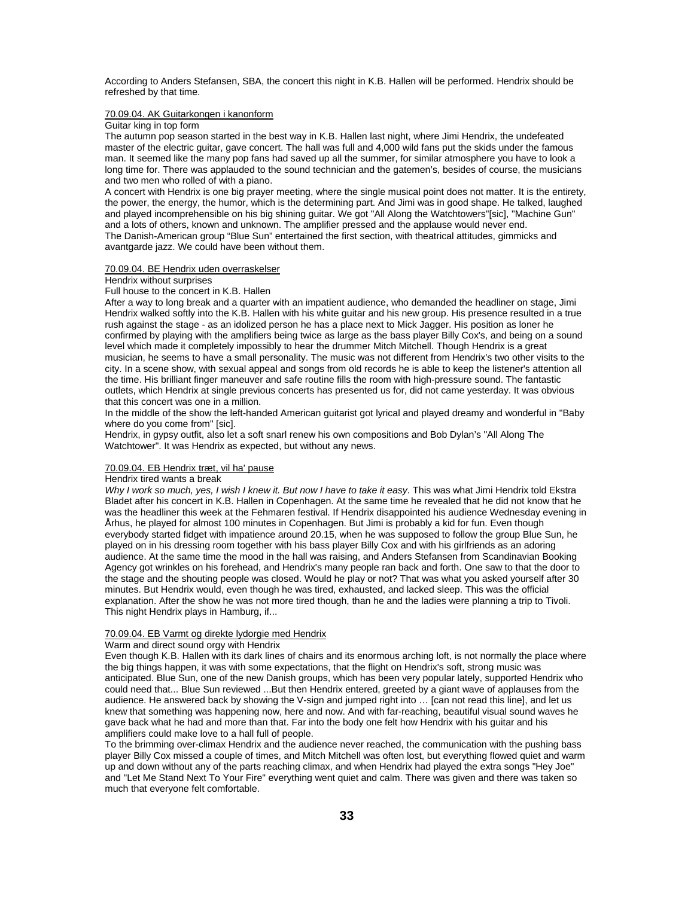According to Anders Stefansen, SBA, the concert this night in K.B. Hallen will be performed. Hendrix should be refreshed by that time.

70.09.04. AK Guitarkongen i kanonform

Guitar king in top form

The autumn pop season started in the best way in K.B. Hallen last night, where Jimi Hendrix, the undefeated master of the electric guitar, gave concert. The hall was full and 4,000 wild fans put the skids under the famous man. It seemed like the many pop fans had saved up all the summer, for similar atmosphere you have to look a long time for. There was applauded to the sound technician and the gatemen's, besides of course, the musicians and two men who rolled of with a piano.

A concert with Hendrix is one big prayer meeting, where the single musical point does not matter. It is the entirety, the power, the energy, the humor, which is the determining part. And Jimi was in good shape. He talked, laughed and played incomprehensible on his big shining guitar. We got "All Along the Watchtowers"[sic], "Machine Gun" and a lots of others, known and unknown. The amplifier pressed and the applause would never end.

The Danish-American group "Blue Sun" entertained the first section, with theatrical attitudes, gimmicks and avantgarde jazz. We could have been without them.

70.09.04. BE Hendrix uden overraskelser

Hendrix without surprises

Full house to the concert in K.B. Hallen

After a way to long break and a quarter with an impatient audience, who demanded the headliner on stage, Jimi Hendrix walked softly into the K.B. Hallen with his white guitar and his new group. His presence resulted in a true rush against the stage - as an idolized person he has a place next to Mick Jagger. His position as loner he confirmed by playing with the amplifiers being twice as large as the bass player Billy Cox's, and being on a sound level which made it completely impossibly to hear the drummer Mitch Mitchell. Though Hendrix is a great musician, he seems to have a small personality. The music was not different from Hendrix's two other visits to the city. In a scene show, with sexual appeal and songs from old records he is able to keep the listener's attention all the time. His brilliant finger maneuver and safe routine fills the room with high-pressure sound. The fantastic outlets, which Hendrix at single previous concerts has presented us for, did not came yesterday. It was obvious that this concert was one in a million.

In the middle of the show the left-handed American guitarist got lyrical and played dreamy and wonderful in "Baby where do you come from" [sic].

Hendrix, in gypsy outfit, also let a soft snarl renew his own compositions and Bob Dylan's "All Along The Watchtower". It was Hendrix as expected, but without any news.

70.09.04. EB Hendrix træt, vil ha' pause

Hendrix tired wants a break

*Why I work so much, yes, I wish I knew it. But now I have to take it easy*. This was what Jimi Hendrix told Ekstra Bladet after his concert in K.B. Hallen in Copenhagen. At the same time he revealed that he did not know that he was the headliner this week at the Fehmaren festival. If Hendrix disappointed his audience Wednesday evening in Århus, he played for almost 100 minutes in Copenhagen. But Jimi is probably a kid for fun. Even though everybody started fidget with impatience around 20.15, when he was supposed to follow the group Blue Sun, he played on in his dressing room together with his bass player Billy Cox and with his girlfriends as an adoring audience. At the same time the mood in the hall was raising, and Anders Stefansen from Scandinavian Booking Agency got wrinkles on his forehead, and Hendrix's many people ran back and forth. One saw to that the door to the stage and the shouting people was closed. Would he play or not? That was what you asked yourself after 30 minutes. But Hendrix would, even though he was tired, exhausted, and lacked sleep. This was the official explanation. After the show he was not more tired though, than he and the ladies were planning a trip to Tivoli. This night Hendrix plays in Hamburg, if...

70.09.04. EB Varmt og direkte lydorgie med Hendrix

Warm and direct sound orgy with Hendrix

Even though K.B. Hallen with its dark lines of chairs and its enormous arching loft, is not normally the place where the big things happen, it was with some expectations, that the flight on Hendrix's soft, strong music was anticipated. Blue Sun, one of the new Danish groups, which has been very popular lately, supported Hendrix who could need that... Blue Sun reviewed ...But then Hendrix entered, greeted by a giant wave of applauses from the audience. He answered back by showing the V-sign and jumped right into … [can not read this line], and let us knew that something was happening now, here and now. And with far-reaching, beautiful visual sound waves he gave back what he had and more than that. Far into the body one felt how Hendrix with his guitar and his amplifiers could make love to a hall full of people.

To the brimming over-climax Hendrix and the audience never reached, the communication with the pushing bass player Billy Cox missed a couple of times, and Mitch Mitchell was often lost, but everything flowed quiet and warm up and down without any of the parts reaching climax, and when Hendrix had played the extra songs "Hey Joe" and "Let Me Stand Next To Your Fire" everything went quiet and calm. There was given and there was taken so much that everyone felt comfortable.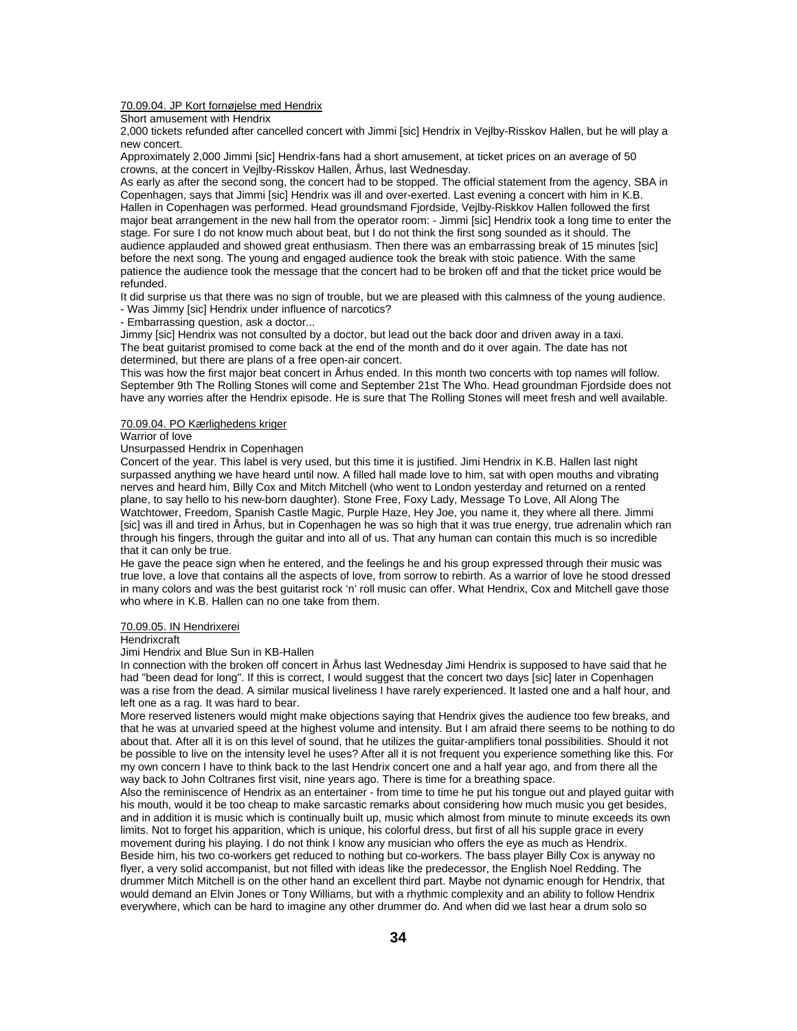70.09.04. JP Kort fornøjelse med Hendrix

Short amusement with Hendrix

2,000 tickets refunded after cancelled concert with Jimmi [sic] Hendrix in Vejlby-Risskov Hallen, but he will play a new concert.

Approximately 2,000 Jimmi [sic] Hendrix-fans had a short amusement, at ticket prices on an average of 50 crowns, at the concert in Vejlby-Risskov Hallen, Århus, last Wednesday.

As early as after the second song, the concert had to be stopped. The official statement from the agency, SBA in Copenhagen, says that Jimmi [sic] Hendrix was ill and over-exerted. Last evening a concert with him in K.B. Hallen in Copenhagen was performed. Head groundsmand Fjordside, Vejlby-Riskkov Hallen followed the first major beat arrangement in the new hall from the operator room: - Jimmi [sic] Hendrix took a long time to enter the stage. For sure I do not know much about beat, but I do not think the first song sounded as it should. The audience applauded and showed great enthusiasm. Then there was an embarrassing break of 15 minutes [sic] before the next song. The young and engaged audience took the break with stoic patience. With the same patience the audience took the message that the concert had to be broken off and that the ticket price would be refunded.

It did surprise us that there was no sign of trouble, but we are pleased with this calmness of the young audience.

- Was Jimmy [sic] Hendrix under influence of narcotics?

- Embarrassing question, ask a doctor...

Jimmy [sic] Hendrix was not consulted by a doctor, but lead out the back door and driven away in a taxi.

The beat guitarist promised to come back at the end of the month and do it over again. The date has not determined, but there are plans of a free open-air concert.

This was how the first major beat concert in Århus ended. In this month two concerts with top names will follow. September 9th The Rolling Stones will come and September 21st The Who. Head groundman Fjordside does not have any worries after the Hendrix episode. He is sure that The Rolling Stones will meet fresh and well available.

70.09.04. PO Kærlighedens kriger

Warrior of love

Unsurpassed Hendrix in Copenhagen

Concert of the year. This label is very used, but this time it is justified. Jimi Hendrix in K.B. Hallen last night surpassed anything we have heard until now. A filled hall made love to him, sat with open mouths and vibrating nerves and heard him, Billy Cox and Mitch Mitchell (who went to London yesterday and returned on a rented plane, to say hello to his new-born daughter). Stone Free, Foxy Lady, Message To Love, All Along The Watchtower, Freedom, Spanish Castle Magic, Purple Haze, Hey Joe, you name it, they where all there. Jimmi [sic] was ill and tired in Århus, but in Copenhagen he was so high that it was true energy, true adrenalin which ran through his fingers, through the guitar and into all of us. That any human can contain this much is so incredible that it can only be true.

He gave the peace sign when he entered, and the feelings he and his group expressed through their music was true love, a love that contains all the aspects of love, from sorrow to rebirth. As a warrior of love he stood dressed in many colors and was the best guitarist rock 'n' roll music can offer. What Hendrix, Cox and Mitchell gave those who where in K.B. Hallen can no one take from them.

70.09.05. IN Hendrixerei

Hendrixcraft

Jimi Hendrix and Blue Sun in KB-Hallen

In connection with the broken off concert in Århus last Wednesday Jimi Hendrix is supposed to have said that he had "been dead for long". If this is correct, I would suggest that the concert two days [sic] later in Copenhagen was a rise from the dead. A similar musical liveliness I have rarely experienced. It lasted one and a half hour, and left one as a rag. It was hard to bear.

More reserved listeners would might make objections saying that Hendrix gives the audience too few breaks, and that he was at unvaried speed at the highest volume and intensity. But I am afraid there seems to be nothing to do about that. After all it is on this level of sound, that he utilizes the guitar-amplifiers tonal possibilities. Should it not be possible to live on the intensity level he uses? After all it is not frequent you experience something like this. For my own concern I have to think back to the last Hendrix concert one and a half year ago, and from there all the way back to John Coltranes first visit, nine years ago. There is time for a breathing space.

Also the reminiscence of Hendrix as an entertainer - from time to time he put his tongue out and played guitar with his mouth, would it be too cheap to make sarcastic remarks about considering how much music you get besides, and in addition it is music which is continually built up, music which almost from minute to minute exceeds its own limits. Not to forget his apparition, which is unique, his colorful dress, but first of all his supple grace in every movement during his playing. I do not think I know any musician who offers the eye as much as Hendrix.

Beside him, his two co-workers get reduced to nothing but co-workers. The bass player Billy Cox is anyway no flyer, a very solid accompanist, but not filled with ideas like the predecessor, the English Noel Redding. The drummer Mitch Mitchell is on the other hand an excellent third part. Maybe not dynamic enough for Hendrix, that would demand an Elvin Jones or Tony Williams, but with a rhythmic complexity and an ability to follow Hendrix everywhere, which can be hard to imagine any other drummer do. And when did we last hear a drum solo so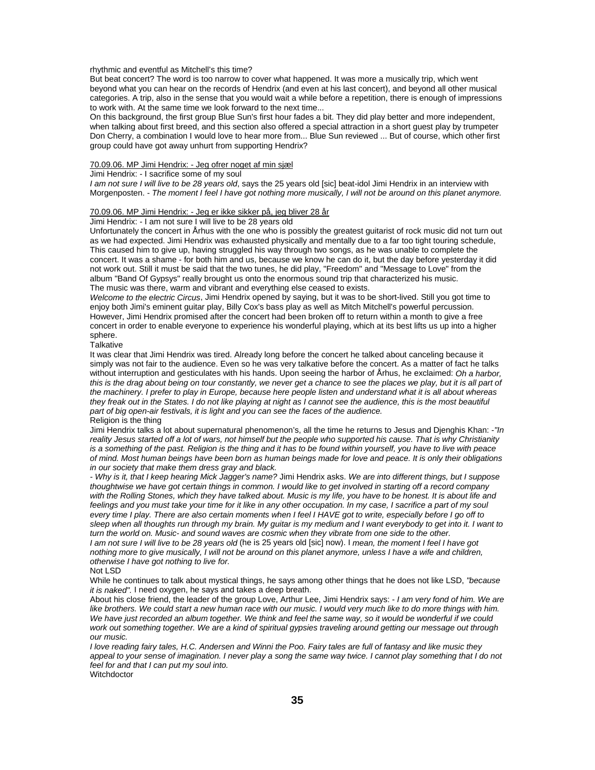rhythmic and eventful as Mitchell's this time?

But beat concert? The word is too narrow to cover what happened. It was more a musically trip, which went beyond what you can hear on the records of Hendrix (and even at his last concert), and beyond all other musical categories. A trip, also in the sense that you would wait a while before a repetition, there is enough of impressions to work with. At the same time we look forward to the next time...

On this background, the first group Blue Sun's first hour fades a bit. They did play better and more independent, when talking about first breed, and this section also offered a special attraction in a short guest play by trumpeter Don Cherry, a combination I would love to hear more from... Blue Sun reviewed ... But of course, which other first group could have got away unhurt from supporting Hendrix?

70.09.06. MP Jimi Hendrix: - Jeg ofrer noget af min sjæl

Jimi Hendrix: - I sacrifice some of my soul

*I am not sure I will live to be 28 years old*, says the 25 years old [sic] beat-idol Jimi Hendrix in an interview with Morgenposten. - *The moment I feel I have got nothing more musically, I will not be around on this planet anymore.*

70.09.06. MP Jimi Hendrix: - Jeg er ikke sikker på, jeg bliver 28 år

Jimi Hendrix: - I am not sure I will live to be 28 years old

Unfortunately the concert in Århus with the one who is possibly the greatest guitarist of rock music did not turn out as we had expected. Jimi Hendrix was exhausted physically and mentally due to a far too tight touring schedule, This caused him to give up, having struggled his way through two songs, as he was unable to complete the concert. It was a shame - for both him and us, because we know he can do it, but the day before yesterday it did not work out. Still it must be said that the two tunes, he did play, "Freedom" and "Message to Love" from the album "Band Of Gypsys" really brought us onto the enormous sound trip that characterized his music.

The music was there, warm and vibrant and everything else ceased to exists.

*Welcome to the electric Circus*, Jimi Hendrix opened by saying, but it was to be short-lived. Still you got time to enjoy both Jimi's eminent guitar play, Billy Cox's bass play as well as Mitch Mitchell's powerful percussion. However, Jimi Hendrix promised after the concert had been broken off to return within a month to give a free concert in order to enable everyone to experience his wonderful playing, which at its best lifts us up into a higher sphere.

Talkative

It was clear that Jimi Hendrix was tired. Already long before the concert he talked about canceling because it simply was not fair to the audience. Even so he was very talkative before the concert. As a matter of fact he talks without interruption and gesticulates with his hands. Upon seeing the harbor of Århus, he exclaimed: *Oh a harbor, this is the drag about being on tour constantly, we never get a chance to see the places we play, but it is all part of the machinery. I prefer to play in Europe, because here people listen and understand what it is all about whereas they freak out in the States. I do not like playing at night as I cannot see the audience, this is the most beautiful part of big open-air festivals, it is light and you can see the faces of the audience.*

Religion is the thing

Jimi Hendrix talks a lot about supernatural phenomenon's, all the time he returns to Jesus and Djenghis Khan: -*"In reality Jesus started off a lot of wars, not himself but the people who supported his cause. That is why Christianity is a something of the past. Religion is the thing and it has to be found within yourself, you have to live with peace of mind. Most human beings have been born as human beings made for love and peace. It is only their obligations in our society that make them dress gray and black.*

*- Why is it, that I keep hearing Mick Jagger's name?* Jimi Hendrix asks. *We are into different things, but I suppose thoughtwise we have got certain things in common. I would like to get involved in starting off a record company with the Rolling Stones, which they have talked about. Music is my life, you have to be honest. It is about life and feelings and you must take your time for it like in any other occupation. In my case, I sacrifice a part of my soul every time I play. There are also certain moments when I feel I HAVE got to write, especially before I go off to sleep when all thoughts run through my brain. My guitar is my medium and I want everybody to get into it. I want to turn the world on. Music- and sound waves are cosmic when they vibrate from one side to the other.*

*I am not sure I will live to be 28 years old* (he is 25 years old [sic] now). I *mean, the moment I feel I have got nothing more to give musically, I will not be around on this planet anymore, unless I have a wife and children, otherwise I have got nothing to live for.*

Not LSD

While he continues to talk about mystical things, he says among other things that he does not like LSD, *"because it is naked".* I need oxygen, he says and takes a deep breath.

About his close friend, the leader of the group Love, Arthur Lee, Jimi Hendrix says: - *I am very fond of him. We are like brothers. We could start a new human race with our music. I would very much like to do more things with him. We have just recorded an album together. We think and feel the same way, so it would be wonderful if we could work out something together. We are a kind of spiritual gypsies traveling around getting our message out through our music.*

*I love reading fairy tales, H.C. Andersen and Winni the Poo. Fairy tales are full of fantasy and like music they appeal to your sense of imagination. I never play a song the same way twice. I cannot play something that I do not feel for and that I can put my soul into.*

Witchdoctor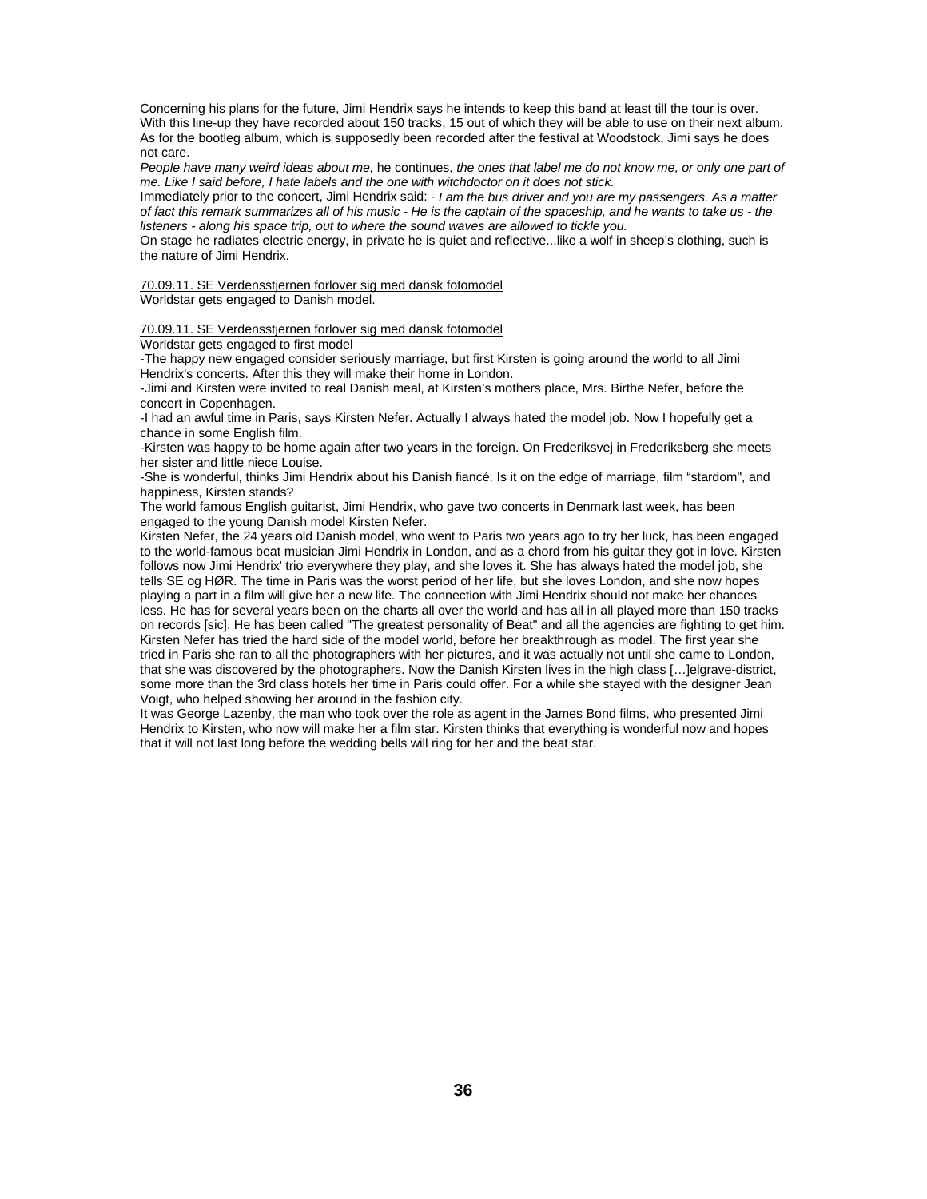Concerning his plans for the future, Jimi Hendrix says he intends to keep this band at least till the tour is over. With this line-up they have recorded about 150 tracks, 15 out of which they will be able to use on their next album. As for the bootleg album, which is supposedly been recorded after the festival at Woodstock, Jimi says he does not care.

*People have many weird ideas about me,* he continues, *the ones that label me do not know me, or only one part of me. Like I said before, I hate labels and the one with witchdoctor on it does not stick.*

Immediately prior to the concert, Jimi Hendrix said: - *I am the bus driver and you are my passengers. As a matter of fact this remark summarizes all of his music - He is the captain of the spaceship, and he wants to take us - the listeners - along his space trip, out to where the sound waves are allowed to tickle you.*

On stage he radiates electric energy, in private he is quiet and reflective...like a wolf in sheep's clothing, such is the nature of Jimi Hendrix.

<u>70.09.11. SE Verdensstjernen forlover sig med dansk fotomodel</u>
Worldstar gets engaged to Danish model.

<u>70.09.11. SE Verdensstjernen forlover sig med dansk fotomodel</u>
Worldstar gets engaged to first model

-The happy new engaged consider seriously marriage, but first Kirsten is going around the world to all Jimi Hendrix's concerts. After this they will make their home in London.

-Jimi and Kirsten were invited to real Danish meal, at Kirsten's mothers place, Mrs. Birthe Nefer, before the concert in Copenhagen.

-I had an awful time in Paris, says Kirsten Nefer. Actually I always hated the model job. Now I hopefully get a chance in some English film.

-Kirsten was happy to be home again after two years in the foreign. On Frederiksvej in Frederiksberg she meets her sister and little niece Louise.

-She is wonderful, thinks Jimi Hendrix about his Danish fiancé. Is it on the edge of marriage, film "stardom", and happiness, Kirsten stands?

The world famous English guitarist, Jimi Hendrix, who gave two concerts in Denmark last week, has been engaged to the young Danish model Kirsten Nefer.

Kirsten Nefer, the 24 years old Danish model, who went to Paris two years ago to try her luck, has been engaged to the world-famous beat musician Jimi Hendrix in London, and as a chord from his guitar they got in love. Kirsten follows now Jimi Hendrix' trio everywhere they play, and she loves it. She has always hated the model job, she tells SE og HØR. The time in Paris was the worst period of her life, but she loves London, and she now hopes playing a part in a film will give her a new life. The connection with Jimi Hendrix should not make her chances less. He has for several years been on the charts all over the world and has all in all played more than 150 tracks on records [sic]. He has been called "The greatest personality of Beat" and all the agencies are fighting to get him. Kirsten Nefer has tried the hard side of the model world, before her breakthrough as model. The first year she tried in Paris she ran to all the photographers with her pictures, and it was actually not until she came to London, that she was discovered by the photographers. Now the Danish Kirsten lives in the high class […]elgrave-district, some more than the 3rd class hotels her time in Paris could offer. For a while she stayed with the designer Jean Voigt, who helped showing her around in the fashion city.

It was George Lazenby, the man who took over the role as agent in the James Bond films, who presented Jimi Hendrix to Kirsten, who now will make her a film star. Kirsten thinks that everything is wonderful now and hopes that it will not last long before the wedding bells will ring for her and the beat star.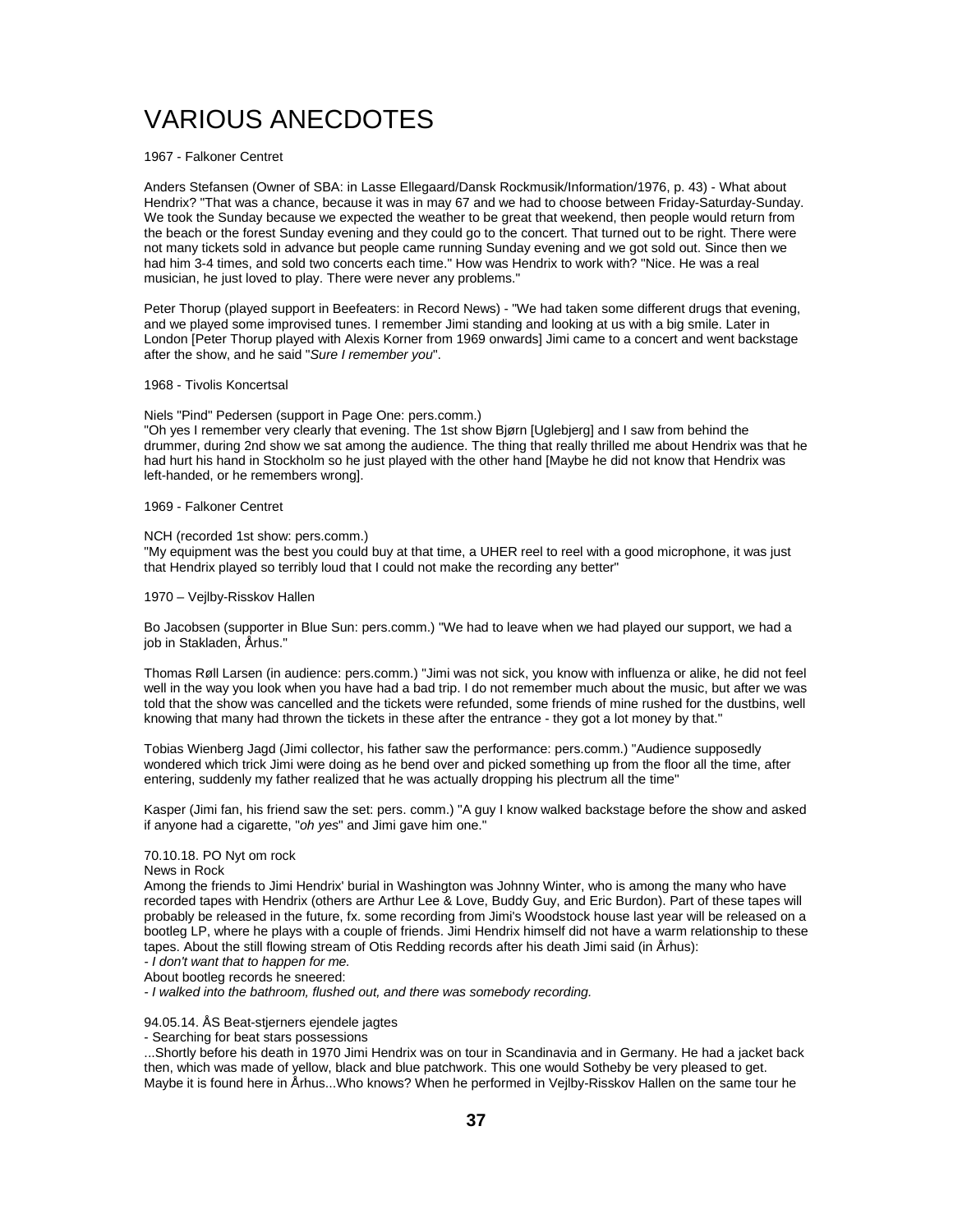# VARIOUS ANECDOTES

1967 - Falkoner Centret

Anders Stefansen (Owner of SBA: in Lasse Ellegaard/Dansk Rockmusik/Information/1976, p. 43) - What about Hendrix? "That was a chance, because it was in may 67 and we had to choose between Friday-Saturday-Sunday. We took the Sunday because we expected the weather to be great that weekend, then people would return from the beach or the forest Sunday evening and they could go to the concert. That turned out to be right. There were not many tickets sold in advance but people came running Sunday evening and we got sold out. Since then we had him 3-4 times, and sold two concerts each time." How was Hendrix to work with? "Nice. He was a real musician, he just loved to play. There were never any problems."

Peter Thorup (played support in Beefeaters: in Record News) - "We had taken some different drugs that evening, and we played some improvised tunes. I remember Jimi standing and looking at us with a big smile. Later in London [Peter Thorup played with Alexis Korner from 1969 onwards] Jimi came to a concert and went backstage after the show, and he said "*Sure I remember you*".

1968 - Tivolis Koncertsal

Niels "Pind" Pedersen (support in Page One: pers.comm.)
"Oh yes I remember very clearly that evening. The 1st show Bjørn [Uglebjerg] and I saw from behind the drummer, during 2nd show we sat among the audience. The thing that really thrilled me about Hendrix was that he had hurt his hand in Stockholm so he just played with the other hand [Maybe he did not know that Hendrix was left-handed, or he remembers wrong].

1969 - Falkoner Centret

NCH (recorded 1st show: pers.comm.)
"My equipment was the best you could buy at that time, a UHER reel to reel with a good microphone, it was just that Hendrix played so terribly loud that I could not make the recording any better"

1970 – Vejlby-Risskov Hallen

Bo Jacobsen (supporter in Blue Sun: pers.comm.) "We had to leave when we had played our support, we had a job in Stakladen, Århus."

Thomas Røll Larsen (in audience: pers.comm.) "Jimi was not sick, you know with influenza or alike, he did not feel well in the way you look when you have had a bad trip. I do not remember much about the music, but after we was told that the show was cancelled and the tickets were refunded, some friends of mine rushed for the dustbins, well knowing that many had thrown the tickets in these after the entrance - they got a lot money by that."

Tobias Wienberg Jagd (Jimi collector, his father saw the performance: pers.comm.) "Audience supposedly wondered which trick Jimi were doing as he bend over and picked something up from the floor all the time, after entering, suddenly my father realized that he was actually dropping his plectrum all the time"

Kasper (Jimi fan, his friend saw the set: pers. comm.) "A guy I know walked backstage before the show and asked if anyone had a cigarette, "*oh yes*" and Jimi gave him one."

70.10.18. PO Nyt om rock
News in Rock
Among the friends to Jimi Hendrix' burial in Washington was Johnny Winter, who is among the many who have recorded tapes with Hendrix (others are Arthur Lee & Love, Buddy Guy, and Eric Burdon). Part of these tapes will probably be released in the future, fx. some recording from Jimi's Woodstock house last year will be released on a bootleg LP, where he plays with a couple of friends. Jimi Hendrix himself did not have a warm relationship to these tapes. About the still flowing stream of Otis Redding records after his death Jimi said (in Århus):
- *I don't want that to happen for me.*
About bootleg records he sneered:
- *I walked into the bathroom, flushed out, and there was somebody recording.*

94.05.14. ÅS Beat-stjerners ejendele jagtes
- Searching for beat stars possessions
...Shortly before his death in 1970 Jimi Hendrix was on tour in Scandinavia and in Germany. He had a jacket back then, which was made of yellow, black and blue patchwork. This one would Sotheby be very pleased to get. Maybe it is found here in Århus...Who knows? When he performed in Vejlby-Risskov Hallen on the same tour he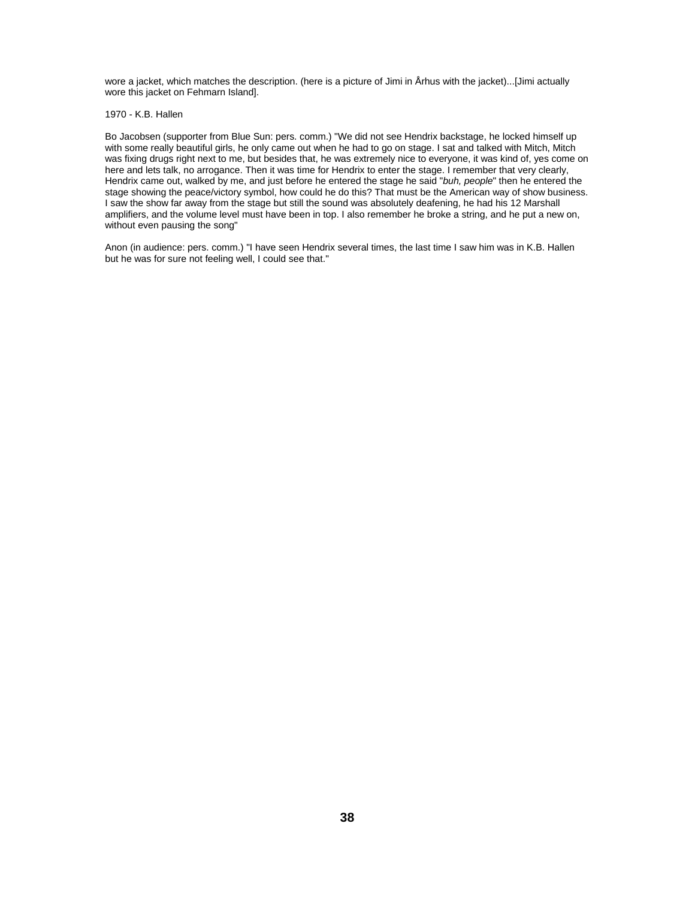wore a jacket, which matches the description. (here is a picture of Jimi in Århus with the jacket)...[Jimi actually wore this jacket on Fehmarn Island].

1970 - K.B. Hallen

Bo Jacobsen (supporter from Blue Sun: pers. comm.) "We did not see Hendrix backstage, he locked himself up with some really beautiful girls, he only came out when he had to go on stage. I sat and talked with Mitch, Mitch was fixing drugs right next to me, but besides that, he was extremely nice to everyone, it was kind of, yes come on here and lets talk, no arrogance. Then it was time for Hendrix to enter the stage. I remember that very clearly, Hendrix came out, walked by me, and just before he entered the stage he said "*buh, people*" then he entered the stage showing the peace/victory symbol, how could he do this? That must be the American way of show business. I saw the show far away from the stage but still the sound was absolutely deafening, he had his 12 Marshall amplifiers, and the volume level must have been in top. I also remember he broke a string, and he put a new on, without even pausing the song"

Anon (in audience: pers. comm.) "I have seen Hendrix several times, the last time I saw him was in K.B. Hallen but he was for sure not feeling well, I could see that."